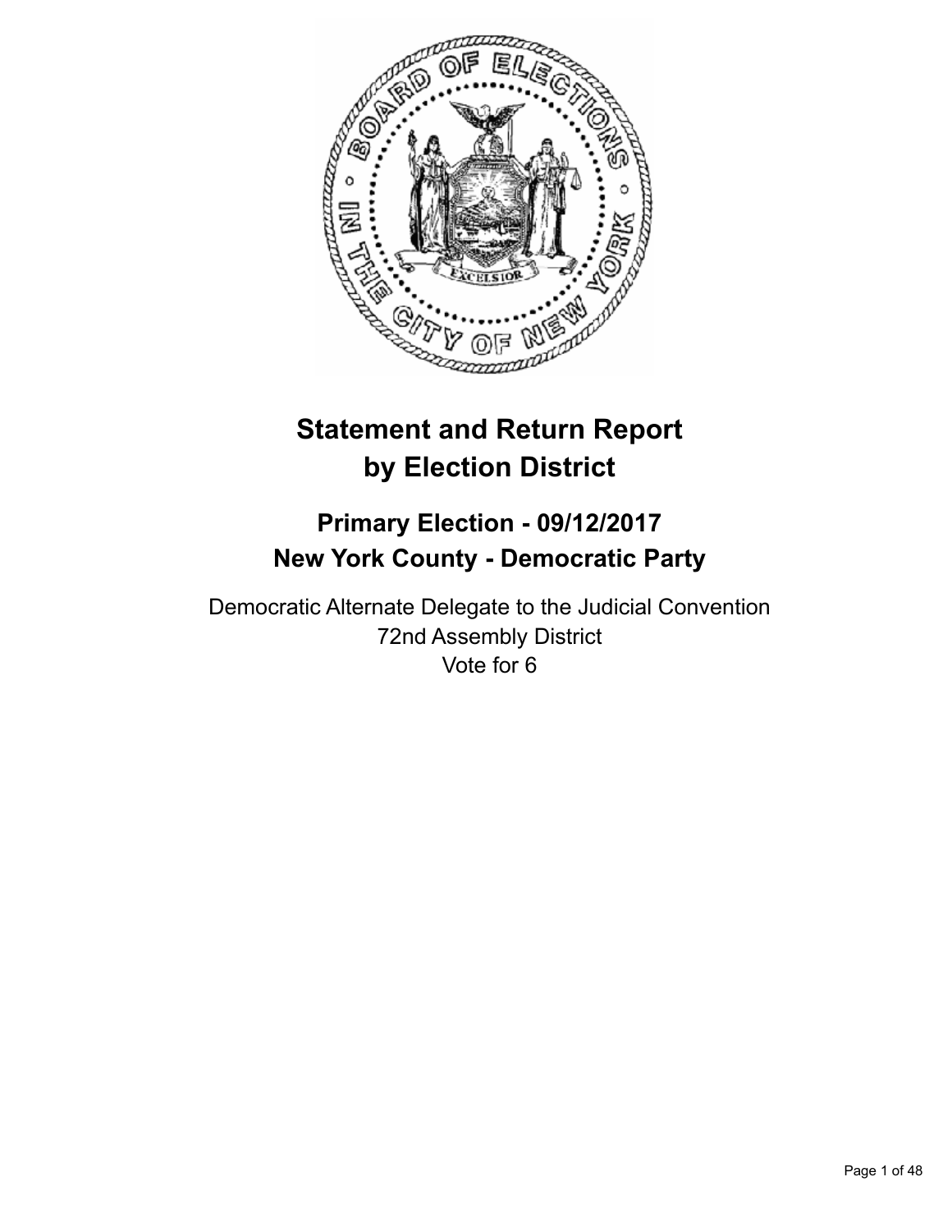# Statement and Return Report by Election District

## Primary Election - 09/12/2017
## New York County - Democratic Party

Democratic Alternate Delegate to the Judicial Convention
72nd Assembly District
Vote for 6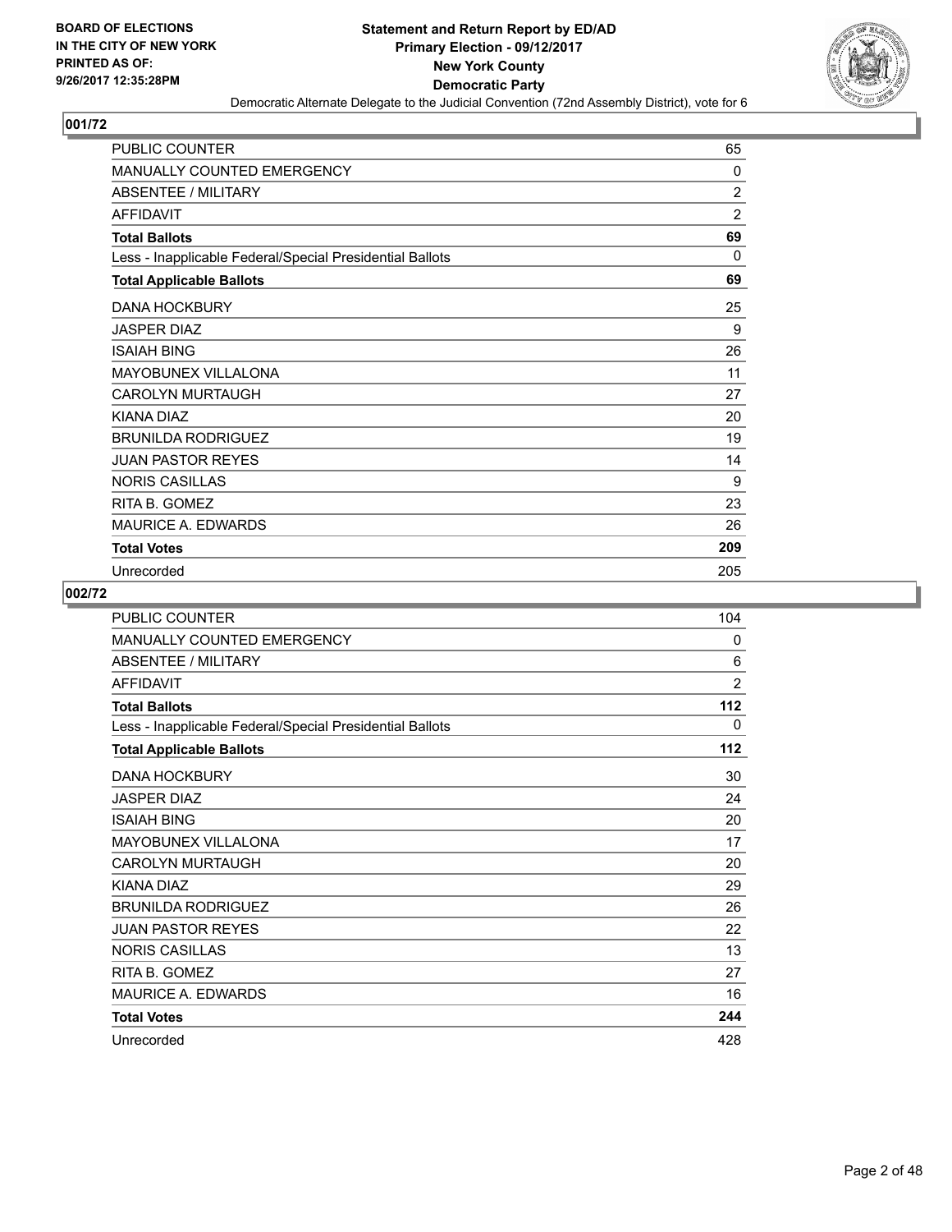# Statement and Return Report by ED/AD
## Primary Election - 09/12/2017
## New York County
## Democratic Party

BOARD OF ELECTIONS IN THE CITY OF NEW YORK PRINTED AS OF: 9/26/2017 12:35:28PM

Democratic Alternate Delegate to the Judicial Convention (72nd Assembly District), vote for 6

### 001/72

| | |
|---|---|
| PUBLIC COUNTER | 65 |
| MANUALLY COUNTED EMERGENCY | 0 |
| ABSENTEE / MILITARY | 2 |
| AFFIDAVIT | 2 |
| **Total Ballots** | **69** |
| Less - Inapplicable Federal/Special Presidential Ballots | 0 |
| **Total Applicable Ballots** | **69** |
| DANA HOCKBURY | 25 |
| JASPER DIAZ | 9 |
| ISAIAH BING | 26 |
| MAYOBUNEX VILLALONA | 11 |
| CAROLYN MURTAUGH | 27 |
| KIANA DIAZ | 20 |
| BRUNILDA RODRIGUEZ | 19 |
| JUAN PASTOR REYES | 14 |
| NORIS CASILLAS | 9 |
| RITA B. GOMEZ | 23 |
| MAURICE A. EDWARDS | 26 |
| **Total Votes** | **209** |
| Unrecorded | 205 |

### 002/72

| | |
|---|---|
| PUBLIC COUNTER | 104 |
| MANUALLY COUNTED EMERGENCY | 0 |
| ABSENTEE / MILITARY | 6 |
| AFFIDAVIT | 2 |
| **Total Ballots** | **112** |
| Less - Inapplicable Federal/Special Presidential Ballots | 0 |
| **Total Applicable Ballots** | **112** |
| DANA HOCKBURY | 30 |
| JASPER DIAZ | 24 |
| ISAIAH BING | 20 |
| MAYOBUNEX VILLALONA | 17 |
| CAROLYN MURTAUGH | 20 |
| KIANA DIAZ | 29 |
| BRUNILDA RODRIGUEZ | 26 |
| JUAN PASTOR REYES | 22 |
| NORIS CASILLAS | 13 |
| RITA B. GOMEZ | 27 |
| MAURICE A. EDWARDS | 16 |
| **Total Votes** | **244** |
| Unrecorded | 428 |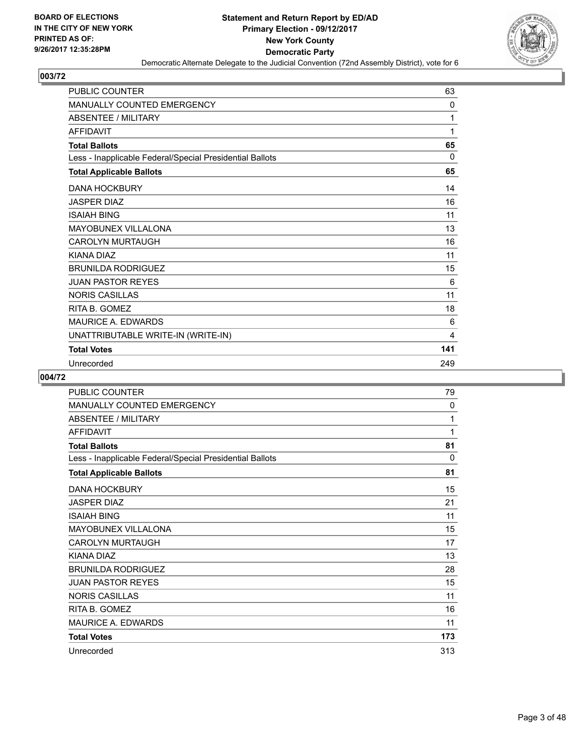**BOARD OF ELECTIONS IN THE CITY OF NEW YORK PRINTED AS OF: 9/26/2017 12:35:28PM**

# Statement and Return Report by ED/AD
## Primary Election - 09/12/2017
## New York County
## Democratic Party
### Democratic Alternate Delegate to the Judicial Convention (72nd Assembly District), vote for 6

## 003/72

| | |
|---|---|
| PUBLIC COUNTER | 63 |
| MANUALLY COUNTED EMERGENCY | 0 |
| ABSENTEE / MILITARY | 1 |
| AFFIDAVIT | 1 |
| **Total Ballots** | **65** |
| Less - Inapplicable Federal/Special Presidential Ballots | 0 |
| **Total Applicable Ballots** | **65** |
| DANA HOCKBURY | 14 |
| JASPER DIAZ | 16 |
| ISAIAH BING | 11 |
| MAYOBUNEX VILLALONA | 13 |
| CAROLYN MURTAUGH | 16 |
| KIANA DIAZ | 11 |
| BRUNILDA RODRIGUEZ | 15 |
| JUAN PASTOR REYES | 6 |
| NORIS CASILLAS | 11 |
| RITA B. GOMEZ | 18 |
| MAURICE A. EDWARDS | 6 |
| UNATTRIBUTABLE WRITE-IN (WRITE-IN) | 4 |
| **Total Votes** | **141** |
| Unrecorded | 249 |

## 004/72

| | |
|---|---|
| PUBLIC COUNTER | 79 |
| MANUALLY COUNTED EMERGENCY | 0 |
| ABSENTEE / MILITARY | 1 |
| AFFIDAVIT | 1 |
| **Total Ballots** | **81** |
| Less - Inapplicable Federal/Special Presidential Ballots | 0 |
| **Total Applicable Ballots** | **81** |
| DANA HOCKBURY | 15 |
| JASPER DIAZ | 21 |
| ISAIAH BING | 11 |
| MAYOBUNEX VILLALONA | 15 |
| CAROLYN MURTAUGH | 17 |
| KIANA DIAZ | 13 |
| BRUNILDA RODRIGUEZ | 28 |
| JUAN PASTOR REYES | 15 |
| NORIS CASILLAS | 11 |
| RITA B. GOMEZ | 16 |
| MAURICE A. EDWARDS | 11 |
| **Total Votes** | **173** |
| Unrecorded | 313 |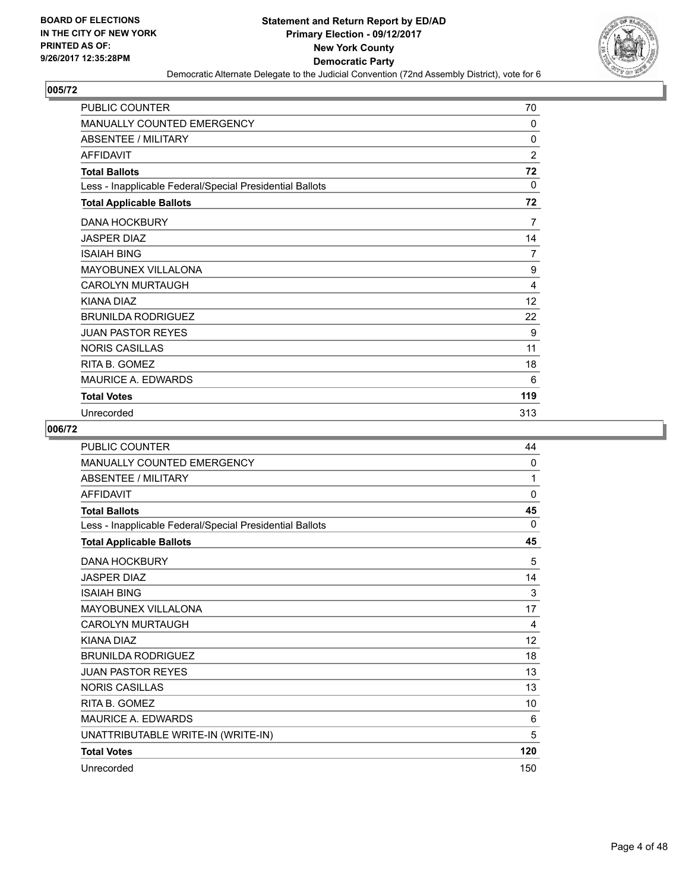BOARD OF ELECTIONS
IN THE CITY OF NEW YORK
PRINTED AS OF:
9/26/2017 12:35:28PM

# Statement and Return Report by ED/AD
## Primary Election - 09/12/2017
## New York County
## Democratic Party

Democratic Alternate Delegate to the Judicial Convention (72nd Assembly District), vote for 6

### 005/72

| | |
|---|---|
| PUBLIC COUNTER | 70 |
| MANUALLY COUNTED EMERGENCY | 0 |
| ABSENTEE / MILITARY | 0 |
| AFFIDAVIT | 2 |
| **Total Ballots** | **72** |
| Less - Inapplicable Federal/Special Presidential Ballots | 0 |
| **Total Applicable Ballots** | **72** |
| DANA HOCKBURY | 7 |
| JASPER DIAZ | 14 |
| ISAIAH BING | 7 |
| MAYOBUNEX VILLALONA | 9 |
| CAROLYN MURTAUGH | 4 |
| KIANA DIAZ | 12 |
| BRUNILDA RODRIGUEZ | 22 |
| JUAN PASTOR REYES | 9 |
| NORIS CASILLAS | 11 |
| RITA B. GOMEZ | 18 |
| MAURICE A. EDWARDS | 6 |
| **Total Votes** | **119** |
| Unrecorded | 313 |

### 006/72

| | |
|---|---|
| PUBLIC COUNTER | 44 |
| MANUALLY COUNTED EMERGENCY | 0 |
| ABSENTEE / MILITARY | 1 |
| AFFIDAVIT | 0 |
| **Total Ballots** | **45** |
| Less - Inapplicable Federal/Special Presidential Ballots | 0 |
| **Total Applicable Ballots** | **45** |
| DANA HOCKBURY | 5 |
| JASPER DIAZ | 14 |
| ISAIAH BING | 3 |
| MAYOBUNEX VILLALONA | 17 |
| CAROLYN MURTAUGH | 4 |
| KIANA DIAZ | 12 |
| BRUNILDA RODRIGUEZ | 18 |
| JUAN PASTOR REYES | 13 |
| NORIS CASILLAS | 13 |
| RITA B. GOMEZ | 10 |
| MAURICE A. EDWARDS | 6 |
| UNATTRIBUTABLE WRITE-IN (WRITE-IN) | 5 |
| **Total Votes** | **120** |
| Unrecorded | 150 |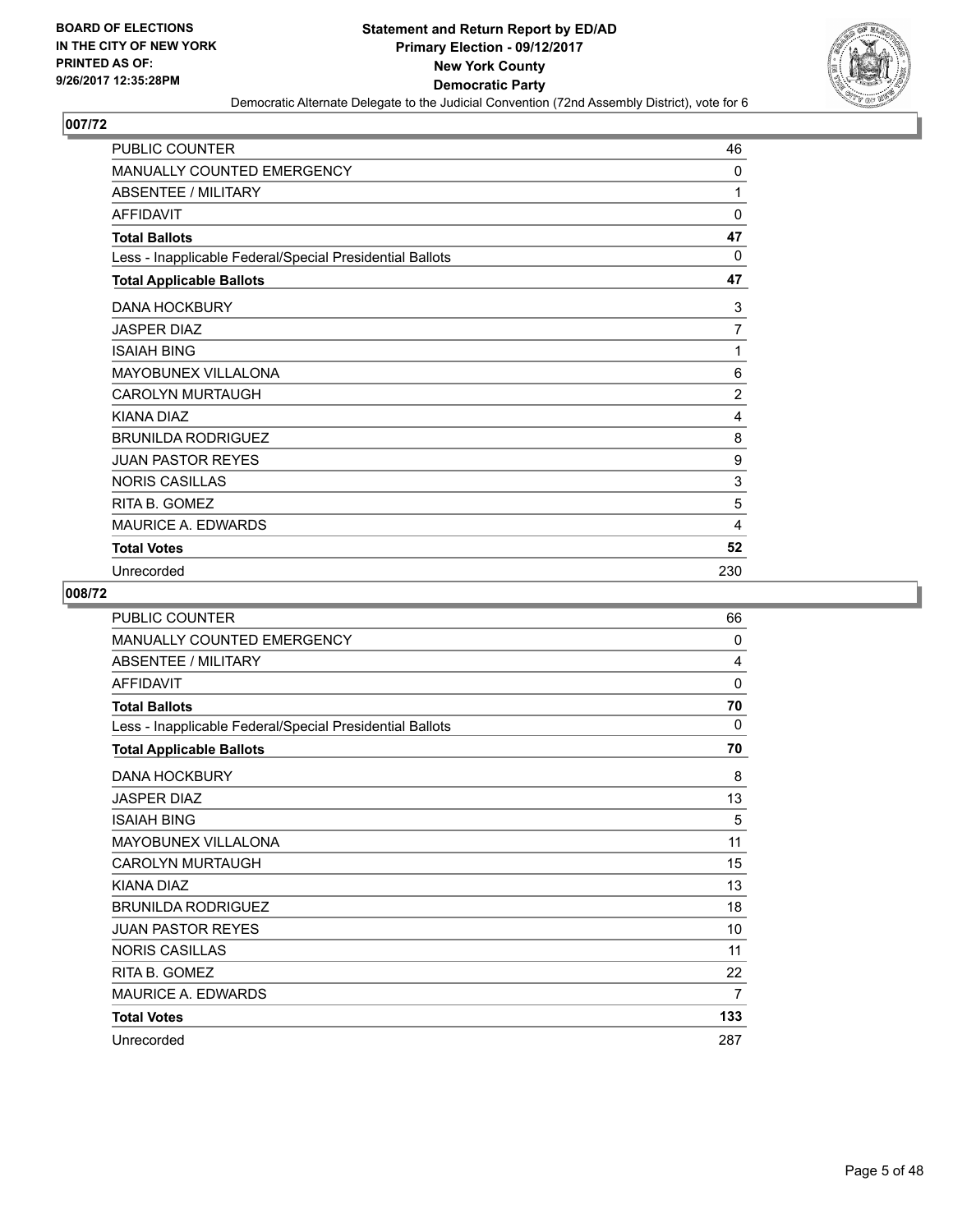**BOARD OF ELECTIONS IN THE CITY OF NEW YORK PRINTED AS OF: 9/26/2017 12:35:28PM**

# Statement and Return Report by ED/AD
## Primary Election - 09/12/2017
## New York County
## Democratic Party
Democratic Alternate Delegate to the Judicial Convention (72nd Assembly District), vote for 6

### 007/72

| | |
|---|---|
| PUBLIC COUNTER | 46 |
| MANUALLY COUNTED EMERGENCY | 0 |
| ABSENTEE / MILITARY | 1 |
| AFFIDAVIT | 0 |
| **Total Ballots** | **47** |
| Less - Inapplicable Federal/Special Presidential Ballots | 0 |
| **Total Applicable Ballots** | **47** |
| DANA HOCKBURY | 3 |
| JASPER DIAZ | 7 |
| ISAIAH BING | 1 |
| MAYOBUNEX VILLALONA | 6 |
| CAROLYN MURTAUGH | 2 |
| KIANA DIAZ | 4 |
| BRUNILDA RODRIGUEZ | 8 |
| JUAN PASTOR REYES | 9 |
| NORIS CASILLAS | 3 |
| RITA B. GOMEZ | 5 |
| MAURICE A. EDWARDS | 4 |
| **Total Votes** | **52** |
| Unrecorded | 230 |

### 008/72

| | |
|---|---|
| PUBLIC COUNTER | 66 |
| MANUALLY COUNTED EMERGENCY | 0 |
| ABSENTEE / MILITARY | 4 |
| AFFIDAVIT | 0 |
| **Total Ballots** | **70** |
| Less - Inapplicable Federal/Special Presidential Ballots | 0 |
| **Total Applicable Ballots** | **70** |
| DANA HOCKBURY | 8 |
| JASPER DIAZ | 13 |
| ISAIAH BING | 5 |
| MAYOBUNEX VILLALONA | 11 |
| CAROLYN MURTAUGH | 15 |
| KIANA DIAZ | 13 |
| BRUNILDA RODRIGUEZ | 18 |
| JUAN PASTOR REYES | 10 |
| NORIS CASILLAS | 11 |
| RITA B. GOMEZ | 22 |
| MAURICE A. EDWARDS | 7 |
| **Total Votes** | **133** |
| Unrecorded | 287 |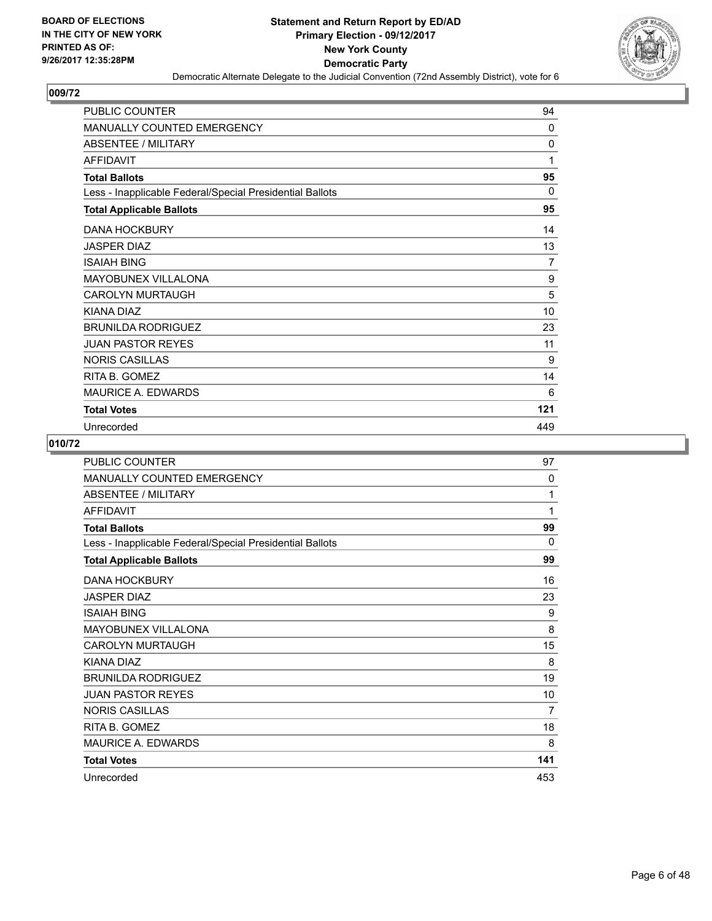BOARD OF ELECTIONS
IN THE CITY OF NEW YORK
PRINTED AS OF:
9/26/2017 12:35:28PM

# Statement and Return Report by ED/AD
## Primary Election - 09/12/2017
## New York County
## Democratic Party

Democratic Alternate Delegate to the Judicial Convention (72nd Assembly District), vote for 6

### 009/72

| | |
|---|---|
| PUBLIC COUNTER | 94 |
| MANUALLY COUNTED EMERGENCY | 0 |
| ABSENTEE / MILITARY | 0 |
| AFFIDAVIT | 1 |
| **Total Ballots** | **95** |
| Less - Inapplicable Federal/Special Presidential Ballots | 0 |
| **Total Applicable Ballots** | **95** |
| DANA HOCKBURY | 14 |
| JASPER DIAZ | 13 |
| ISAIAH BING | 7 |
| MAYOBUNEX VILLALONA | 9 |
| CAROLYN MURTAUGH | 5 |
| KIANA DIAZ | 10 |
| BRUNILDA RODRIGUEZ | 23 |
| JUAN PASTOR REYES | 11 |
| NORIS CASILLAS | 9 |
| RITA B. GOMEZ | 14 |
| MAURICE A. EDWARDS | 6 |
| **Total Votes** | **121** |
| Unrecorded | 449 |

### 010/72

| | |
|---|---|
| PUBLIC COUNTER | 97 |
| MANUALLY COUNTED EMERGENCY | 0 |
| ABSENTEE / MILITARY | 1 |
| AFFIDAVIT | 1 |
| **Total Ballots** | **99** |
| Less - Inapplicable Federal/Special Presidential Ballots | 0 |
| **Total Applicable Ballots** | **99** |
| DANA HOCKBURY | 16 |
| JASPER DIAZ | 23 |
| ISAIAH BING | 9 |
| MAYOBUNEX VILLALONA | 8 |
| CAROLYN MURTAUGH | 15 |
| KIANA DIAZ | 8 |
| BRUNILDA RODRIGUEZ | 19 |
| JUAN PASTOR REYES | 10 |
| NORIS CASILLAS | 7 |
| RITA B. GOMEZ | 18 |
| MAURICE A. EDWARDS | 8 |
| **Total Votes** | **141** |
| Unrecorded | 453 |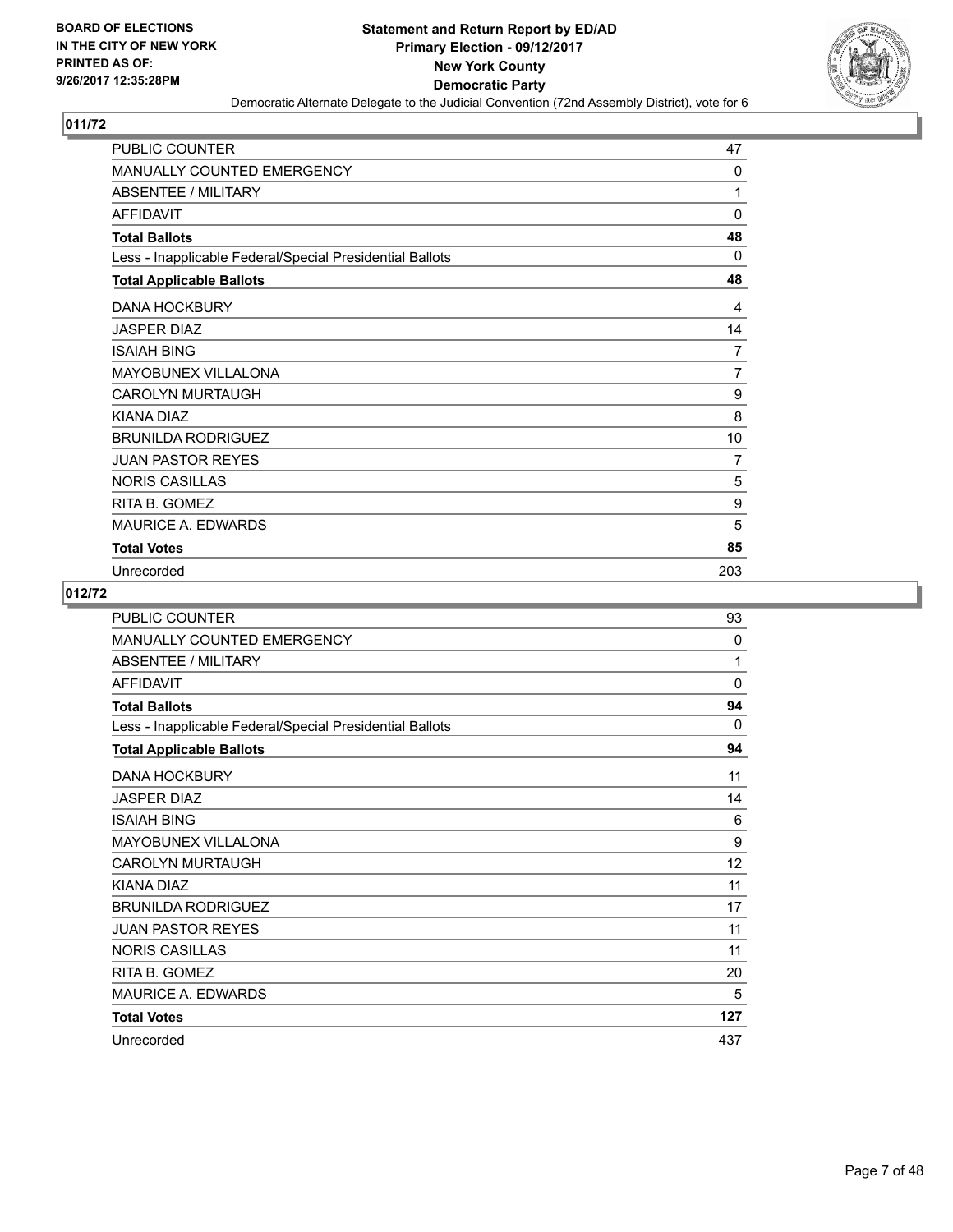**BOARD OF ELECTIONS IN THE CITY OF NEW YORK PRINTED AS OF: 9/26/2017 12:35:28PM**

# Statement and Return Report by ED/AD
## Primary Election - 09/12/2017
## New York County
## Democratic Party
### Democratic Alternate Delegate to the Judicial Convention (72nd Assembly District), vote for 6

## 011/72

| | |
|---|---|
| PUBLIC COUNTER | 47 |
| MANUALLY COUNTED EMERGENCY | 0 |
| ABSENTEE / MILITARY | 1 |
| AFFIDAVIT | 0 |
| **Total Ballots** | **48** |
| Less - Inapplicable Federal/Special Presidential Ballots | 0 |
| **Total Applicable Ballots** | **48** |
| DANA HOCKBURY | 4 |
| JASPER DIAZ | 14 |
| ISAIAH BING | 7 |
| MAYOBUNEX VILLALONA | 7 |
| CAROLYN MURTAUGH | 9 |
| KIANA DIAZ | 8 |
| BRUNILDA RODRIGUEZ | 10 |
| JUAN PASTOR REYES | 7 |
| NORIS CASILLAS | 5 |
| RITA B. GOMEZ | 9 |
| MAURICE A. EDWARDS | 5 |
| **Total Votes** | **85** |
| Unrecorded | 203 |

## 012/72

| | |
|---|---|
| PUBLIC COUNTER | 93 |
| MANUALLY COUNTED EMERGENCY | 0 |
| ABSENTEE / MILITARY | 1 |
| AFFIDAVIT | 0 |
| **Total Ballots** | **94** |
| Less - Inapplicable Federal/Special Presidential Ballots | 0 |
| **Total Applicable Ballots** | **94** |
| DANA HOCKBURY | 11 |
| JASPER DIAZ | 14 |
| ISAIAH BING | 6 |
| MAYOBUNEX VILLALONA | 9 |
| CAROLYN MURTAUGH | 12 |
| KIANA DIAZ | 11 |
| BRUNILDA RODRIGUEZ | 17 |
| JUAN PASTOR REYES | 11 |
| NORIS CASILLAS | 11 |
| RITA B. GOMEZ | 20 |
| MAURICE A. EDWARDS | 5 |
| **Total Votes** | **127** |
| Unrecorded | 437 |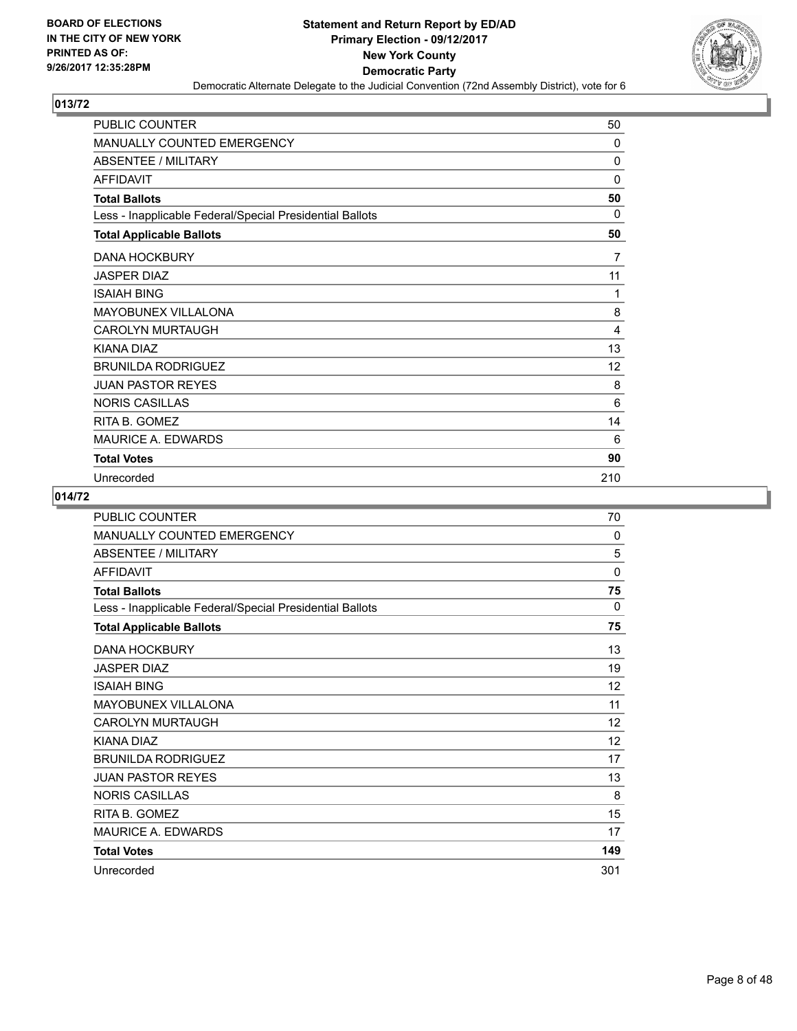**BOARD OF ELECTIONS IN THE CITY OF NEW YORK PRINTED AS OF: 9/26/2017 12:35:28PM**

**Statement and Return Report by ED/AD Primary Election - 09/12/2017 New York County Democratic Party**

Democratic Alternate Delegate to the Judicial Convention (72nd Assembly District), vote for 6

## 013/72

| | |
|---|---|
| PUBLIC COUNTER | 50 |
| MANUALLY COUNTED EMERGENCY | 0 |
| ABSENTEE / MILITARY | 0 |
| AFFIDAVIT | 0 |
| **Total Ballots** | **50** |
| Less - Inapplicable Federal/Special Presidential Ballots | 0 |
| **Total Applicable Ballots** | **50** |
| DANA HOCKBURY | 7 |
| JASPER DIAZ | 11 |
| ISAIAH BING | 1 |
| MAYOBUNEX VILLALONA | 8 |
| CAROLYN MURTAUGH | 4 |
| KIANA DIAZ | 13 |
| BRUNILDA RODRIGUEZ | 12 |
| JUAN PASTOR REYES | 8 |
| NORIS CASILLAS | 6 |
| RITA B. GOMEZ | 14 |
| MAURICE A. EDWARDS | 6 |
| **Total Votes** | **90** |
| Unrecorded | 210 |

## 014/72

| | |
|---|---|
| PUBLIC COUNTER | 70 |
| MANUALLY COUNTED EMERGENCY | 0 |
| ABSENTEE / MILITARY | 5 |
| AFFIDAVIT | 0 |
| **Total Ballots** | **75** |
| Less - Inapplicable Federal/Special Presidential Ballots | 0 |
| **Total Applicable Ballots** | **75** |
| DANA HOCKBURY | 13 |
| JASPER DIAZ | 19 |
| ISAIAH BING | 12 |
| MAYOBUNEX VILLALONA | 11 |
| CAROLYN MURTAUGH | 12 |
| KIANA DIAZ | 12 |
| BRUNILDA RODRIGUEZ | 17 |
| JUAN PASTOR REYES | 13 |
| NORIS CASILLAS | 8 |
| RITA B. GOMEZ | 15 |
| MAURICE A. EDWARDS | 17 |
| **Total Votes** | **149** |
| Unrecorded | 301 |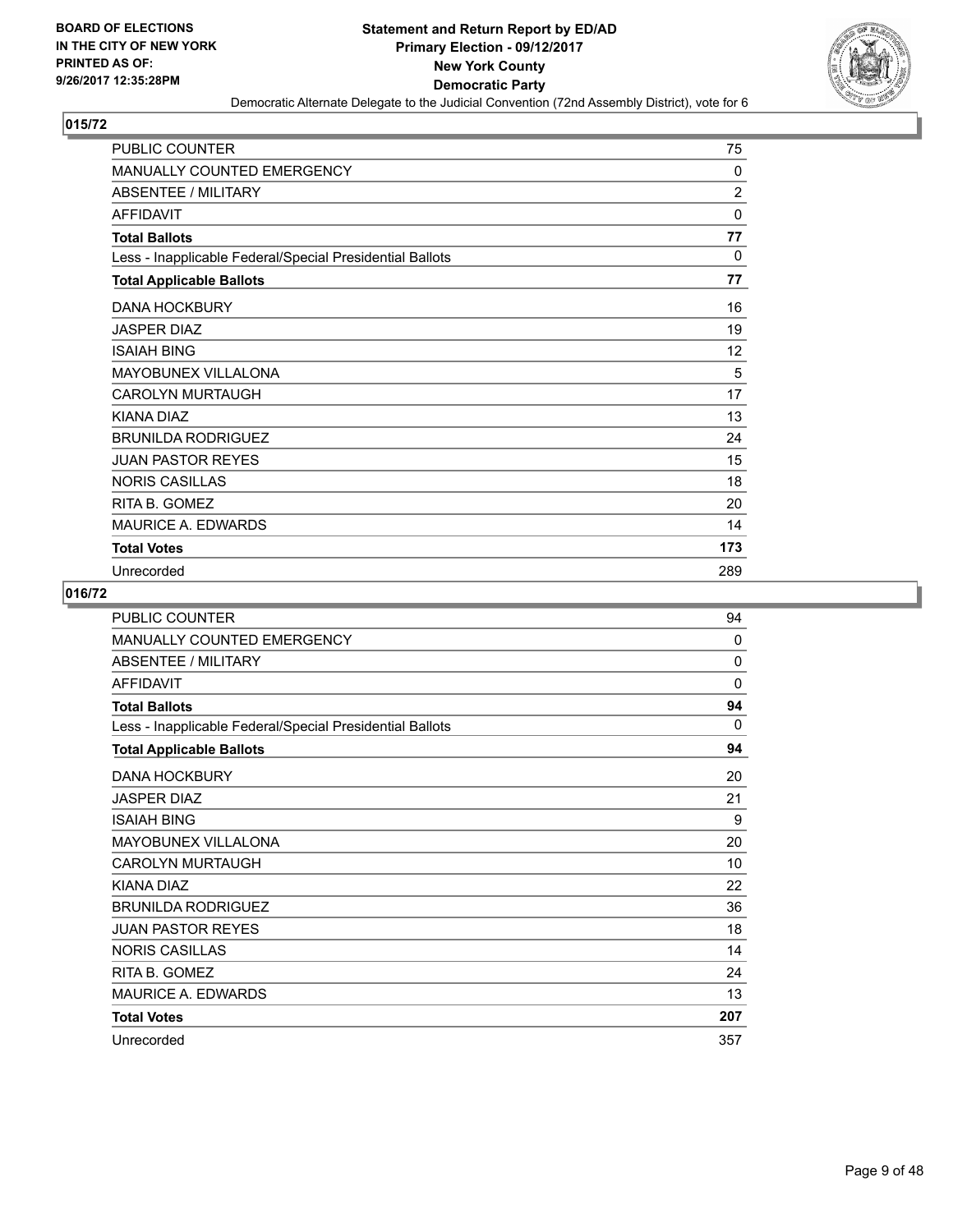# Statement and Return Report by ED/AD
## Primary Election - 09/12/2017
## New York County
## Democratic Party

Democratic Alternate Delegate to the Judicial Convention (72nd Assembly District), vote for 6

BOARD OF ELECTIONS IN THE CITY OF NEW YORK PRINTED AS OF: 9/26/2017 12:35:28PM

### 015/72

| | |
|---|---|
| PUBLIC COUNTER | 75 |
| MANUALLY COUNTED EMERGENCY | 0 |
| ABSENTEE / MILITARY | 2 |
| AFFIDAVIT | 0 |
| **Total Ballots** | **77** |
| Less - Inapplicable Federal/Special Presidential Ballots | 0 |
| **Total Applicable Ballots** | **77** |
| DANA HOCKBURY | 16 |
| JASPER DIAZ | 19 |
| ISAIAH BING | 12 |
| MAYOBUNEX VILLALONA | 5 |
| CAROLYN MURTAUGH | 17 |
| KIANA DIAZ | 13 |
| BRUNILDA RODRIGUEZ | 24 |
| JUAN PASTOR REYES | 15 |
| NORIS CASILLAS | 18 |
| RITA B. GOMEZ | 20 |
| MAURICE A. EDWARDS | 14 |
| **Total Votes** | **173** |
| Unrecorded | 289 |

### 016/72

| | |
|---|---|
| PUBLIC COUNTER | 94 |
| MANUALLY COUNTED EMERGENCY | 0 |
| ABSENTEE / MILITARY | 0 |
| AFFIDAVIT | 0 |
| **Total Ballots** | **94** |
| Less - Inapplicable Federal/Special Presidential Ballots | 0 |
| **Total Applicable Ballots** | **94** |
| DANA HOCKBURY | 20 |
| JASPER DIAZ | 21 |
| ISAIAH BING | 9 |
| MAYOBUNEX VILLALONA | 20 |
| CAROLYN MURTAUGH | 10 |
| KIANA DIAZ | 22 |
| BRUNILDA RODRIGUEZ | 36 |
| JUAN PASTOR REYES | 18 |
| NORIS CASILLAS | 14 |
| RITA B. GOMEZ | 24 |
| MAURICE A. EDWARDS | 13 |
| **Total Votes** | **207** |
| Unrecorded | 357 |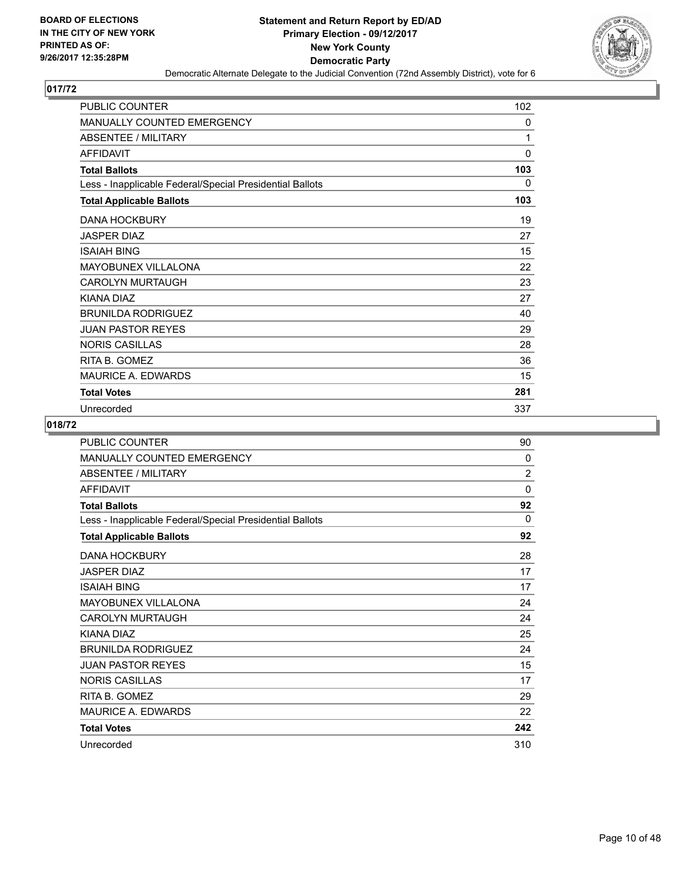**Statement and Return Report by ED/AD**
**Primary Election - 09/12/2017**
**New York County**
**Democratic Party**
Democratic Alternate Delegate to the Judicial Convention (72nd Assembly District), vote for 6

BOARD OF ELECTIONS IN THE CITY OF NEW YORK PRINTED AS OF: 9/26/2017 12:35:28PM

## 017/72

| | |
|---|---|
| PUBLIC COUNTER | 102 |
| MANUALLY COUNTED EMERGENCY | 0 |
| ABSENTEE / MILITARY | 1 |
| AFFIDAVIT | 0 |
| **Total Ballots** | **103** |
| Less - Inapplicable Federal/Special Presidential Ballots | 0 |
| **Total Applicable Ballots** | **103** |
| DANA HOCKBURY | 19 |
| JASPER DIAZ | 27 |
| ISAIAH BING | 15 |
| MAYOBUNEX VILLALONA | 22 |
| CAROLYN MURTAUGH | 23 |
| KIANA DIAZ | 27 |
| BRUNILDA RODRIGUEZ | 40 |
| JUAN PASTOR REYES | 29 |
| NORIS CASILLAS | 28 |
| RITA B. GOMEZ | 36 |
| MAURICE A. EDWARDS | 15 |
| **Total Votes** | **281** |
| Unrecorded | 337 |

## 018/72

| | |
|---|---|
| PUBLIC COUNTER | 90 |
| MANUALLY COUNTED EMERGENCY | 0 |
| ABSENTEE / MILITARY | 2 |
| AFFIDAVIT | 0 |
| **Total Ballots** | **92** |
| Less - Inapplicable Federal/Special Presidential Ballots | 0 |
| **Total Applicable Ballots** | **92** |
| DANA HOCKBURY | 28 |
| JASPER DIAZ | 17 |
| ISAIAH BING | 17 |
| MAYOBUNEX VILLALONA | 24 |
| CAROLYN MURTAUGH | 24 |
| KIANA DIAZ | 25 |
| BRUNILDA RODRIGUEZ | 24 |
| JUAN PASTOR REYES | 15 |
| NORIS CASILLAS | 17 |
| RITA B. GOMEZ | 29 |
| MAURICE A. EDWARDS | 22 |
| **Total Votes** | **242** |
| Unrecorded | 310 |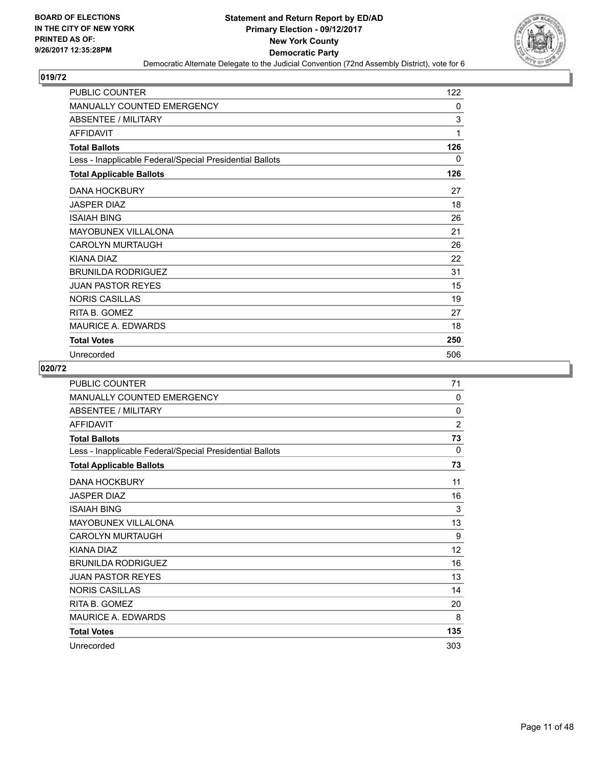**Statement and Return Report by ED/AD**
**Primary Election - 09/12/2017**
**New York County**
**Democratic Party**
Democratic Alternate Delegate to the Judicial Convention (72nd Assembly District), vote for 6

BOARD OF ELECTIONS IN THE CITY OF NEW YORK PRINTED AS OF: 9/26/2017 12:35:28PM

## 019/72

| | |
|---|---|
| PUBLIC COUNTER | 122 |
| MANUALLY COUNTED EMERGENCY | 0 |
| ABSENTEE / MILITARY | 3 |
| AFFIDAVIT | 1 |
| **Total Ballots** | **126** |
| Less - Inapplicable Federal/Special Presidential Ballots | 0 |
| **Total Applicable Ballots** | **126** |
| DANA HOCKBURY | 27 |
| JASPER DIAZ | 18 |
| ISAIAH BING | 26 |
| MAYOBUNEX VILLALONA | 21 |
| CAROLYN MURTAUGH | 26 |
| KIANA DIAZ | 22 |
| BRUNILDA RODRIGUEZ | 31 |
| JUAN PASTOR REYES | 15 |
| NORIS CASILLAS | 19 |
| RITA B. GOMEZ | 27 |
| MAURICE A. EDWARDS | 18 |
| **Total Votes** | **250** |
| Unrecorded | 506 |

## 020/72

| | |
|---|---|
| PUBLIC COUNTER | 71 |
| MANUALLY COUNTED EMERGENCY | 0 |
| ABSENTEE / MILITARY | 0 |
| AFFIDAVIT | 2 |
| **Total Ballots** | **73** |
| Less - Inapplicable Federal/Special Presidential Ballots | 0 |
| **Total Applicable Ballots** | **73** |
| DANA HOCKBURY | 11 |
| JASPER DIAZ | 16 |
| ISAIAH BING | 3 |
| MAYOBUNEX VILLALONA | 13 |
| CAROLYN MURTAUGH | 9 |
| KIANA DIAZ | 12 |
| BRUNILDA RODRIGUEZ | 16 |
| JUAN PASTOR REYES | 13 |
| NORIS CASILLAS | 14 |
| RITA B. GOMEZ | 20 |
| MAURICE A. EDWARDS | 8 |
| **Total Votes** | **135** |
| Unrecorded | 303 |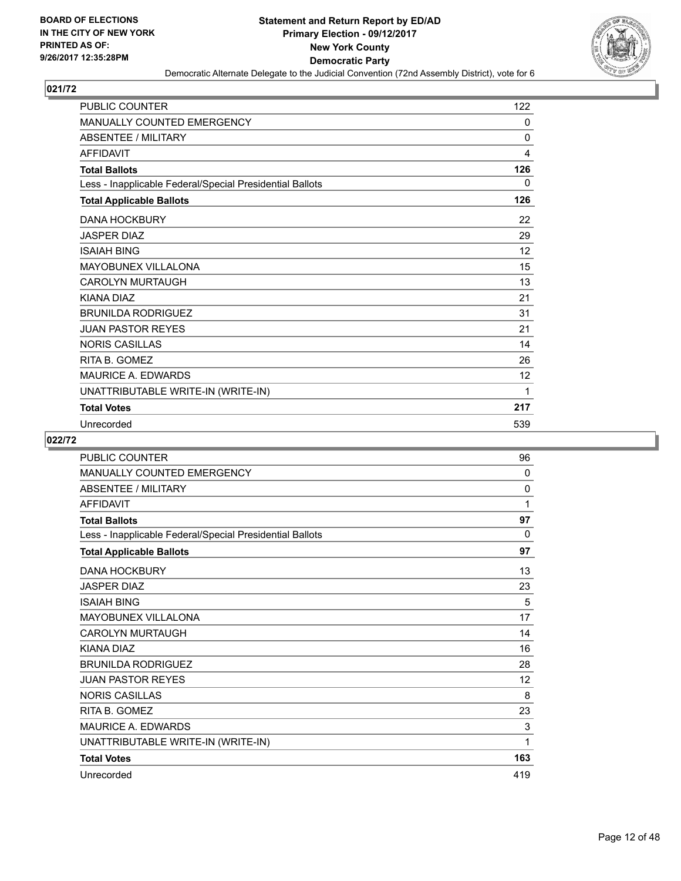BOARD OF ELECTIONS
IN THE CITY OF NEW YORK
PRINTED AS OF:
9/26/2017 12:35:28PM

**Statement and Return Report by ED/AD**
**Primary Election - 09/12/2017**
**New York County**
**Democratic Party**
Democratic Alternate Delegate to the Judicial Convention (72nd Assembly District), vote for 6

## 021/72

| | |
|---|---|
| PUBLIC COUNTER | 122 |
| MANUALLY COUNTED EMERGENCY | 0 |
| ABSENTEE / MILITARY | 0 |
| AFFIDAVIT | 4 |
| **Total Ballots** | **126** |
| Less - Inapplicable Federal/Special Presidential Ballots | 0 |
| **Total Applicable Ballots** | **126** |
| DANA HOCKBURY | 22 |
| JASPER DIAZ | 29 |
| ISAIAH BING | 12 |
| MAYOBUNEX VILLALONA | 15 |
| CAROLYN MURTAUGH | 13 |
| KIANA DIAZ | 21 |
| BRUNILDA RODRIGUEZ | 31 |
| JUAN PASTOR REYES | 21 |
| NORIS CASILLAS | 14 |
| RITA B. GOMEZ | 26 |
| MAURICE A. EDWARDS | 12 |
| UNATTRIBUTABLE WRITE-IN (WRITE-IN) | 1 |
| **Total Votes** | **217** |
| Unrecorded | 539 |

## 022/72

| | |
|---|---|
| PUBLIC COUNTER | 96 |
| MANUALLY COUNTED EMERGENCY | 0 |
| ABSENTEE / MILITARY | 0 |
| AFFIDAVIT | 1 |
| **Total Ballots** | **97** |
| Less - Inapplicable Federal/Special Presidential Ballots | 0 |
| **Total Applicable Ballots** | **97** |
| DANA HOCKBURY | 13 |
| JASPER DIAZ | 23 |
| ISAIAH BING | 5 |
| MAYOBUNEX VILLALONA | 17 |
| CAROLYN MURTAUGH | 14 |
| KIANA DIAZ | 16 |
| BRUNILDA RODRIGUEZ | 28 |
| JUAN PASTOR REYES | 12 |
| NORIS CASILLAS | 8 |
| RITA B. GOMEZ | 23 |
| MAURICE A. EDWARDS | 3 |
| UNATTRIBUTABLE WRITE-IN (WRITE-IN) | 1 |
| **Total Votes** | **163** |
| Unrecorded | 419 |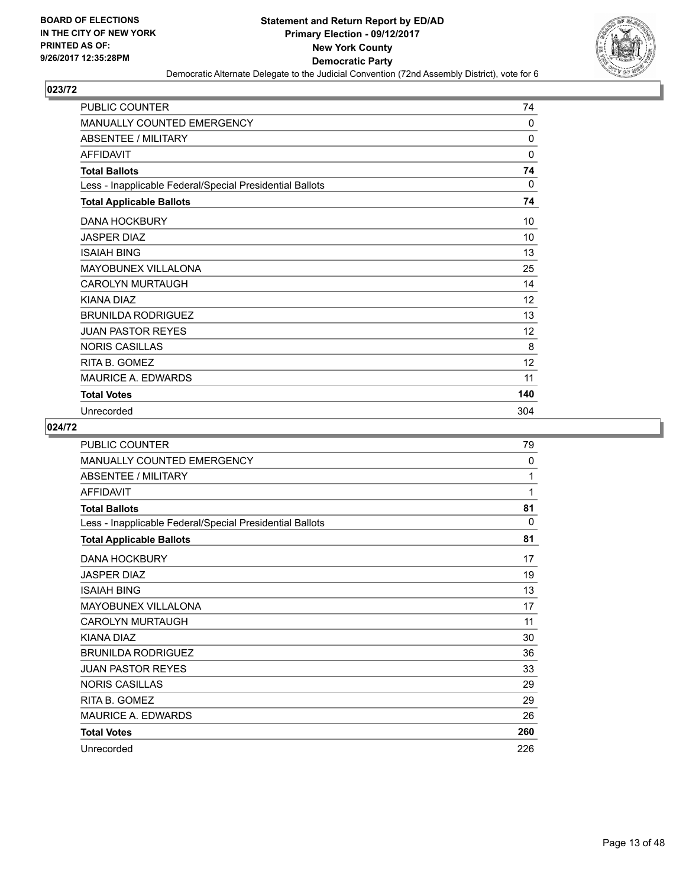**BOARD OF ELECTIONS IN THE CITY OF NEW YORK PRINTED AS OF: 9/26/2017 12:35:28PM**

# Statement and Return Report by ED/AD
## Primary Election - 09/12/2017
## New York County
## Democratic Party
### Democratic Alternate Delegate to the Judicial Convention (72nd Assembly District), vote for 6

### 023/72

| | |
|---|---|
| PUBLIC COUNTER | 74 |
| MANUALLY COUNTED EMERGENCY | 0 |
| ABSENTEE / MILITARY | 0 |
| AFFIDAVIT | 0 |
| **Total Ballots** | **74** |
| Less - Inapplicable Federal/Special Presidential Ballots | 0 |
| **Total Applicable Ballots** | **74** |
| DANA HOCKBURY | 10 |
| JASPER DIAZ | 10 |
| ISAIAH BING | 13 |
| MAYOBUNEX VILLALONA | 25 |
| CAROLYN MURTAUGH | 14 |
| KIANA DIAZ | 12 |
| BRUNILDA RODRIGUEZ | 13 |
| JUAN PASTOR REYES | 12 |
| NORIS CASILLAS | 8 |
| RITA B. GOMEZ | 12 |
| MAURICE A. EDWARDS | 11 |
| **Total Votes** | **140** |
| Unrecorded | 304 |

### 024/72

| | |
|---|---|
| PUBLIC COUNTER | 79 |
| MANUALLY COUNTED EMERGENCY | 0 |
| ABSENTEE / MILITARY | 1 |
| AFFIDAVIT | 1 |
| **Total Ballots** | **81** |
| Less - Inapplicable Federal/Special Presidential Ballots | 0 |
| **Total Applicable Ballots** | **81** |
| DANA HOCKBURY | 17 |
| JASPER DIAZ | 19 |
| ISAIAH BING | 13 |
| MAYOBUNEX VILLALONA | 17 |
| CAROLYN MURTAUGH | 11 |
| KIANA DIAZ | 30 |
| BRUNILDA RODRIGUEZ | 36 |
| JUAN PASTOR REYES | 33 |
| NORIS CASILLAS | 29 |
| RITA B. GOMEZ | 29 |
| MAURICE A. EDWARDS | 26 |
| **Total Votes** | **260** |
| Unrecorded | 226 |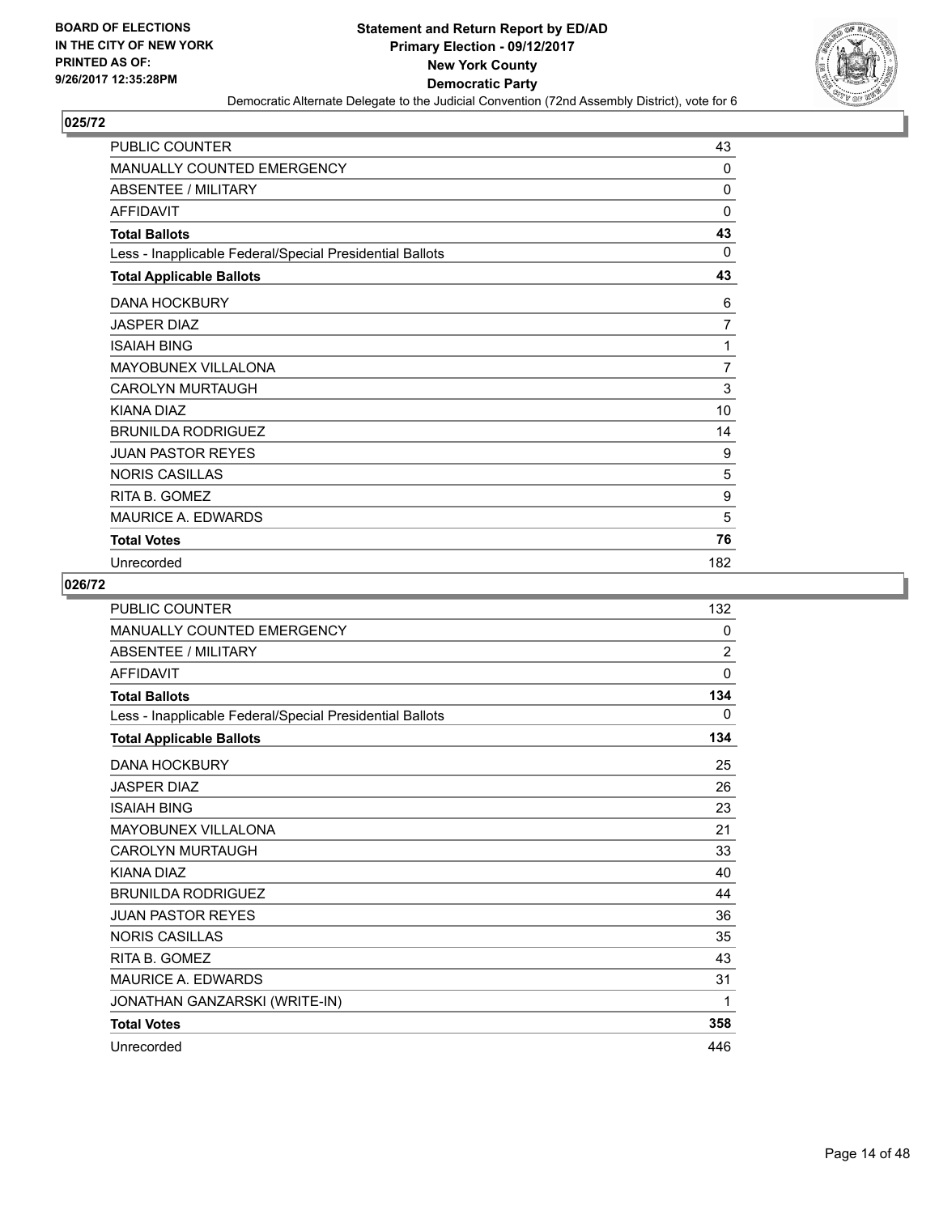**Statement and Return Report by ED/AD**
**Primary Election - 09/12/2017**
**New York County**
**Democratic Party**
Democratic Alternate Delegate to the Judicial Convention (72nd Assembly District), vote for 6

BOARD OF ELECTIONS IN THE CITY OF NEW YORK PRINTED AS OF: 9/26/2017 12:35:28PM

## 025/72

| | |
|---|---|
| PUBLIC COUNTER | 43 |
| MANUALLY COUNTED EMERGENCY | 0 |
| ABSENTEE / MILITARY | 0 |
| AFFIDAVIT | 0 |
| **Total Ballots** | **43** |
| Less - Inapplicable Federal/Special Presidential Ballots | 0 |
| **Total Applicable Ballots** | **43** |
| DANA HOCKBURY | 6 |
| JASPER DIAZ | 7 |
| ISAIAH BING | 1 |
| MAYOBUNEX VILLALONA | 7 |
| CAROLYN MURTAUGH | 3 |
| KIANA DIAZ | 10 |
| BRUNILDA RODRIGUEZ | 14 |
| JUAN PASTOR REYES | 9 |
| NORIS CASILLAS | 5 |
| RITA B. GOMEZ | 9 |
| MAURICE A. EDWARDS | 5 |
| **Total Votes** | **76** |
| Unrecorded | 182 |

## 026/72

| | |
|---|---|
| PUBLIC COUNTER | 132 |
| MANUALLY COUNTED EMERGENCY | 0 |
| ABSENTEE / MILITARY | 2 |
| AFFIDAVIT | 0 |
| **Total Ballots** | **134** |
| Less - Inapplicable Federal/Special Presidential Ballots | 0 |
| **Total Applicable Ballots** | **134** |
| DANA HOCKBURY | 25 |
| JASPER DIAZ | 26 |
| ISAIAH BING | 23 |
| MAYOBUNEX VILLALONA | 21 |
| CAROLYN MURTAUGH | 33 |
| KIANA DIAZ | 40 |
| BRUNILDA RODRIGUEZ | 44 |
| JUAN PASTOR REYES | 36 |
| NORIS CASILLAS | 35 |
| RITA B. GOMEZ | 43 |
| MAURICE A. EDWARDS | 31 |
| JONATHAN GANZARSKI (WRITE-IN) | 1 |
| **Total Votes** | **358** |
| Unrecorded | 446 |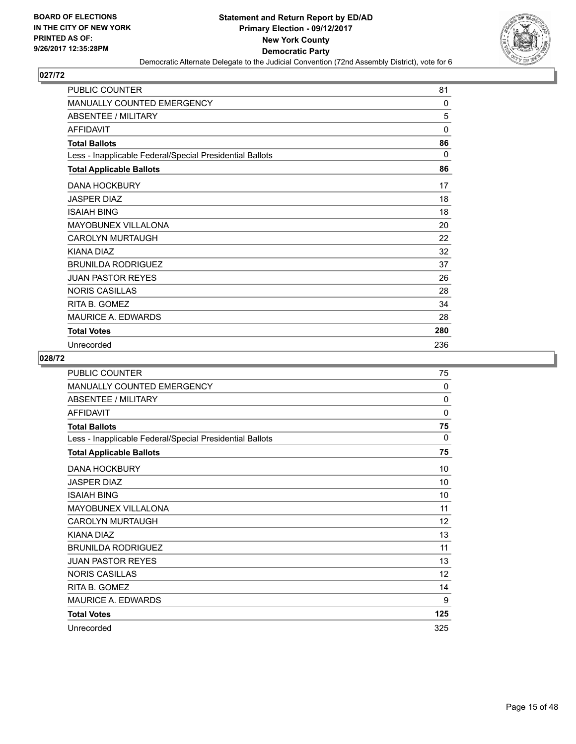BOARD OF ELECTIONS
IN THE CITY OF NEW YORK
PRINTED AS OF:
9/26/2017 12:35:28PM

**Statement and Return Report by ED/AD**
**Primary Election - 09/12/2017**
**New York County**
**Democratic Party**
Democratic Alternate Delegate to the Judicial Convention (72nd Assembly District), vote for 6

## 027/72

| | |
|---|---|
| PUBLIC COUNTER | 81 |
| MANUALLY COUNTED EMERGENCY | 0 |
| ABSENTEE / MILITARY | 5 |
| AFFIDAVIT | 0 |
| **Total Ballots** | **86** |
| Less - Inapplicable Federal/Special Presidential Ballots | 0 |
| **Total Applicable Ballots** | **86** |
| DANA HOCKBURY | 17 |
| JASPER DIAZ | 18 |
| ISAIAH BING | 18 |
| MAYOBUNEX VILLALONA | 20 |
| CAROLYN MURTAUGH | 22 |
| KIANA DIAZ | 32 |
| BRUNILDA RODRIGUEZ | 37 |
| JUAN PASTOR REYES | 26 |
| NORIS CASILLAS | 28 |
| RITA B. GOMEZ | 34 |
| MAURICE A. EDWARDS | 28 |
| **Total Votes** | **280** |
| Unrecorded | 236 |

## 028/72

| | |
|---|---|
| PUBLIC COUNTER | 75 |
| MANUALLY COUNTED EMERGENCY | 0 |
| ABSENTEE / MILITARY | 0 |
| AFFIDAVIT | 0 |
| **Total Ballots** | **75** |
| Less - Inapplicable Federal/Special Presidential Ballots | 0 |
| **Total Applicable Ballots** | **75** |
| DANA HOCKBURY | 10 |
| JASPER DIAZ | 10 |
| ISAIAH BING | 10 |
| MAYOBUNEX VILLALONA | 11 |
| CAROLYN MURTAUGH | 12 |
| KIANA DIAZ | 13 |
| BRUNILDA RODRIGUEZ | 11 |
| JUAN PASTOR REYES | 13 |
| NORIS CASILLAS | 12 |
| RITA B. GOMEZ | 14 |
| MAURICE A. EDWARDS | 9 |
| **Total Votes** | **125** |
| Unrecorded | 325 |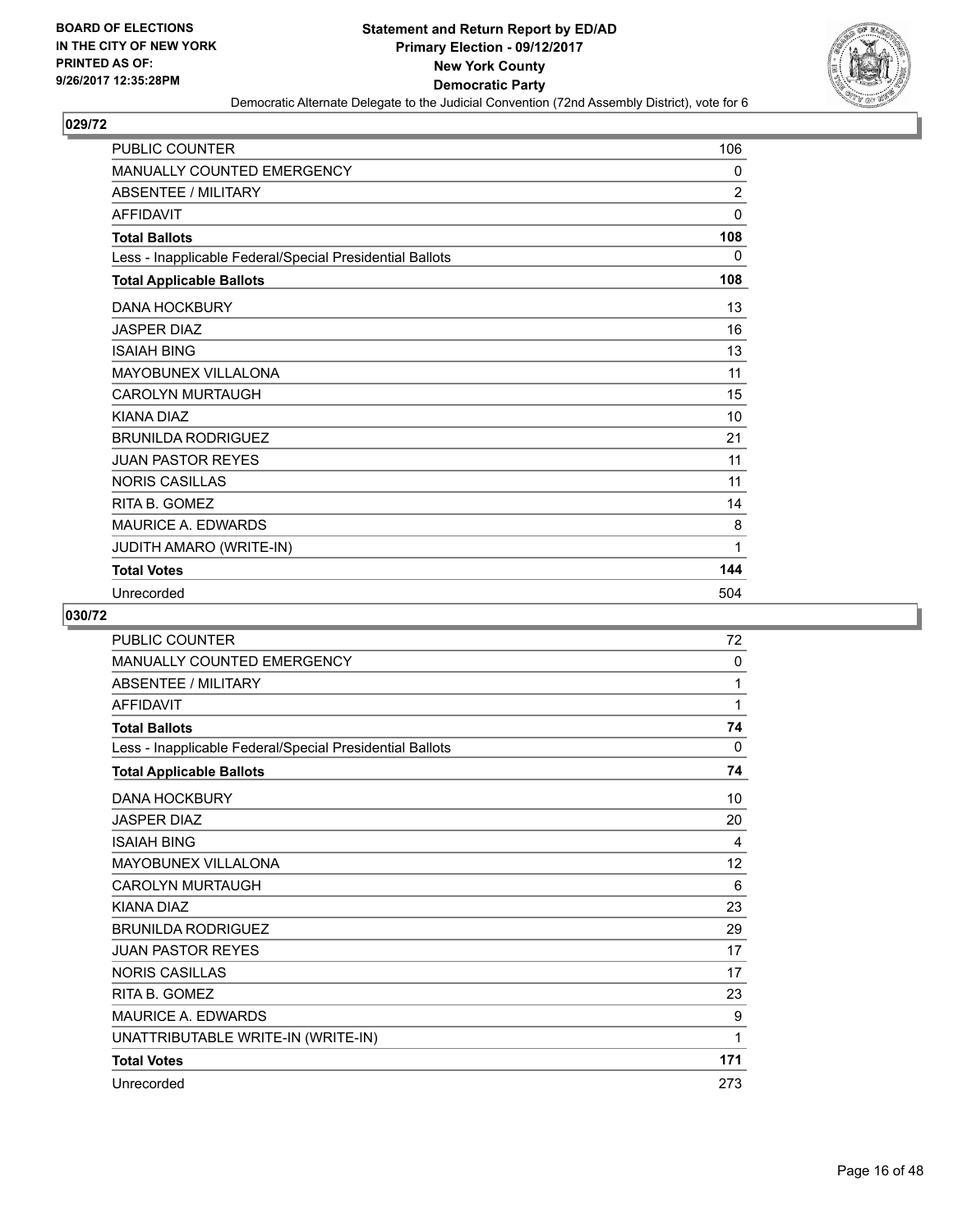**BOARD OF ELECTIONS IN THE CITY OF NEW YORK PRINTED AS OF: 9/26/2017 12:35:28PM**

# Statement and Return Report by ED/AD
## Primary Election - 09/12/2017
## New York County
## Democratic Party
### Democratic Alternate Delegate to the Judicial Convention (72nd Assembly District), vote for 6

## 029/72

| | |
|---|---|
| PUBLIC COUNTER | 106 |
| MANUALLY COUNTED EMERGENCY | 0 |
| ABSENTEE / MILITARY | 2 |
| AFFIDAVIT | 0 |
| **Total Ballots** | **108** |
| Less - Inapplicable Federal/Special Presidential Ballots | 0 |
| **Total Applicable Ballots** | **108** |
| DANA HOCKBURY | 13 |
| JASPER DIAZ | 16 |
| ISAIAH BING | 13 |
| MAYOBUNEX VILLALONA | 11 |
| CAROLYN MURTAUGH | 15 |
| KIANA DIAZ | 10 |
| BRUNILDA RODRIGUEZ | 21 |
| JUAN PASTOR REYES | 11 |
| NORIS CASILLAS | 11 |
| RITA B. GOMEZ | 14 |
| MAURICE A. EDWARDS | 8 |
| JUDITH AMARO (WRITE-IN) | 1 |
| **Total Votes** | **144** |
| Unrecorded | 504 |

## 030/72

| | |
|---|---|
| PUBLIC COUNTER | 72 |
| MANUALLY COUNTED EMERGENCY | 0 |
| ABSENTEE / MILITARY | 1 |
| AFFIDAVIT | 1 |
| **Total Ballots** | **74** |
| Less - Inapplicable Federal/Special Presidential Ballots | 0 |
| **Total Applicable Ballots** | **74** |
| DANA HOCKBURY | 10 |
| JASPER DIAZ | 20 |
| ISAIAH BING | 4 |
| MAYOBUNEX VILLALONA | 12 |
| CAROLYN MURTAUGH | 6 |
| KIANA DIAZ | 23 |
| BRUNILDA RODRIGUEZ | 29 |
| JUAN PASTOR REYES | 17 |
| NORIS CASILLAS | 17 |
| RITA B. GOMEZ | 23 |
| MAURICE A. EDWARDS | 9 |
| UNATTRIBUTABLE WRITE-IN (WRITE-IN) | 1 |
| **Total Votes** | **171** |
| Unrecorded | 273 |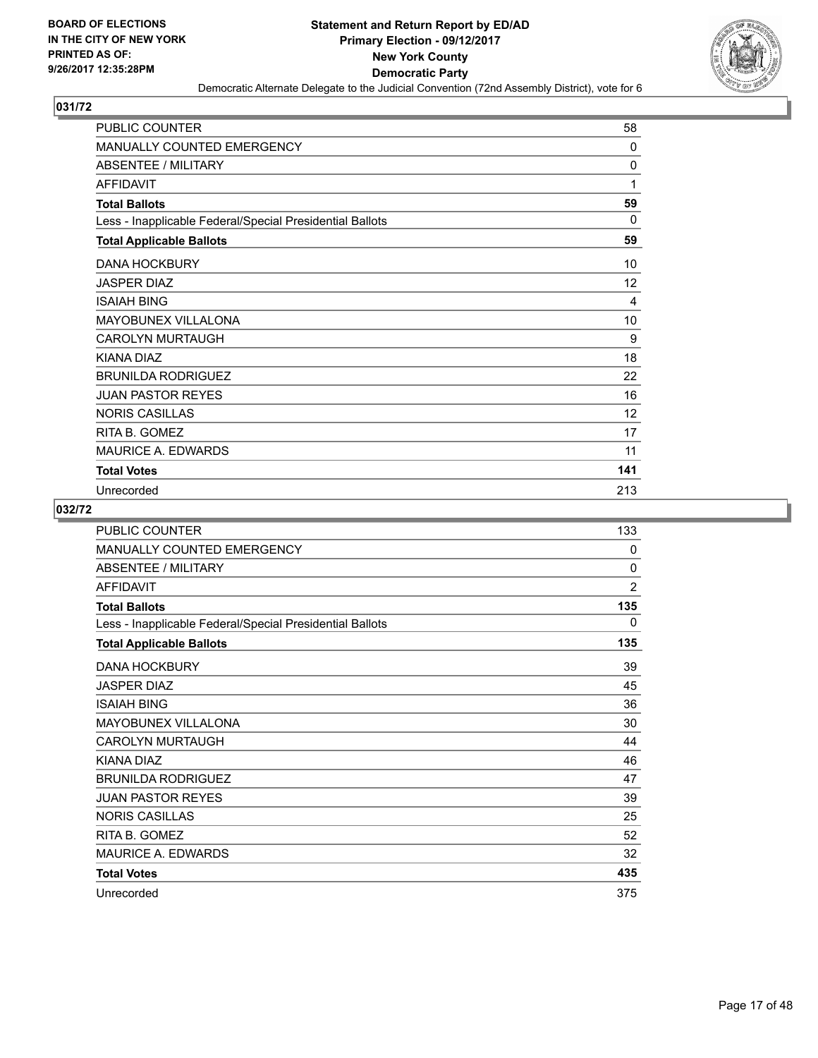**BOARD OF ELECTIONS IN THE CITY OF NEW YORK PRINTED AS OF: 9/26/2017 12:35:28PM**

# Statement and Return Report by ED/AD
## Primary Election - 09/12/2017
## New York County
## Democratic Party
### Democratic Alternate Delegate to the Judicial Convention (72nd Assembly District), vote for 6

## 031/72

| | |
|---|---|
| PUBLIC COUNTER | 58 |
| MANUALLY COUNTED EMERGENCY | 0 |
| ABSENTEE / MILITARY | 0 |
| AFFIDAVIT | 1 |
| **Total Ballots** | **59** |
| Less - Inapplicable Federal/Special Presidential Ballots | 0 |
| **Total Applicable Ballots** | **59** |
| DANA HOCKBURY | 10 |
| JASPER DIAZ | 12 |
| ISAIAH BING | 4 |
| MAYOBUNEX VILLALONA | 10 |
| CAROLYN MURTAUGH | 9 |
| KIANA DIAZ | 18 |
| BRUNILDA RODRIGUEZ | 22 |
| JUAN PASTOR REYES | 16 |
| NORIS CASILLAS | 12 |
| RITA B. GOMEZ | 17 |
| MAURICE A. EDWARDS | 11 |
| **Total Votes** | **141** |
| Unrecorded | 213 |

## 032/72

| | |
|---|---|
| PUBLIC COUNTER | 133 |
| MANUALLY COUNTED EMERGENCY | 0 |
| ABSENTEE / MILITARY | 0 |
| AFFIDAVIT | 2 |
| **Total Ballots** | **135** |
| Less - Inapplicable Federal/Special Presidential Ballots | 0 |
| **Total Applicable Ballots** | **135** |
| DANA HOCKBURY | 39 |
| JASPER DIAZ | 45 |
| ISAIAH BING | 36 |
| MAYOBUNEX VILLALONA | 30 |
| CAROLYN MURTAUGH | 44 |
| KIANA DIAZ | 46 |
| BRUNILDA RODRIGUEZ | 47 |
| JUAN PASTOR REYES | 39 |
| NORIS CASILLAS | 25 |
| RITA B. GOMEZ | 52 |
| MAURICE A. EDWARDS | 32 |
| **Total Votes** | **435** |
| Unrecorded | 375 |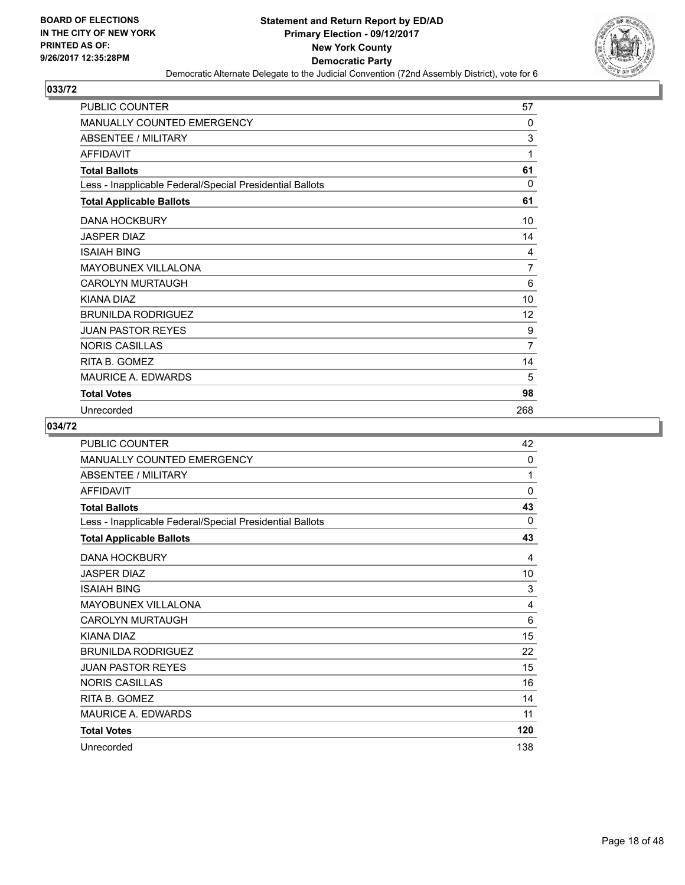**Statement and Return Report by ED/AD**
**Primary Election - 09/12/2017**
**New York County**
**Democratic Party**
Democratic Alternate Delegate to the Judicial Convention (72nd Assembly District), vote for 6

BOARD OF ELECTIONS IN THE CITY OF NEW YORK
PRINTED AS OF: 9/26/2017 12:35:28PM

## 033/72

| | |
|---|---|
| PUBLIC COUNTER | 57 |
| MANUALLY COUNTED EMERGENCY | 0 |
| ABSENTEE / MILITARY | 3 |
| AFFIDAVIT | 1 |
| **Total Ballots** | **61** |
| Less - Inapplicable Federal/Special Presidential Ballots | 0 |
| **Total Applicable Ballots** | **61** |
| DANA HOCKBURY | 10 |
| JASPER DIAZ | 14 |
| ISAIAH BING | 4 |
| MAYOBUNEX VILLALONA | 7 |
| CAROLYN MURTAUGH | 6 |
| KIANA DIAZ | 10 |
| BRUNILDA RODRIGUEZ | 12 |
| JUAN PASTOR REYES | 9 |
| NORIS CASILLAS | 7 |
| RITA B. GOMEZ | 14 |
| MAURICE A. EDWARDS | 5 |
| **Total Votes** | **98** |
| Unrecorded | 268 |

## 034/72

| | |
|---|---|
| PUBLIC COUNTER | 42 |
| MANUALLY COUNTED EMERGENCY | 0 |
| ABSENTEE / MILITARY | 1 |
| AFFIDAVIT | 0 |
| **Total Ballots** | **43** |
| Less - Inapplicable Federal/Special Presidential Ballots | 0 |
| **Total Applicable Ballots** | **43** |
| DANA HOCKBURY | 4 |
| JASPER DIAZ | 10 |
| ISAIAH BING | 3 |
| MAYOBUNEX VILLALONA | 4 |
| CAROLYN MURTAUGH | 6 |
| KIANA DIAZ | 15 |
| BRUNILDA RODRIGUEZ | 22 |
| JUAN PASTOR REYES | 15 |
| NORIS CASILLAS | 16 |
| RITA B. GOMEZ | 14 |
| MAURICE A. EDWARDS | 11 |
| **Total Votes** | **120** |
| Unrecorded | 138 |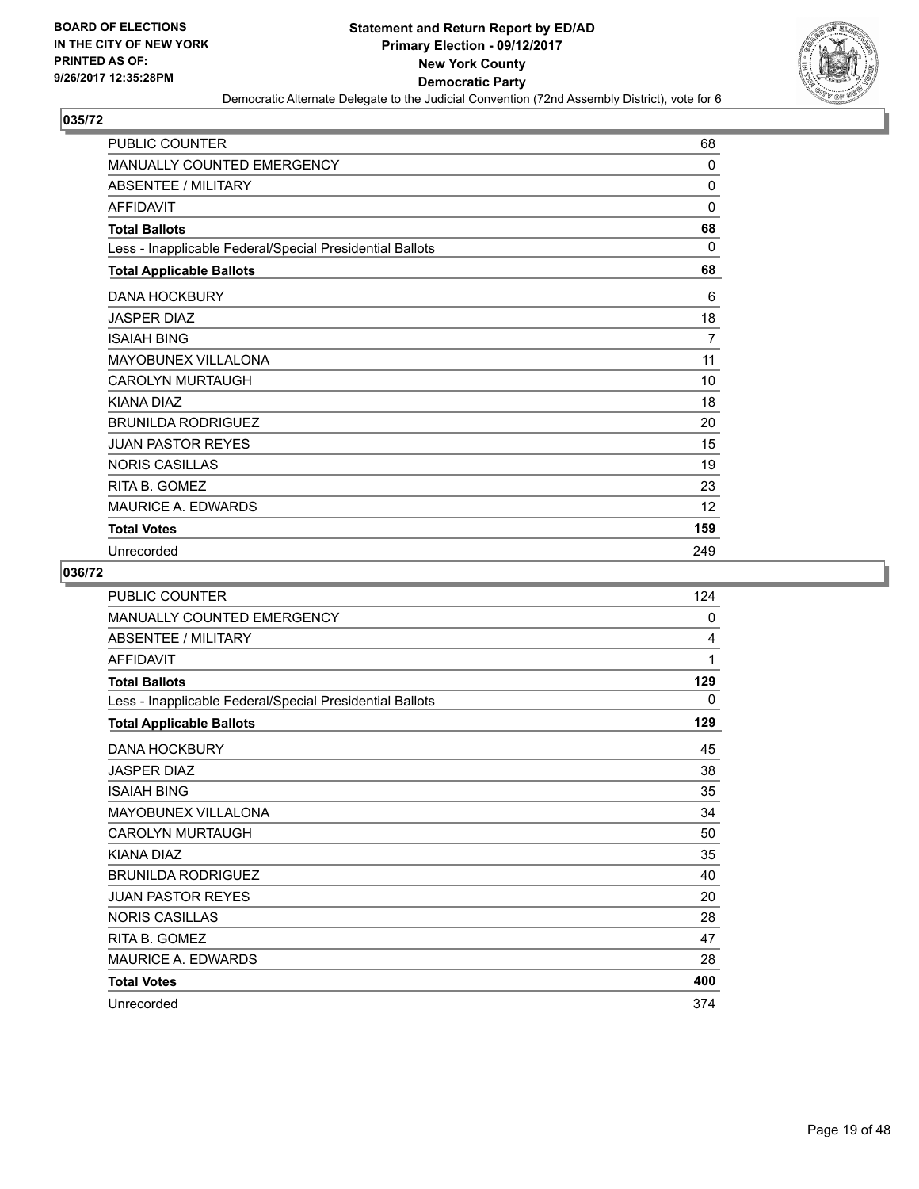**BOARD OF ELECTIONS IN THE CITY OF NEW YORK PRINTED AS OF: 9/26/2017 12:35:28PM**

# Statement and Return Report by ED/AD
## Primary Election - 09/12/2017
## New York County
## Democratic Party
### Democratic Alternate Delegate to the Judicial Convention (72nd Assembly District), vote for 6

### 035/72

| | |
|---|---|
| PUBLIC COUNTER | 68 |
| MANUALLY COUNTED EMERGENCY | 0 |
| ABSENTEE / MILITARY | 0 |
| AFFIDAVIT | 0 |
| **Total Ballots** | **68** |
| Less - Inapplicable Federal/Special Presidential Ballots | 0 |
| **Total Applicable Ballots** | **68** |
| DANA HOCKBURY | 6 |
| JASPER DIAZ | 18 |
| ISAIAH BING | 7 |
| MAYOBUNEX VILLALONA | 11 |
| CAROLYN MURTAUGH | 10 |
| KIANA DIAZ | 18 |
| BRUNILDA RODRIGUEZ | 20 |
| JUAN PASTOR REYES | 15 |
| NORIS CASILLAS | 19 |
| RITA B. GOMEZ | 23 |
| MAURICE A. EDWARDS | 12 |
| **Total Votes** | **159** |
| Unrecorded | 249 |

### 036/72

| | |
|---|---|
| PUBLIC COUNTER | 124 |
| MANUALLY COUNTED EMERGENCY | 0 |
| ABSENTEE / MILITARY | 4 |
| AFFIDAVIT | 1 |
| **Total Ballots** | **129** |
| Less - Inapplicable Federal/Special Presidential Ballots | 0 |
| **Total Applicable Ballots** | **129** |
| DANA HOCKBURY | 45 |
| JASPER DIAZ | 38 |
| ISAIAH BING | 35 |
| MAYOBUNEX VILLALONA | 34 |
| CAROLYN MURTAUGH | 50 |
| KIANA DIAZ | 35 |
| BRUNILDA RODRIGUEZ | 40 |
| JUAN PASTOR REYES | 20 |
| NORIS CASILLAS | 28 |
| RITA B. GOMEZ | 47 |
| MAURICE A. EDWARDS | 28 |
| **Total Votes** | **400** |
| Unrecorded | 374 |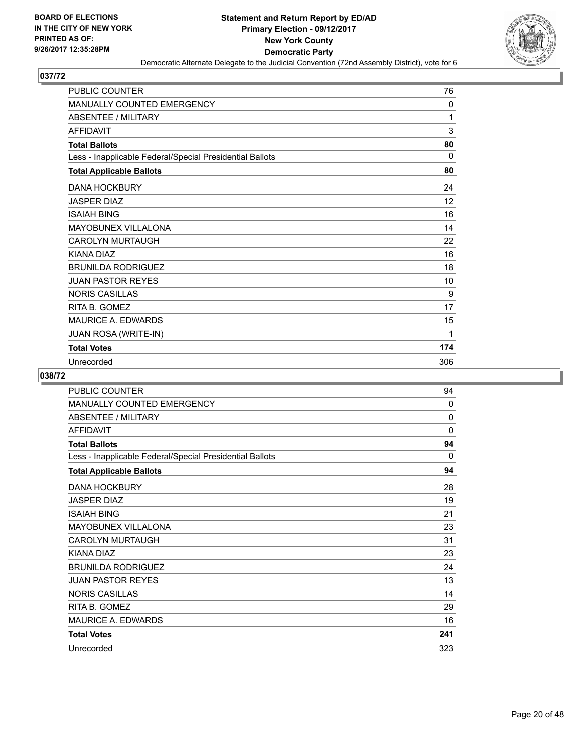BOARD OF ELECTIONS
IN THE CITY OF NEW YORK
PRINTED AS OF:
9/26/2017 12:35:28PM

# Statement and Return Report by ED/AD
## Primary Election - 09/12/2017
## New York County
## Democratic Party
Democratic Alternate Delegate to the Judicial Convention (72nd Assembly District), vote for 6

### 037/72

| | |
|---|---|
| PUBLIC COUNTER | 76 |
| MANUALLY COUNTED EMERGENCY | 0 |
| ABSENTEE / MILITARY | 1 |
| AFFIDAVIT | 3 |
| **Total Ballots** | **80** |
| Less - Inapplicable Federal/Special Presidential Ballots | 0 |
| **Total Applicable Ballots** | **80** |
| DANA HOCKBURY | 24 |
| JASPER DIAZ | 12 |
| ISAIAH BING | 16 |
| MAYOBUNEX VILLALONA | 14 |
| CAROLYN MURTAUGH | 22 |
| KIANA DIAZ | 16 |
| BRUNILDA RODRIGUEZ | 18 |
| JUAN PASTOR REYES | 10 |
| NORIS CASILLAS | 9 |
| RITA B. GOMEZ | 17 |
| MAURICE A. EDWARDS | 15 |
| JUAN ROSA (WRITE-IN) | 1 |
| **Total Votes** | **174** |
| Unrecorded | 306 |

### 038/72

| | |
|---|---|
| PUBLIC COUNTER | 94 |
| MANUALLY COUNTED EMERGENCY | 0 |
| ABSENTEE / MILITARY | 0 |
| AFFIDAVIT | 0 |
| **Total Ballots** | **94** |
| Less - Inapplicable Federal/Special Presidential Ballots | 0 |
| **Total Applicable Ballots** | **94** |
| DANA HOCKBURY | 28 |
| JASPER DIAZ | 19 |
| ISAIAH BING | 21 |
| MAYOBUNEX VILLALONA | 23 |
| CAROLYN MURTAUGH | 31 |
| KIANA DIAZ | 23 |
| BRUNILDA RODRIGUEZ | 24 |
| JUAN PASTOR REYES | 13 |
| NORIS CASILLAS | 14 |
| RITA B. GOMEZ | 29 |
| MAURICE A. EDWARDS | 16 |
| **Total Votes** | **241** |
| Unrecorded | 323 |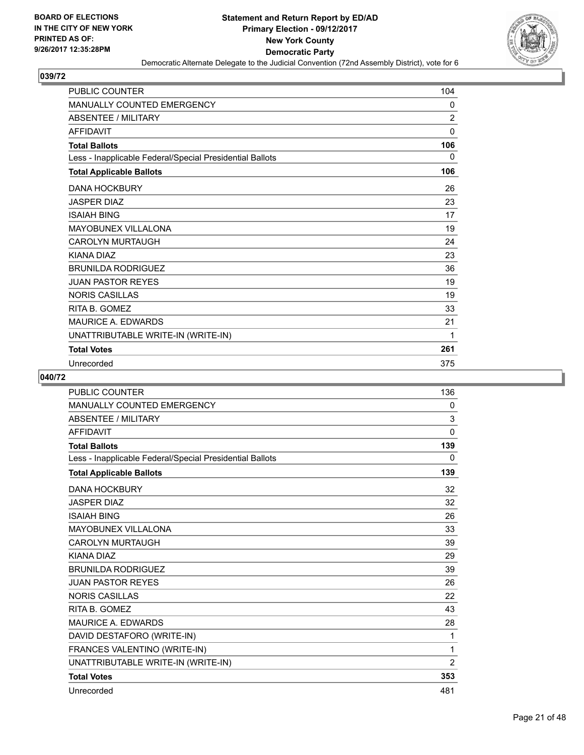**Statement and Return Report by ED/AD**
**Primary Election - 09/12/2017**
**New York County**
**Democratic Party**
Democratic Alternate Delegate to the Judicial Convention (72nd Assembly District), vote for 6

BOARD OF ELECTIONS IN THE CITY OF NEW YORK
PRINTED AS OF: 9/26/2017 12:35:28PM

## 039/72

| | |
|---|---|
| PUBLIC COUNTER | 104 |
| MANUALLY COUNTED EMERGENCY | 0 |
| ABSENTEE / MILITARY | 2 |
| AFFIDAVIT | 0 |
| **Total Ballots** | **106** |
| Less - Inapplicable Federal/Special Presidential Ballots | 0 |
| **Total Applicable Ballots** | **106** |
| DANA HOCKBURY | 26 |
| JASPER DIAZ | 23 |
| ISAIAH BING | 17 |
| MAYOBUNEX VILLALONA | 19 |
| CAROLYN MURTAUGH | 24 |
| KIANA DIAZ | 23 |
| BRUNILDA RODRIGUEZ | 36 |
| JUAN PASTOR REYES | 19 |
| NORIS CASILLAS | 19 |
| RITA B. GOMEZ | 33 |
| MAURICE A. EDWARDS | 21 |
| UNATTRIBUTABLE WRITE-IN (WRITE-IN) | 1 |
| **Total Votes** | **261** |
| Unrecorded | 375 |

## 040/72

| | |
|---|---|
| PUBLIC COUNTER | 136 |
| MANUALLY COUNTED EMERGENCY | 0 |
| ABSENTEE / MILITARY | 3 |
| AFFIDAVIT | 0 |
| **Total Ballots** | **139** |
| Less - Inapplicable Federal/Special Presidential Ballots | 0 |
| **Total Applicable Ballots** | **139** |
| DANA HOCKBURY | 32 |
| JASPER DIAZ | 32 |
| ISAIAH BING | 26 |
| MAYOBUNEX VILLALONA | 33 |
| CAROLYN MURTAUGH | 39 |
| KIANA DIAZ | 29 |
| BRUNILDA RODRIGUEZ | 39 |
| JUAN PASTOR REYES | 26 |
| NORIS CASILLAS | 22 |
| RITA B. GOMEZ | 43 |
| MAURICE A. EDWARDS | 28 |
| DAVID DESTAFORO (WRITE-IN) | 1 |
| FRANCES VALENTINO (WRITE-IN) | 1 |
| UNATTRIBUTABLE WRITE-IN (WRITE-IN) | 2 |
| **Total Votes** | **353** |
| Unrecorded | 481 |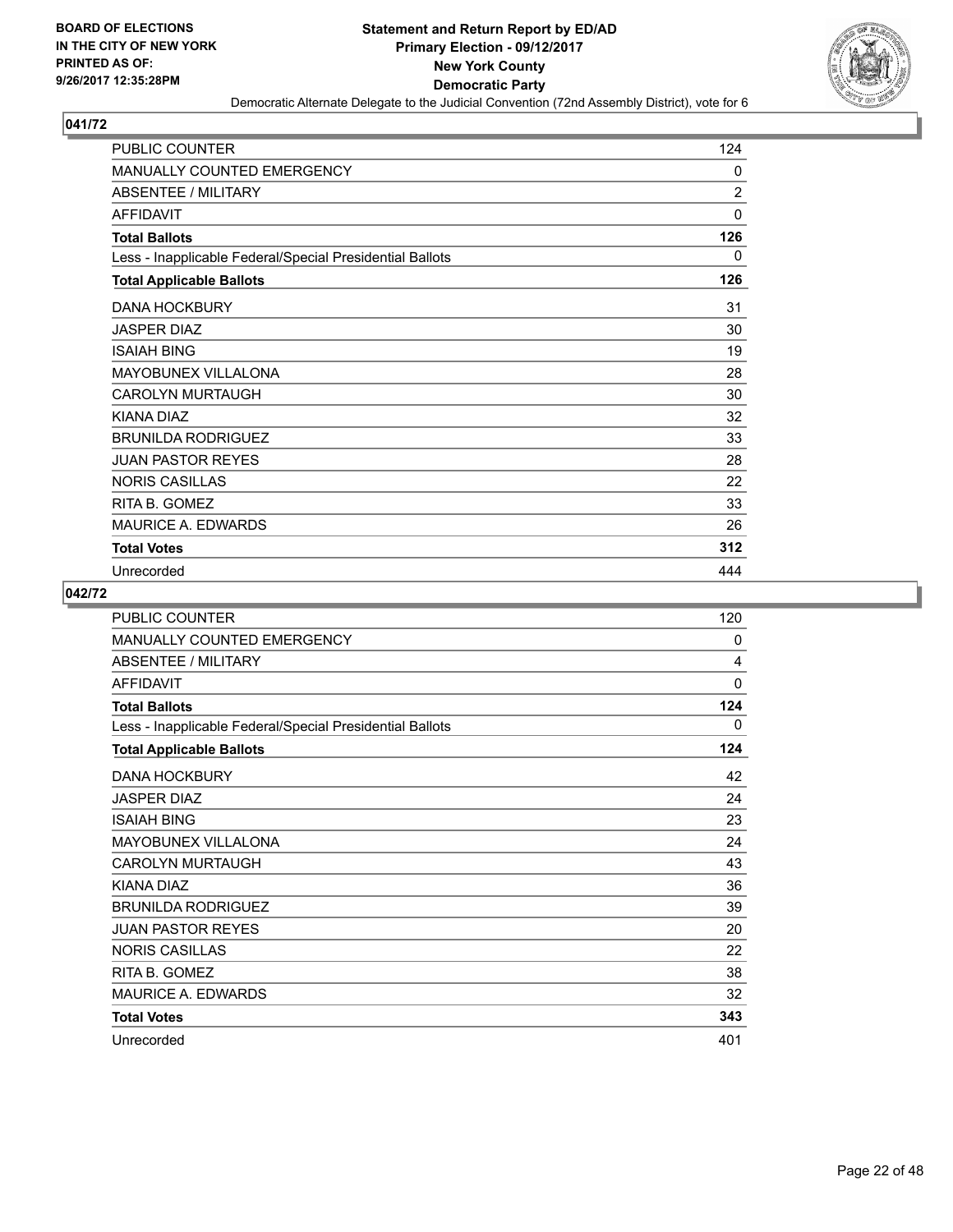BOARD OF ELECTIONS
IN THE CITY OF NEW YORK
PRINTED AS OF:
9/26/2017 12:35:28PM

**Statement and Return Report by ED/AD**
**Primary Election - 09/12/2017**
**New York County**
**Democratic Party**
Democratic Alternate Delegate to the Judicial Convention (72nd Assembly District), vote for 6

## 041/72

| | |
|---|---|
| PUBLIC COUNTER | 124 |
| MANUALLY COUNTED EMERGENCY | 0 |
| ABSENTEE / MILITARY | 2 |
| AFFIDAVIT | 0 |
| **Total Ballots** | **126** |
| Less - Inapplicable Federal/Special Presidential Ballots | 0 |
| **Total Applicable Ballots** | **126** |
| DANA HOCKBURY | 31 |
| JASPER DIAZ | 30 |
| ISAIAH BING | 19 |
| MAYOBUNEX VILLALONA | 28 |
| CAROLYN MURTAUGH | 30 |
| KIANA DIAZ | 32 |
| BRUNILDA RODRIGUEZ | 33 |
| JUAN PASTOR REYES | 28 |
| NORIS CASILLAS | 22 |
| RITA B. GOMEZ | 33 |
| MAURICE A. EDWARDS | 26 |
| **Total Votes** | **312** |
| Unrecorded | 444 |

## 042/72

| | |
|---|---|
| PUBLIC COUNTER | 120 |
| MANUALLY COUNTED EMERGENCY | 0 |
| ABSENTEE / MILITARY | 4 |
| AFFIDAVIT | 0 |
| **Total Ballots** | **124** |
| Less - Inapplicable Federal/Special Presidential Ballots | 0 |
| **Total Applicable Ballots** | **124** |
| DANA HOCKBURY | 42 |
| JASPER DIAZ | 24 |
| ISAIAH BING | 23 |
| MAYOBUNEX VILLALONA | 24 |
| CAROLYN MURTAUGH | 43 |
| KIANA DIAZ | 36 |
| BRUNILDA RODRIGUEZ | 39 |
| JUAN PASTOR REYES | 20 |
| NORIS CASILLAS | 22 |
| RITA B. GOMEZ | 38 |
| MAURICE A. EDWARDS | 32 |
| **Total Votes** | **343** |
| Unrecorded | 401 |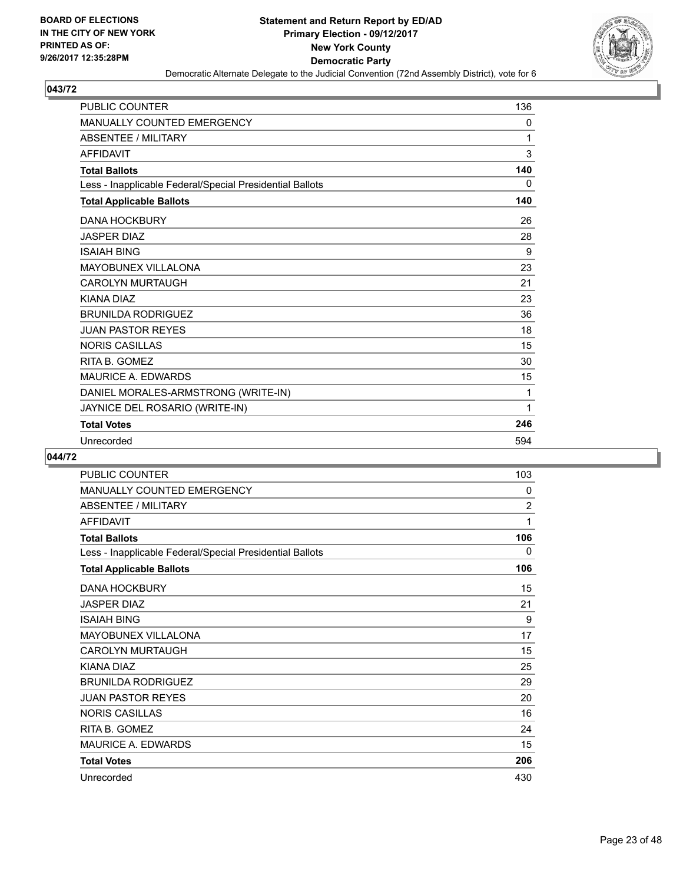**Statement and Return Report by ED/AD**
**Primary Election - 09/12/2017**
**New York County**
**Democratic Party**
Democratic Alternate Delegate to the Judicial Convention (72nd Assembly District), vote for 6

BOARD OF ELECTIONS
IN THE CITY OF NEW YORK
PRINTED AS OF:
9/26/2017 12:35:28PM

## 043/72

| | |
|---|---|
| PUBLIC COUNTER | 136 |
| MANUALLY COUNTED EMERGENCY | 0 |
| ABSENTEE / MILITARY | 1 |
| AFFIDAVIT | 3 |
| **Total Ballots** | **140** |
| Less - Inapplicable Federal/Special Presidential Ballots | 0 |
| **Total Applicable Ballots** | **140** |
| DANA HOCKBURY | 26 |
| JASPER DIAZ | 28 |
| ISAIAH BING | 9 |
| MAYOBUNEX VILLALONA | 23 |
| CAROLYN MURTAUGH | 21 |
| KIANA DIAZ | 23 |
| BRUNILDA RODRIGUEZ | 36 |
| JUAN PASTOR REYES | 18 |
| NORIS CASILLAS | 15 |
| RITA B. GOMEZ | 30 |
| MAURICE A. EDWARDS | 15 |
| DANIEL MORALES-ARMSTRONG (WRITE-IN) | 1 |
| JAYNICE DEL ROSARIO (WRITE-IN) | 1 |
| **Total Votes** | **246** |
| Unrecorded | 594 |

## 044/72

| | |
|---|---|
| PUBLIC COUNTER | 103 |
| MANUALLY COUNTED EMERGENCY | 0 |
| ABSENTEE / MILITARY | 2 |
| AFFIDAVIT | 1 |
| **Total Ballots** | **106** |
| Less - Inapplicable Federal/Special Presidential Ballots | 0 |
| **Total Applicable Ballots** | **106** |
| DANA HOCKBURY | 15 |
| JASPER DIAZ | 21 |
| ISAIAH BING | 9 |
| MAYOBUNEX VILLALONA | 17 |
| CAROLYN MURTAUGH | 15 |
| KIANA DIAZ | 25 |
| BRUNILDA RODRIGUEZ | 29 |
| JUAN PASTOR REYES | 20 |
| NORIS CASILLAS | 16 |
| RITA B. GOMEZ | 24 |
| MAURICE A. EDWARDS | 15 |
| **Total Votes** | **206** |
| Unrecorded | 430 |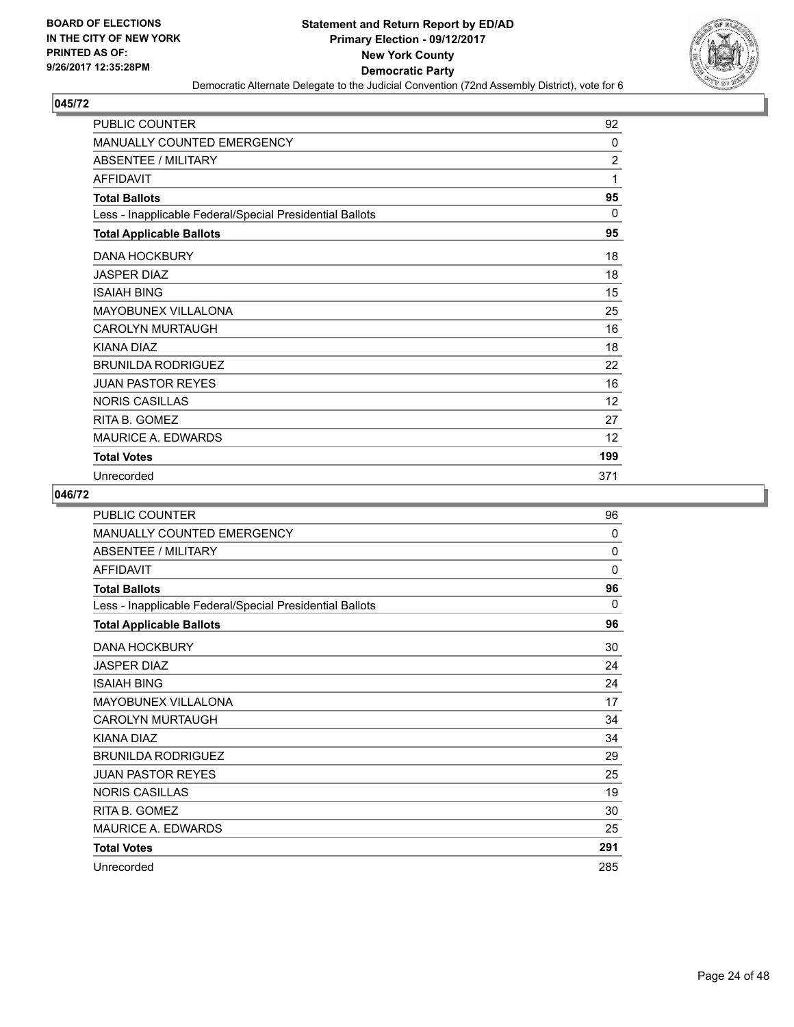BOARD OF ELECTIONS
IN THE CITY OF NEW YORK
PRINTED AS OF:
9/26/2017 12:35:28PM

# Statement and Return Report by ED/AD
## Primary Election - 09/12/2017
## New York County
## Democratic Party
### Democratic Alternate Delegate to the Judicial Convention (72nd Assembly District), vote for 6

## 045/72

| | |
|---|---|
| PUBLIC COUNTER | 92 |
| MANUALLY COUNTED EMERGENCY | 0 |
| ABSENTEE / MILITARY | 2 |
| AFFIDAVIT | 1 |
| **Total Ballots** | **95** |
| Less - Inapplicable Federal/Special Presidential Ballots | 0 |
| **Total Applicable Ballots** | **95** |
| DANA HOCKBURY | 18 |
| JASPER DIAZ | 18 |
| ISAIAH BING | 15 |
| MAYOBUNEX VILLALONA | 25 |
| CAROLYN MURTAUGH | 16 |
| KIANA DIAZ | 18 |
| BRUNILDA RODRIGUEZ | 22 |
| JUAN PASTOR REYES | 16 |
| NORIS CASILLAS | 12 |
| RITA B. GOMEZ | 27 |
| MAURICE A. EDWARDS | 12 |
| **Total Votes** | **199** |
| Unrecorded | 371 |

## 046/72

| | |
|---|---|
| PUBLIC COUNTER | 96 |
| MANUALLY COUNTED EMERGENCY | 0 |
| ABSENTEE / MILITARY | 0 |
| AFFIDAVIT | 0 |
| **Total Ballots** | **96** |
| Less - Inapplicable Federal/Special Presidential Ballots | 0 |
| **Total Applicable Ballots** | **96** |
| DANA HOCKBURY | 30 |
| JASPER DIAZ | 24 |
| ISAIAH BING | 24 |
| MAYOBUNEX VILLALONA | 17 |
| CAROLYN MURTAUGH | 34 |
| KIANA DIAZ | 34 |
| BRUNILDA RODRIGUEZ | 29 |
| JUAN PASTOR REYES | 25 |
| NORIS CASILLAS | 19 |
| RITA B. GOMEZ | 30 |
| MAURICE A. EDWARDS | 25 |
| **Total Votes** | **291** |
| Unrecorded | 285 |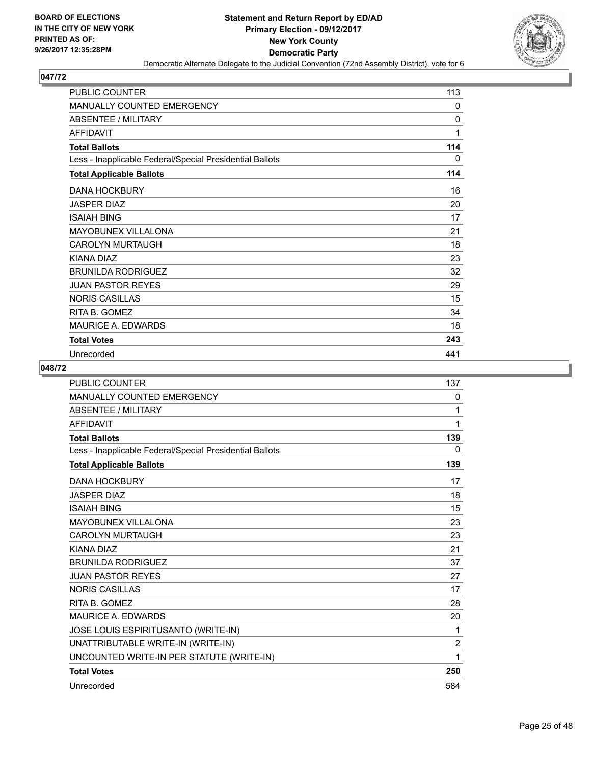**BOARD OF ELECTIONS IN THE CITY OF NEW YORK PRINTED AS OF: 9/26/2017 12:35:28PM**

**Statement and Return Report by ED/AD Primary Election - 09/12/2017 New York County Democratic Party**

Democratic Alternate Delegate to the Judicial Convention (72nd Assembly District), vote for 6

## 047/72

| | |
|---|---|
| PUBLIC COUNTER | 113 |
| MANUALLY COUNTED EMERGENCY | 0 |
| ABSENTEE / MILITARY | 0 |
| AFFIDAVIT | 1 |
| **Total Ballots** | **114** |
| Less - Inapplicable Federal/Special Presidential Ballots | 0 |
| **Total Applicable Ballots** | **114** |
| DANA HOCKBURY | 16 |
| JASPER DIAZ | 20 |
| ISAIAH BING | 17 |
| MAYOBUNEX VILLALONA | 21 |
| CAROLYN MURTAUGH | 18 |
| KIANA DIAZ | 23 |
| BRUNILDA RODRIGUEZ | 32 |
| JUAN PASTOR REYES | 29 |
| NORIS CASILLAS | 15 |
| RITA B. GOMEZ | 34 |
| MAURICE A. EDWARDS | 18 |
| **Total Votes** | **243** |
| Unrecorded | 441 |

## 048/72

| | |
|---|---|
| PUBLIC COUNTER | 137 |
| MANUALLY COUNTED EMERGENCY | 0 |
| ABSENTEE / MILITARY | 1 |
| AFFIDAVIT | 1 |
| **Total Ballots** | **139** |
| Less - Inapplicable Federal/Special Presidential Ballots | 0 |
| **Total Applicable Ballots** | **139** |
| DANA HOCKBURY | 17 |
| JASPER DIAZ | 18 |
| ISAIAH BING | 15 |
| MAYOBUNEX VILLALONA | 23 |
| CAROLYN MURTAUGH | 23 |
| KIANA DIAZ | 21 |
| BRUNILDA RODRIGUEZ | 37 |
| JUAN PASTOR REYES | 27 |
| NORIS CASILLAS | 17 |
| RITA B. GOMEZ | 28 |
| MAURICE A. EDWARDS | 20 |
| JOSE LOUIS ESPIRITUSANTO (WRITE-IN) | 1 |
| UNATTRIBUTABLE WRITE-IN (WRITE-IN) | 2 |
| UNCOUNTED WRITE-IN PER STATUTE (WRITE-IN) | 1 |
| **Total Votes** | **250** |
| Unrecorded | 584 |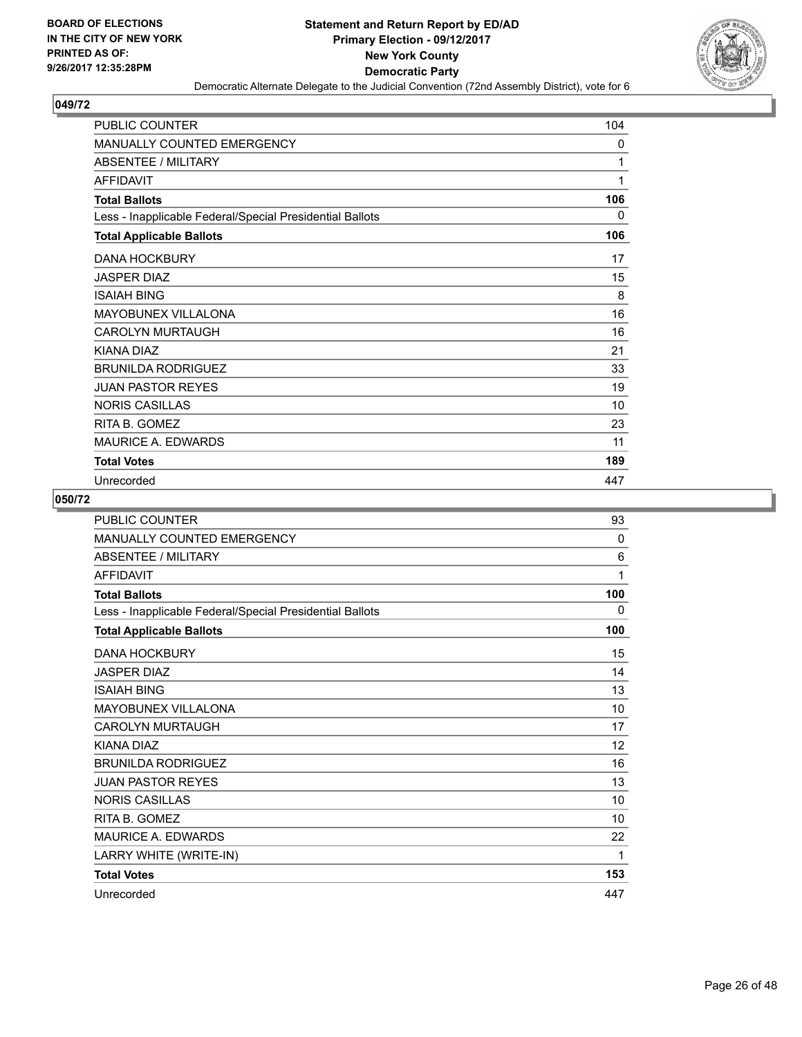**BOARD OF ELECTIONS IN THE CITY OF NEW YORK PRINTED AS OF: 9/26/2017 12:35:28PM**

**Statement and Return Report by ED/AD Primary Election - 09/12/2017 New York County Democratic Party**

Democratic Alternate Delegate to the Judicial Convention (72nd Assembly District), vote for 6

## 049/72

| | |
|---|---|
| PUBLIC COUNTER | 104 |
| MANUALLY COUNTED EMERGENCY | 0 |
| ABSENTEE / MILITARY | 1 |
| AFFIDAVIT | 1 |
| **Total Ballots** | **106** |
| Less - Inapplicable Federal/Special Presidential Ballots | 0 |
| **Total Applicable Ballots** | **106** |
| DANA HOCKBURY | 17 |
| JASPER DIAZ | 15 |
| ISAIAH BING | 8 |
| MAYOBUNEX VILLALONA | 16 |
| CAROLYN MURTAUGH | 16 |
| KIANA DIAZ | 21 |
| BRUNILDA RODRIGUEZ | 33 |
| JUAN PASTOR REYES | 19 |
| NORIS CASILLAS | 10 |
| RITA B. GOMEZ | 23 |
| MAURICE A. EDWARDS | 11 |
| **Total Votes** | **189** |
| Unrecorded | 447 |

## 050/72

| | |
|---|---|
| PUBLIC COUNTER | 93 |
| MANUALLY COUNTED EMERGENCY | 0 |
| ABSENTEE / MILITARY | 6 |
| AFFIDAVIT | 1 |
| **Total Ballots** | **100** |
| Less - Inapplicable Federal/Special Presidential Ballots | 0 |
| **Total Applicable Ballots** | **100** |
| DANA HOCKBURY | 15 |
| JASPER DIAZ | 14 |
| ISAIAH BING | 13 |
| MAYOBUNEX VILLALONA | 10 |
| CAROLYN MURTAUGH | 17 |
| KIANA DIAZ | 12 |
| BRUNILDA RODRIGUEZ | 16 |
| JUAN PASTOR REYES | 13 |
| NORIS CASILLAS | 10 |
| RITA B. GOMEZ | 10 |
| MAURICE A. EDWARDS | 22 |
| LARRY WHITE (WRITE-IN) | 1 |
| **Total Votes** | **153** |
| Unrecorded | 447 |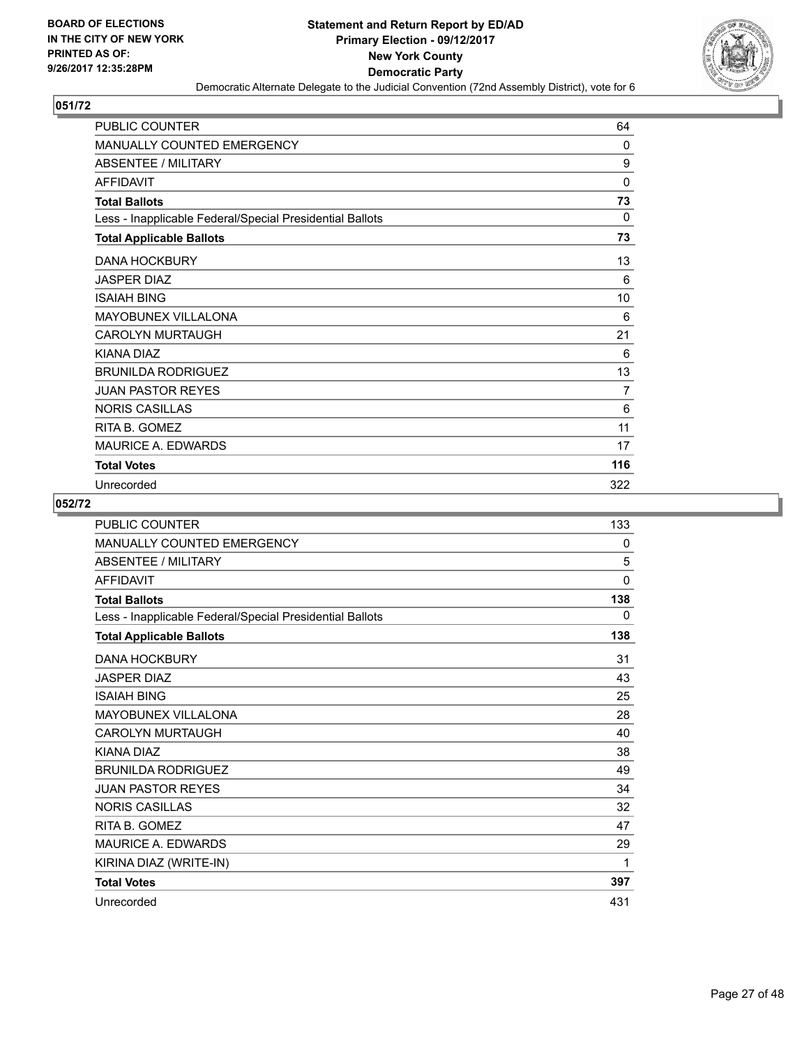**BOARD OF ELECTIONS IN THE CITY OF NEW YORK PRINTED AS OF: 9/26/2017 12:35:28PM**

# Statement and Return Report by ED/AD
## Primary Election - 09/12/2017
## New York County
## Democratic Party
### Democratic Alternate Delegate to the Judicial Convention (72nd Assembly District), vote for 6

**051/72**

| | |
|---|---|
| PUBLIC COUNTER | 64 |
| MANUALLY COUNTED EMERGENCY | 0 |
| ABSENTEE / MILITARY | 9 |
| AFFIDAVIT | 0 |
| **Total Ballots** | **73** |
| Less - Inapplicable Federal/Special Presidential Ballots | 0 |
| **Total Applicable Ballots** | **73** |
| DANA HOCKBURY | 13 |
| JASPER DIAZ | 6 |
| ISAIAH BING | 10 |
| MAYOBUNEX VILLALONA | 6 |
| CAROLYN MURTAUGH | 21 |
| KIANA DIAZ | 6 |
| BRUNILDA RODRIGUEZ | 13 |
| JUAN PASTOR REYES | 7 |
| NORIS CASILLAS | 6 |
| RITA B. GOMEZ | 11 |
| MAURICE A. EDWARDS | 17 |
| **Total Votes** | **116** |
| Unrecorded | 322 |

**052/72**

| | |
|---|---|
| PUBLIC COUNTER | 133 |
| MANUALLY COUNTED EMERGENCY | 0 |
| ABSENTEE / MILITARY | 5 |
| AFFIDAVIT | 0 |
| **Total Ballots** | **138** |
| Less - Inapplicable Federal/Special Presidential Ballots | 0 |
| **Total Applicable Ballots** | **138** |
| DANA HOCKBURY | 31 |
| JASPER DIAZ | 43 |
| ISAIAH BING | 25 |
| MAYOBUNEX VILLALONA | 28 |
| CAROLYN MURTAUGH | 40 |
| KIANA DIAZ | 38 |
| BRUNILDA RODRIGUEZ | 49 |
| JUAN PASTOR REYES | 34 |
| NORIS CASILLAS | 32 |
| RITA B. GOMEZ | 47 |
| MAURICE A. EDWARDS | 29 |
| KIRINA DIAZ (WRITE-IN) | 1 |
| **Total Votes** | **397** |
| Unrecorded | 431 |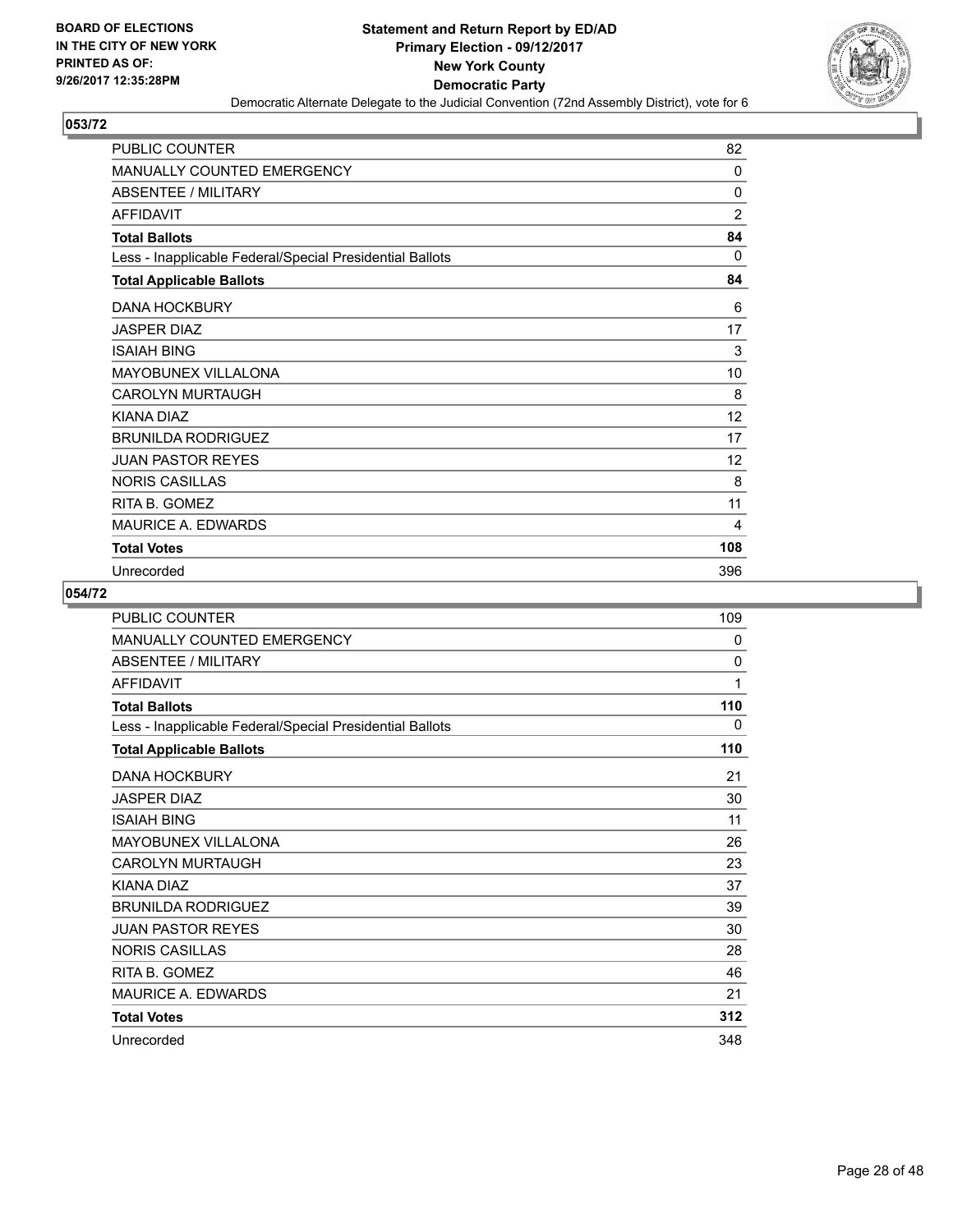BOARD OF ELECTIONS
IN THE CITY OF NEW YORK
PRINTED AS OF:
9/26/2017 12:35:28PM

**Statement and Return Report by ED/AD**
**Primary Election - 09/12/2017**
**New York County**
**Democratic Party**
Democratic Alternate Delegate to the Judicial Convention (72nd Assembly District), vote for 6

## 053/72

| | |
|---|---|
| PUBLIC COUNTER | 82 |
| MANUALLY COUNTED EMERGENCY | 0 |
| ABSENTEE / MILITARY | 0 |
| AFFIDAVIT | 2 |
| **Total Ballots** | **84** |
| Less - Inapplicable Federal/Special Presidential Ballots | 0 |
| **Total Applicable Ballots** | **84** |
| DANA HOCKBURY | 6 |
| JASPER DIAZ | 17 |
| ISAIAH BING | 3 |
| MAYOBUNEX VILLALONA | 10 |
| CAROLYN MURTAUGH | 8 |
| KIANA DIAZ | 12 |
| BRUNILDA RODRIGUEZ | 17 |
| JUAN PASTOR REYES | 12 |
| NORIS CASILLAS | 8 |
| RITA B. GOMEZ | 11 |
| MAURICE A. EDWARDS | 4 |
| **Total Votes** | **108** |
| Unrecorded | 396 |

## 054/72

| | |
|---|---|
| PUBLIC COUNTER | 109 |
| MANUALLY COUNTED EMERGENCY | 0 |
| ABSENTEE / MILITARY | 0 |
| AFFIDAVIT | 1 |
| **Total Ballots** | **110** |
| Less - Inapplicable Federal/Special Presidential Ballots | 0 |
| **Total Applicable Ballots** | **110** |
| DANA HOCKBURY | 21 |
| JASPER DIAZ | 30 |
| ISAIAH BING | 11 |
| MAYOBUNEX VILLALONA | 26 |
| CAROLYN MURTAUGH | 23 |
| KIANA DIAZ | 37 |
| BRUNILDA RODRIGUEZ | 39 |
| JUAN PASTOR REYES | 30 |
| NORIS CASILLAS | 28 |
| RITA B. GOMEZ | 46 |
| MAURICE A. EDWARDS | 21 |
| **Total Votes** | **312** |
| Unrecorded | 348 |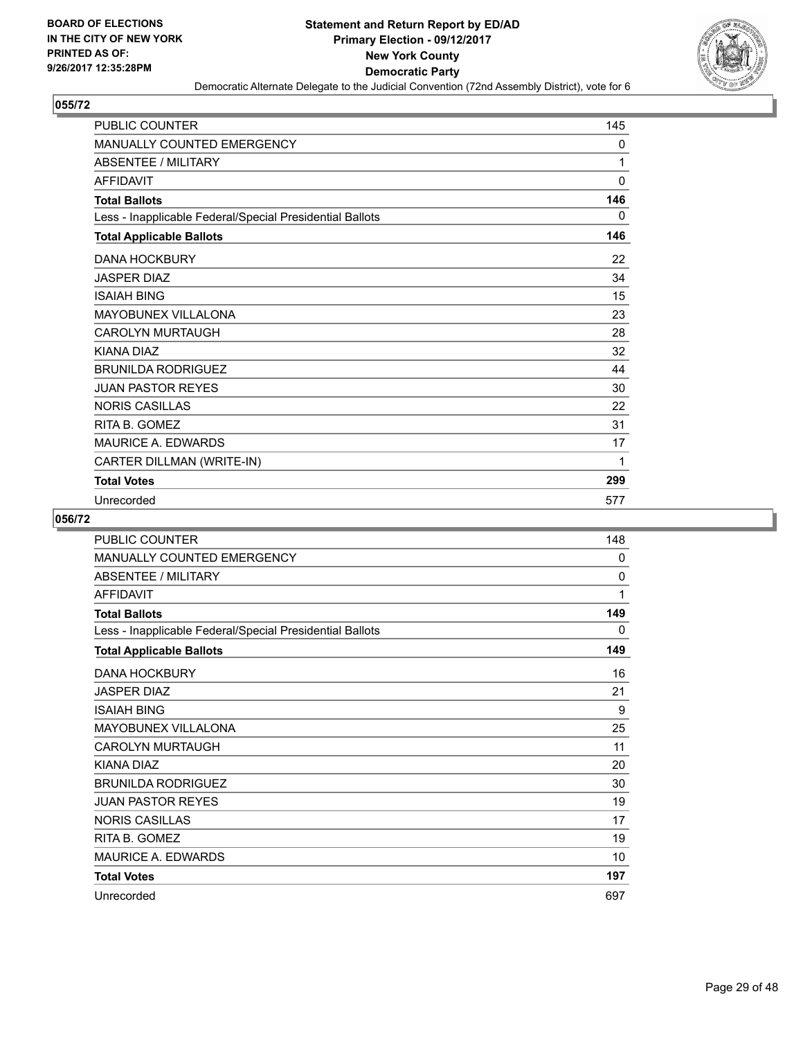BOARD OF ELECTIONS
IN THE CITY OF NEW YORK
PRINTED AS OF:
9/26/2017 12:35:28PM

**Statement and Return Report by ED/AD**
**Primary Election - 09/12/2017**
**New York County**
**Democratic Party**
Democratic Alternate Delegate to the Judicial Convention (72nd Assembly District), vote for 6

## 055/72

| | |
|---|---|
| PUBLIC COUNTER | 145 |
| MANUALLY COUNTED EMERGENCY | 0 |
| ABSENTEE / MILITARY | 1 |
| AFFIDAVIT | 0 |
| **Total Ballots** | **146** |
| Less - Inapplicable Federal/Special Presidential Ballots | 0 |
| **Total Applicable Ballots** | **146** |
| DANA HOCKBURY | 22 |
| JASPER DIAZ | 34 |
| ISAIAH BING | 15 |
| MAYOBUNEX VILLALONA | 23 |
| CAROLYN MURTAUGH | 28 |
| KIANA DIAZ | 32 |
| BRUNILDA RODRIGUEZ | 44 |
| JUAN PASTOR REYES | 30 |
| NORIS CASILLAS | 22 |
| RITA B. GOMEZ | 31 |
| MAURICE A. EDWARDS | 17 |
| CARTER DILLMAN (WRITE-IN) | 1 |
| **Total Votes** | **299** |
| Unrecorded | 577 |

## 056/72

| | |
|---|---|
| PUBLIC COUNTER | 148 |
| MANUALLY COUNTED EMERGENCY | 0 |
| ABSENTEE / MILITARY | 0 |
| AFFIDAVIT | 1 |
| **Total Ballots** | **149** |
| Less - Inapplicable Federal/Special Presidential Ballots | 0 |
| **Total Applicable Ballots** | **149** |
| DANA HOCKBURY | 16 |
| JASPER DIAZ | 21 |
| ISAIAH BING | 9 |
| MAYOBUNEX VILLALONA | 25 |
| CAROLYN MURTAUGH | 11 |
| KIANA DIAZ | 20 |
| BRUNILDA RODRIGUEZ | 30 |
| JUAN PASTOR REYES | 19 |
| NORIS CASILLAS | 17 |
| RITA B. GOMEZ | 19 |
| MAURICE A. EDWARDS | 10 |
| **Total Votes** | **197** |
| Unrecorded | 697 |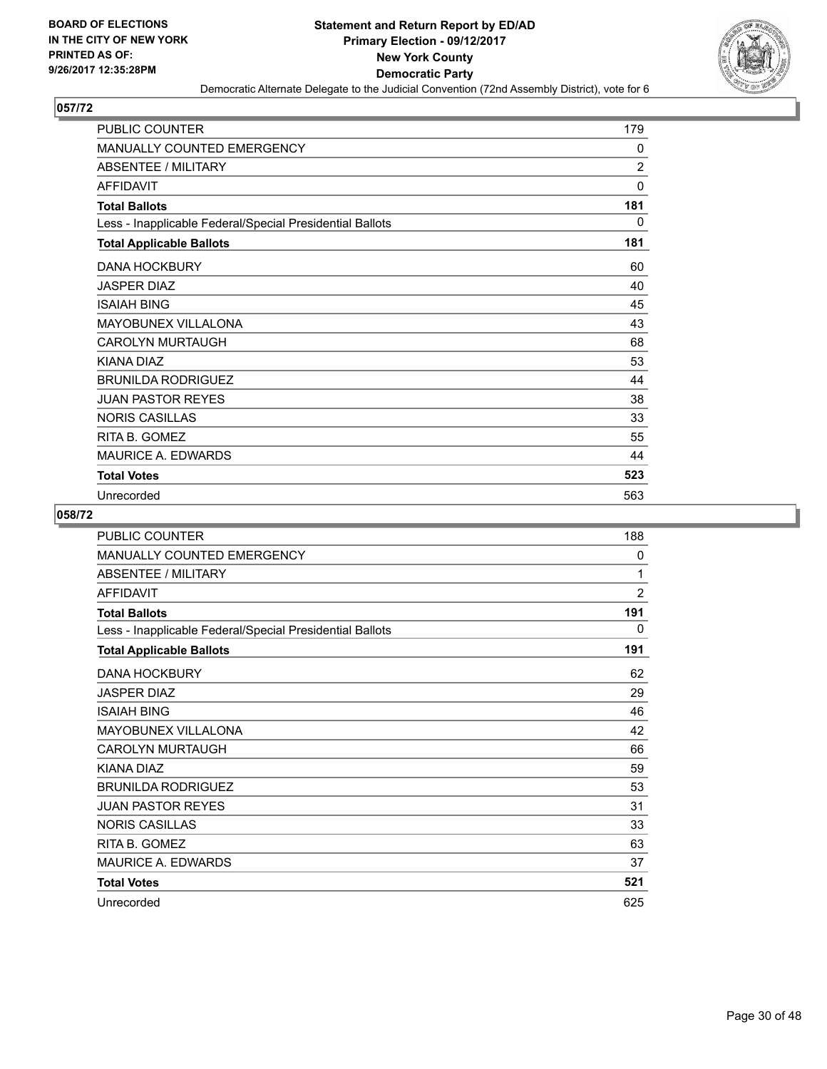**BOARD OF ELECTIONS IN THE CITY OF NEW YORK PRINTED AS OF: 9/26/2017 12:35:28PM**

**Statement and Return Report by ED/AD Primary Election - 09/12/2017 New York County Democratic Party**

Democratic Alternate Delegate to the Judicial Convention (72nd Assembly District), vote for 6

## 057/72

| | |
|---|---|
| PUBLIC COUNTER | 179 |
| MANUALLY COUNTED EMERGENCY | 0 |
| ABSENTEE / MILITARY | 2 |
| AFFIDAVIT | 0 |
| **Total Ballots** | **181** |
| Less - Inapplicable Federal/Special Presidential Ballots | 0 |
| **Total Applicable Ballots** | **181** |
| DANA HOCKBURY | 60 |
| JASPER DIAZ | 40 |
| ISAIAH BING | 45 |
| MAYOBUNEX VILLALONA | 43 |
| CAROLYN MURTAUGH | 68 |
| KIANA DIAZ | 53 |
| BRUNILDA RODRIGUEZ | 44 |
| JUAN PASTOR REYES | 38 |
| NORIS CASILLAS | 33 |
| RITA B. GOMEZ | 55 |
| MAURICE A. EDWARDS | 44 |
| **Total Votes** | **523** |
| Unrecorded | 563 |

## 058/72

| | |
|---|---|
| PUBLIC COUNTER | 188 |
| MANUALLY COUNTED EMERGENCY | 0 |
| ABSENTEE / MILITARY | 1 |
| AFFIDAVIT | 2 |
| **Total Ballots** | **191** |
| Less - Inapplicable Federal/Special Presidential Ballots | 0 |
| **Total Applicable Ballots** | **191** |
| DANA HOCKBURY | 62 |
| JASPER DIAZ | 29 |
| ISAIAH BING | 46 |
| MAYOBUNEX VILLALONA | 42 |
| CAROLYN MURTAUGH | 66 |
| KIANA DIAZ | 59 |
| BRUNILDA RODRIGUEZ | 53 |
| JUAN PASTOR REYES | 31 |
| NORIS CASILLAS | 33 |
| RITA B. GOMEZ | 63 |
| MAURICE A. EDWARDS | 37 |
| **Total Votes** | **521** |
| Unrecorded | 625 |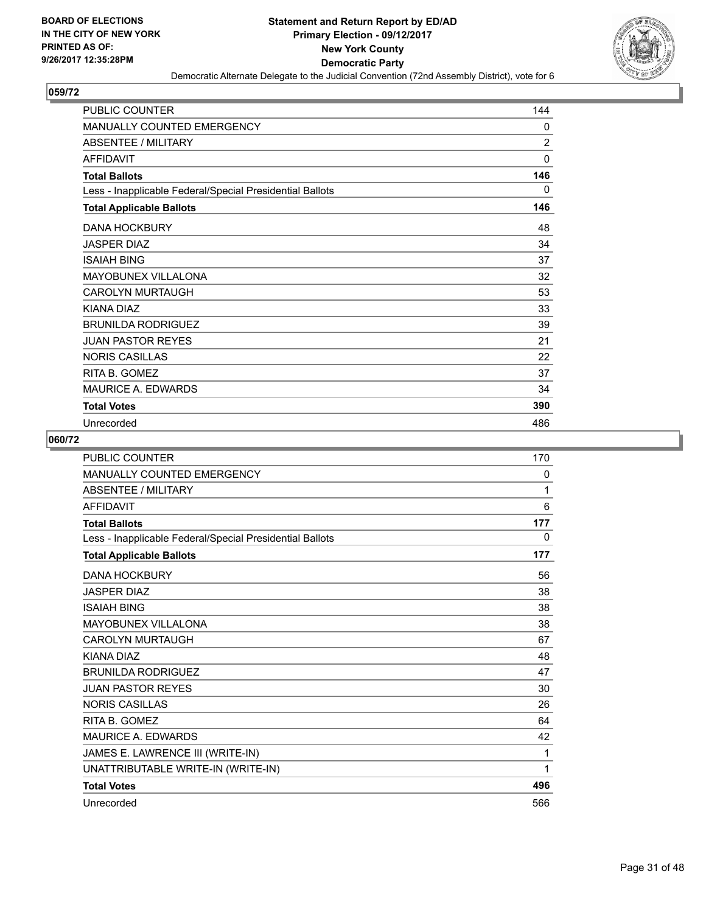BOARD OF ELECTIONS
IN THE CITY OF NEW YORK
PRINTED AS OF:
9/26/2017 12:35:28PM

**Statement and Return Report by ED/AD**
**Primary Election - 09/12/2017**
**New York County**
**Democratic Party**
Democratic Alternate Delegate to the Judicial Convention (72nd Assembly District), vote for 6

## 059/72

| | |
|---|---|
| PUBLIC COUNTER | 144 |
| MANUALLY COUNTED EMERGENCY | 0 |
| ABSENTEE / MILITARY | 2 |
| AFFIDAVIT | 0 |
| **Total Ballots** | **146** |
| Less - Inapplicable Federal/Special Presidential Ballots | 0 |
| **Total Applicable Ballots** | **146** |
| DANA HOCKBURY | 48 |
| JASPER DIAZ | 34 |
| ISAIAH BING | 37 |
| MAYOBUNEX VILLALONA | 32 |
| CAROLYN MURTAUGH | 53 |
| KIANA DIAZ | 33 |
| BRUNILDA RODRIGUEZ | 39 |
| JUAN PASTOR REYES | 21 |
| NORIS CASILLAS | 22 |
| RITA B. GOMEZ | 37 |
| MAURICE A. EDWARDS | 34 |
| **Total Votes** | **390** |
| Unrecorded | 486 |

## 060/72

| | |
|---|---|
| PUBLIC COUNTER | 170 |
| MANUALLY COUNTED EMERGENCY | 0 |
| ABSENTEE / MILITARY | 1 |
| AFFIDAVIT | 6 |
| **Total Ballots** | **177** |
| Less - Inapplicable Federal/Special Presidential Ballots | 0 |
| **Total Applicable Ballots** | **177** |
| DANA HOCKBURY | 56 |
| JASPER DIAZ | 38 |
| ISAIAH BING | 38 |
| MAYOBUNEX VILLALONA | 38 |
| CAROLYN MURTAUGH | 67 |
| KIANA DIAZ | 48 |
| BRUNILDA RODRIGUEZ | 47 |
| JUAN PASTOR REYES | 30 |
| NORIS CASILLAS | 26 |
| RITA B. GOMEZ | 64 |
| MAURICE A. EDWARDS | 42 |
| JAMES E. LAWRENCE III (WRITE-IN) | 1 |
| UNATTRIBUTABLE WRITE-IN (WRITE-IN) | 1 |
| **Total Votes** | **496** |
| Unrecorded | 566 |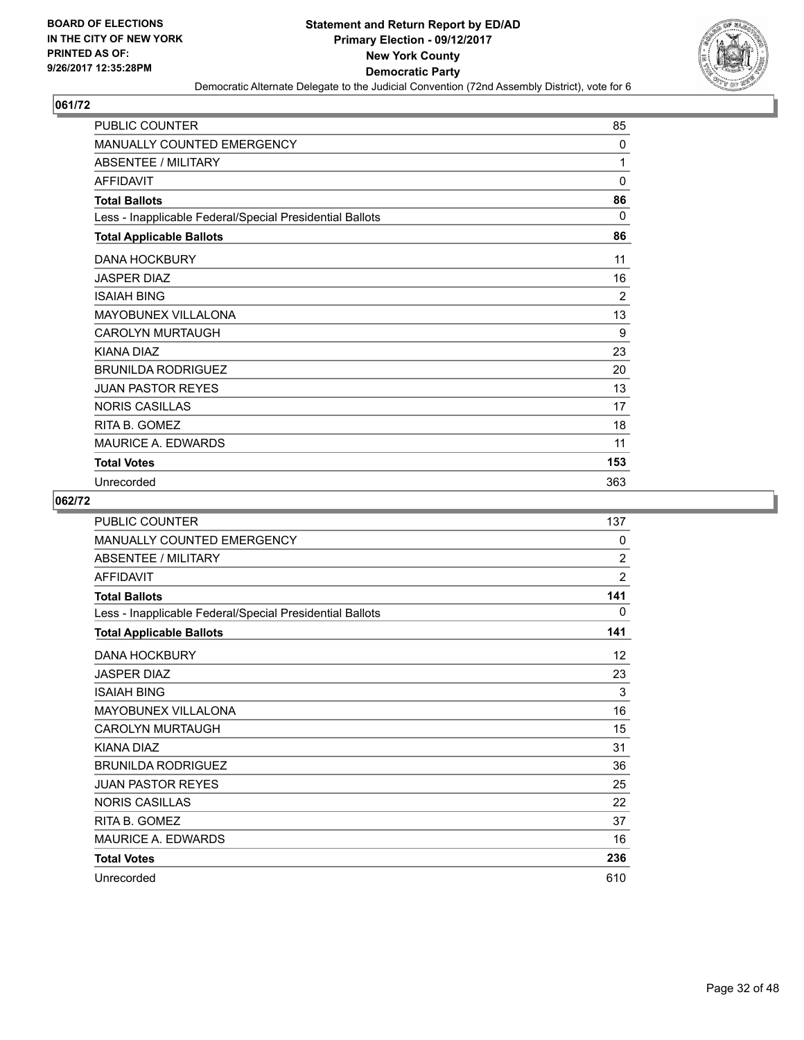BOARD OF ELECTIONS
IN THE CITY OF NEW YORK
PRINTED AS OF:
9/26/2017 12:35:28PM

**Statement and Return Report by ED/AD**
**Primary Election - 09/12/2017**
**New York County**
**Democratic Party**
Democratic Alternate Delegate to the Judicial Convention (72nd Assembly District), vote for 6

## 061/72

| | |
|---|---|
| PUBLIC COUNTER | 85 |
| MANUALLY COUNTED EMERGENCY | 0 |
| ABSENTEE / MILITARY | 1 |
| AFFIDAVIT | 0 |
| **Total Ballots** | **86** |
| Less - Inapplicable Federal/Special Presidential Ballots | 0 |
| **Total Applicable Ballots** | **86** |
| DANA HOCKBURY | 11 |
| JASPER DIAZ | 16 |
| ISAIAH BING | 2 |
| MAYOBUNEX VILLALONA | 13 |
| CAROLYN MURTAUGH | 9 |
| KIANA DIAZ | 23 |
| BRUNILDA RODRIGUEZ | 20 |
| JUAN PASTOR REYES | 13 |
| NORIS CASILLAS | 17 |
| RITA B. GOMEZ | 18 |
| MAURICE A. EDWARDS | 11 |
| **Total Votes** | **153** |
| Unrecorded | 363 |

## 062/72

| | |
|---|---|
| PUBLIC COUNTER | 137 |
| MANUALLY COUNTED EMERGENCY | 0 |
| ABSENTEE / MILITARY | 2 |
| AFFIDAVIT | 2 |
| **Total Ballots** | **141** |
| Less - Inapplicable Federal/Special Presidential Ballots | 0 |
| **Total Applicable Ballots** | **141** |
| DANA HOCKBURY | 12 |
| JASPER DIAZ | 23 |
| ISAIAH BING | 3 |
| MAYOBUNEX VILLALONA | 16 |
| CAROLYN MURTAUGH | 15 |
| KIANA DIAZ | 31 |
| BRUNILDA RODRIGUEZ | 36 |
| JUAN PASTOR REYES | 25 |
| NORIS CASILLAS | 22 |
| RITA B. GOMEZ | 37 |
| MAURICE A. EDWARDS | 16 |
| **Total Votes** | **236** |
| Unrecorded | 610 |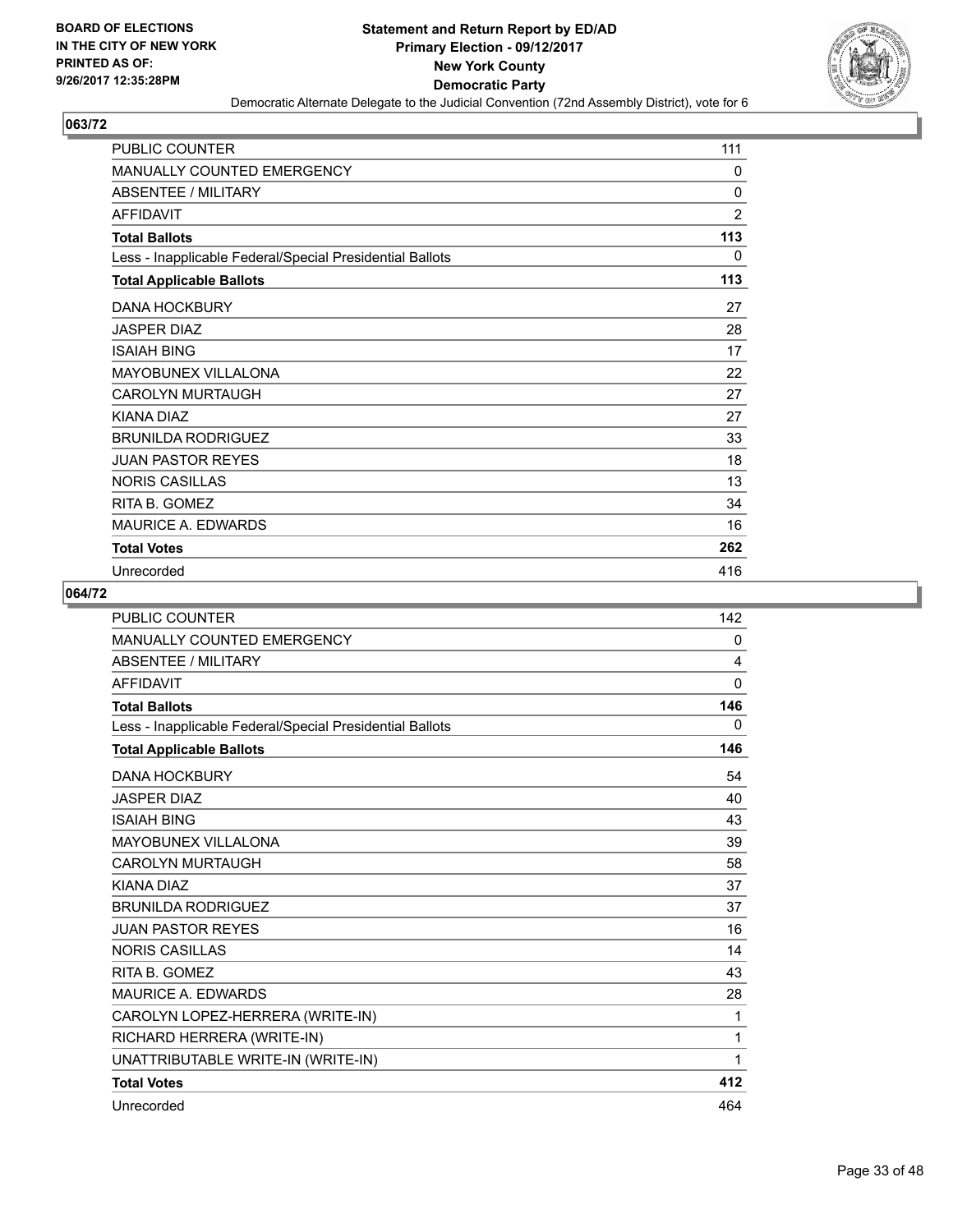**BOARD OF ELECTIONS IN THE CITY OF NEW YORK PRINTED AS OF: 9/26/2017 12:35:28PM**

# Statement and Return Report by ED/AD
## Primary Election - 09/12/2017
## New York County
## Democratic Party
### Democratic Alternate Delegate to the Judicial Convention (72nd Assembly District), vote for 6

**063/72**

| | |
|---|---|
| PUBLIC COUNTER | 111 |
| MANUALLY COUNTED EMERGENCY | 0 |
| ABSENTEE / MILITARY | 0 |
| AFFIDAVIT | 2 |
| **Total Ballots** | **113** |
| Less - Inapplicable Federal/Special Presidential Ballots | 0 |
| **Total Applicable Ballots** | **113** |
| DANA HOCKBURY | 27 |
| JASPER DIAZ | 28 |
| ISAIAH BING | 17 |
| MAYOBUNEX VILLALONA | 22 |
| CAROLYN MURTAUGH | 27 |
| KIANA DIAZ | 27 |
| BRUNILDA RODRIGUEZ | 33 |
| JUAN PASTOR REYES | 18 |
| NORIS CASILLAS | 13 |
| RITA B. GOMEZ | 34 |
| MAURICE A. EDWARDS | 16 |
| **Total Votes** | **262** |
| Unrecorded | 416 |

**064/72**

| | |
|---|---|
| PUBLIC COUNTER | 142 |
| MANUALLY COUNTED EMERGENCY | 0 |
| ABSENTEE / MILITARY | 4 |
| AFFIDAVIT | 0 |
| **Total Ballots** | **146** |
| Less - Inapplicable Federal/Special Presidential Ballots | 0 |
| **Total Applicable Ballots** | **146** |
| DANA HOCKBURY | 54 |
| JASPER DIAZ | 40 |
| ISAIAH BING | 43 |
| MAYOBUNEX VILLALONA | 39 |
| CAROLYN MURTAUGH | 58 |
| KIANA DIAZ | 37 |
| BRUNILDA RODRIGUEZ | 37 |
| JUAN PASTOR REYES | 16 |
| NORIS CASILLAS | 14 |
| RITA B. GOMEZ | 43 |
| MAURICE A. EDWARDS | 28 |
| CAROLYN LOPEZ-HERRERA (WRITE-IN) | 1 |
| RICHARD HERRERA (WRITE-IN) | 1 |
| UNATTRIBUTABLE WRITE-IN (WRITE-IN) | 1 |
| **Total Votes** | **412** |
| Unrecorded | 464 |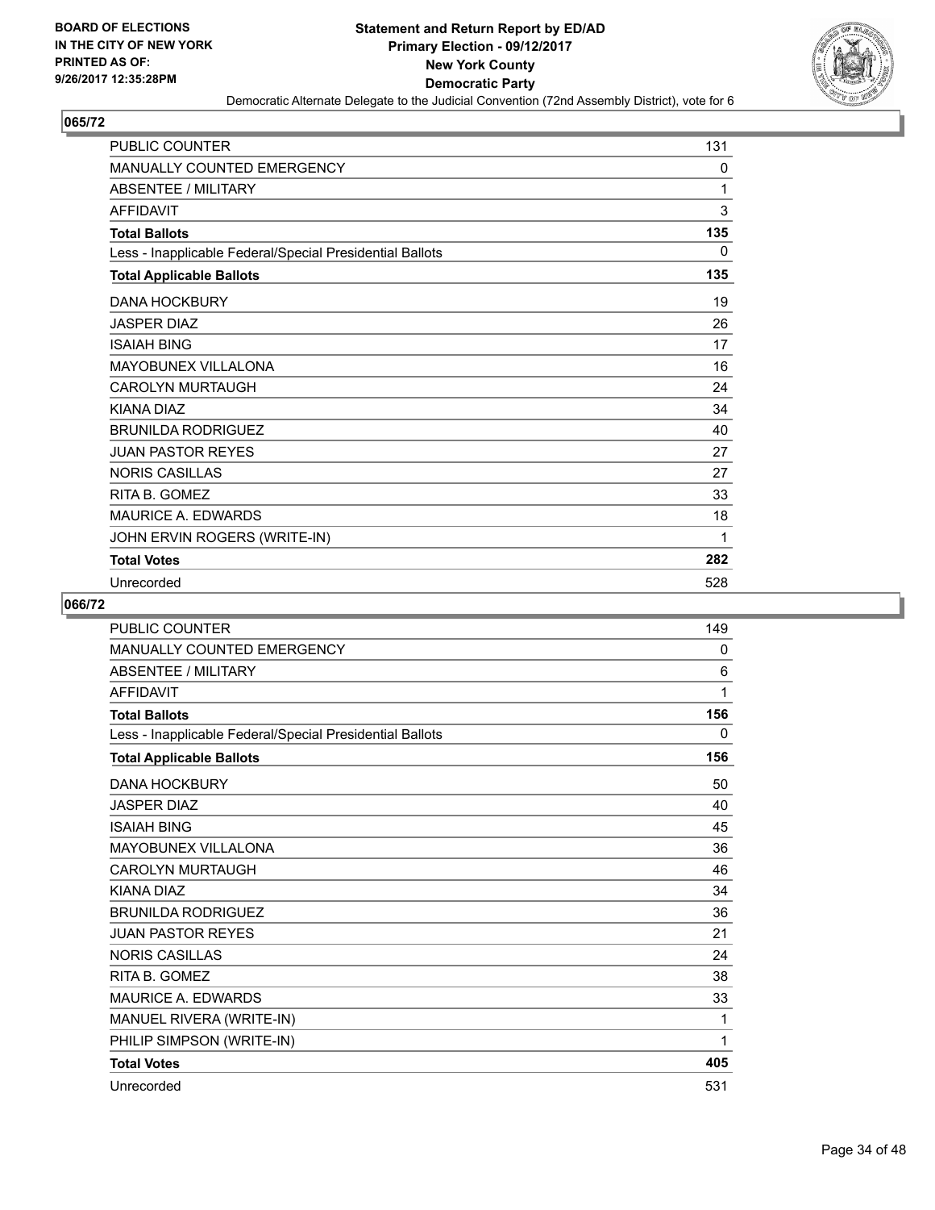**BOARD OF ELECTIONS IN THE CITY OF NEW YORK PRINTED AS OF: 9/26/2017 12:35:28PM**

# Statement and Return Report by ED/AD
## Primary Election - 09/12/2017
## New York County
## Democratic Party
### Democratic Alternate Delegate to the Judicial Convention (72nd Assembly District), vote for 6

**065/72**

| | |
|---|---|
| PUBLIC COUNTER | 131 |
| MANUALLY COUNTED EMERGENCY | 0 |
| ABSENTEE / MILITARY | 1 |
| AFFIDAVIT | 3 |
| **Total Ballots** | **135** |
| Less - Inapplicable Federal/Special Presidential Ballots | 0 |
| **Total Applicable Ballots** | **135** |
| DANA HOCKBURY | 19 |
| JASPER DIAZ | 26 |
| ISAIAH BING | 17 |
| MAYOBUNEX VILLALONA | 16 |
| CAROLYN MURTAUGH | 24 |
| KIANA DIAZ | 34 |
| BRUNILDA RODRIGUEZ | 40 |
| JUAN PASTOR REYES | 27 |
| NORIS CASILLAS | 27 |
| RITA B. GOMEZ | 33 |
| MAURICE A. EDWARDS | 18 |
| JOHN ERVIN ROGERS (WRITE-IN) | 1 |
| **Total Votes** | **282** |
| Unrecorded | 528 |

**066/72**

| | |
|---|---|
| PUBLIC COUNTER | 149 |
| MANUALLY COUNTED EMERGENCY | 0 |
| ABSENTEE / MILITARY | 6 |
| AFFIDAVIT | 1 |
| **Total Ballots** | **156** |
| Less - Inapplicable Federal/Special Presidential Ballots | 0 |
| **Total Applicable Ballots** | **156** |
| DANA HOCKBURY | 50 |
| JASPER DIAZ | 40 |
| ISAIAH BING | 45 |
| MAYOBUNEX VILLALONA | 36 |
| CAROLYN MURTAUGH | 46 |
| KIANA DIAZ | 34 |
| BRUNILDA RODRIGUEZ | 36 |
| JUAN PASTOR REYES | 21 |
| NORIS CASILLAS | 24 |
| RITA B. GOMEZ | 38 |
| MAURICE A. EDWARDS | 33 |
| MANUEL RIVERA (WRITE-IN) | 1 |
| PHILIP SIMPSON (WRITE-IN) | 1 |
| **Total Votes** | **405** |
| Unrecorded | 531 |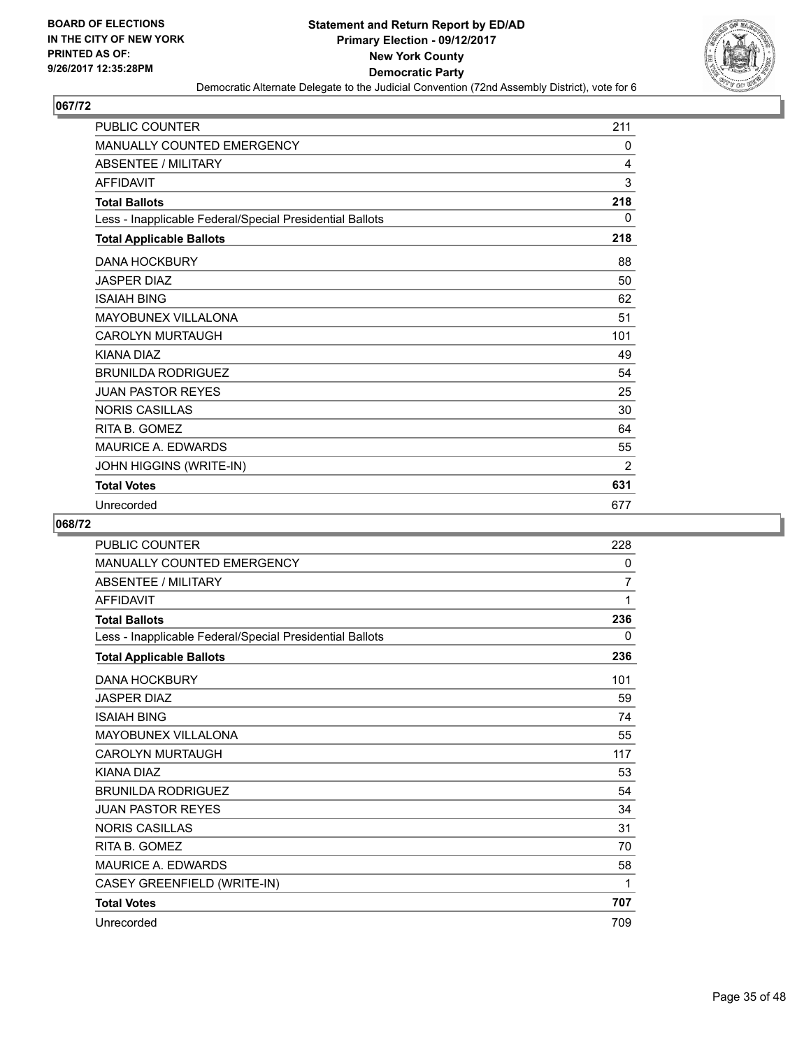**BOARD OF ELECTIONS IN THE CITY OF NEW YORK PRINTED AS OF: 9/26/2017 12:35:28PM**

# Statement and Return Report by ED/AD
## Primary Election - 09/12/2017
## New York County
## Democratic Party
### Democratic Alternate Delegate to the Judicial Convention (72nd Assembly District), vote for 6

**067/72**

| | |
|---|---|
| PUBLIC COUNTER | 211 |
| MANUALLY COUNTED EMERGENCY | 0 |
| ABSENTEE / MILITARY | 4 |
| AFFIDAVIT | 3 |
| **Total Ballots** | **218** |
| Less - Inapplicable Federal/Special Presidential Ballots | 0 |
| **Total Applicable Ballots** | **218** |
| DANA HOCKBURY | 88 |
| JASPER DIAZ | 50 |
| ISAIAH BING | 62 |
| MAYOBUNEX VILLALONA | 51 |
| CAROLYN MURTAUGH | 101 |
| KIANA DIAZ | 49 |
| BRUNILDA RODRIGUEZ | 54 |
| JUAN PASTOR REYES | 25 |
| NORIS CASILLAS | 30 |
| RITA B. GOMEZ | 64 |
| MAURICE A. EDWARDS | 55 |
| JOHN HIGGINS (WRITE-IN) | 2 |
| **Total Votes** | **631** |
| Unrecorded | 677 |

**068/72**

| | |
|---|---|
| PUBLIC COUNTER | 228 |
| MANUALLY COUNTED EMERGENCY | 0 |
| ABSENTEE / MILITARY | 7 |
| AFFIDAVIT | 1 |
| **Total Ballots** | **236** |
| Less - Inapplicable Federal/Special Presidential Ballots | 0 |
| **Total Applicable Ballots** | **236** |
| DANA HOCKBURY | 101 |
| JASPER DIAZ | 59 |
| ISAIAH BING | 74 |
| MAYOBUNEX VILLALONA | 55 |
| CAROLYN MURTAUGH | 117 |
| KIANA DIAZ | 53 |
| BRUNILDA RODRIGUEZ | 54 |
| JUAN PASTOR REYES | 34 |
| NORIS CASILLAS | 31 |
| RITA B. GOMEZ | 70 |
| MAURICE A. EDWARDS | 58 |
| CASEY GREENFIELD (WRITE-IN) | 1 |
| **Total Votes** | **707** |
| Unrecorded | 709 |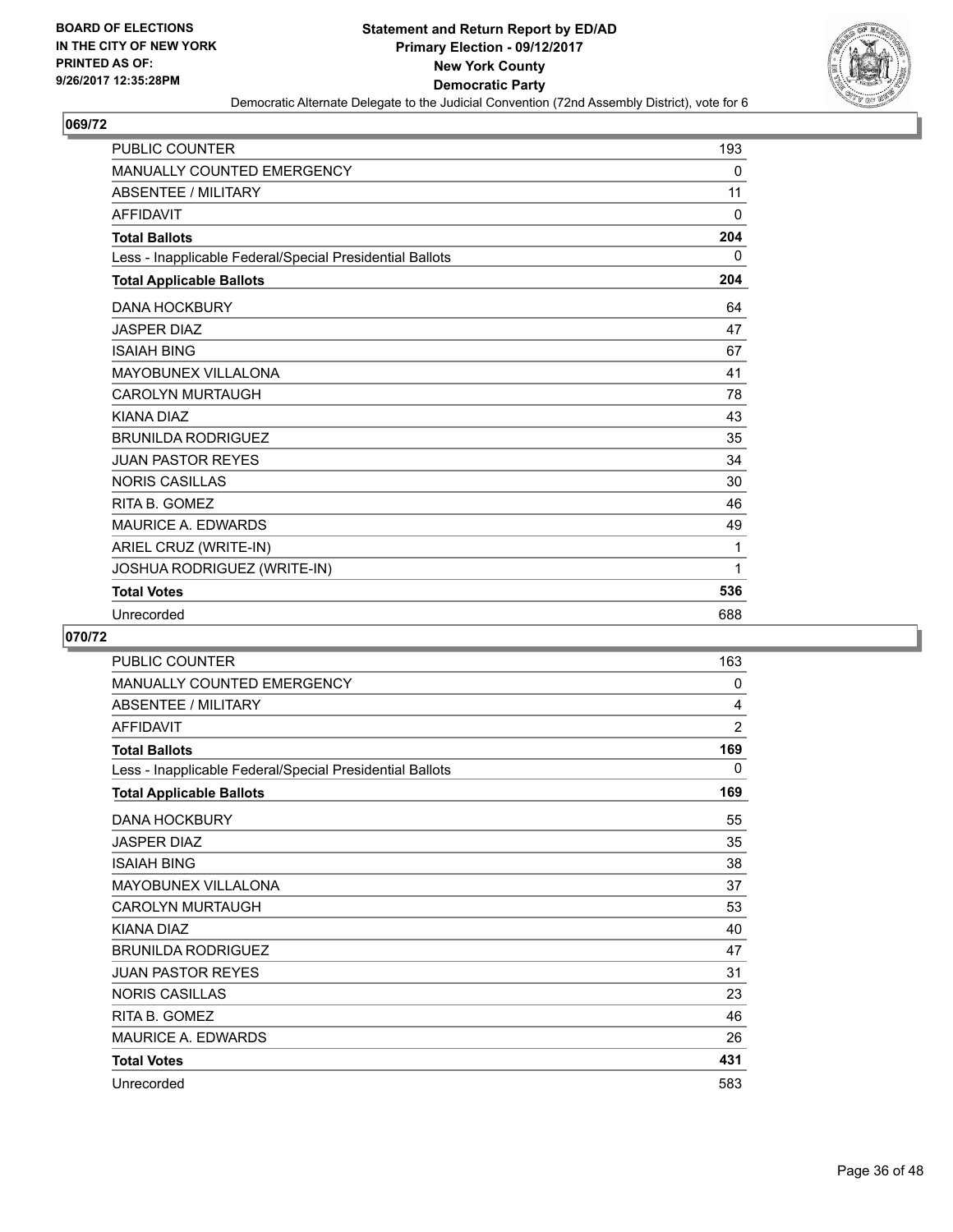BOARD OF ELECTIONS
IN THE CITY OF NEW YORK
PRINTED AS OF:
9/26/2017 12:35:28PM

**Statement and Return Report by ED/AD**
**Primary Election - 09/12/2017**
**New York County**
**Democratic Party**
Democratic Alternate Delegate to the Judicial Convention (72nd Assembly District), vote for 6

## 069/72

| | |
|---|---|
| PUBLIC COUNTER | 193 |
| MANUALLY COUNTED EMERGENCY | 0 |
| ABSENTEE / MILITARY | 11 |
| AFFIDAVIT | 0 |
| **Total Ballots** | **204** |
| Less - Inapplicable Federal/Special Presidential Ballots | 0 |
| **Total Applicable Ballots** | **204** |
| DANA HOCKBURY | 64 |
| JASPER DIAZ | 47 |
| ISAIAH BING | 67 |
| MAYOBUNEX VILLALONA | 41 |
| CAROLYN MURTAUGH | 78 |
| KIANA DIAZ | 43 |
| BRUNILDA RODRIGUEZ | 35 |
| JUAN PASTOR REYES | 34 |
| NORIS CASILLAS | 30 |
| RITA B. GOMEZ | 46 |
| MAURICE A. EDWARDS | 49 |
| ARIEL CRUZ (WRITE-IN) | 1 |
| JOSHUA RODRIGUEZ (WRITE-IN) | 1 |
| **Total Votes** | **536** |
| Unrecorded | 688 |

## 070/72

| | |
|---|---|
| PUBLIC COUNTER | 163 |
| MANUALLY COUNTED EMERGENCY | 0 |
| ABSENTEE / MILITARY | 4 |
| AFFIDAVIT | 2 |
| **Total Ballots** | **169** |
| Less - Inapplicable Federal/Special Presidential Ballots | 0 |
| **Total Applicable Ballots** | **169** |
| DANA HOCKBURY | 55 |
| JASPER DIAZ | 35 |
| ISAIAH BING | 38 |
| MAYOBUNEX VILLALONA | 37 |
| CAROLYN MURTAUGH | 53 |
| KIANA DIAZ | 40 |
| BRUNILDA RODRIGUEZ | 47 |
| JUAN PASTOR REYES | 31 |
| NORIS CASILLAS | 23 |
| RITA B. GOMEZ | 46 |
| MAURICE A. EDWARDS | 26 |
| **Total Votes** | **431** |
| Unrecorded | 583 |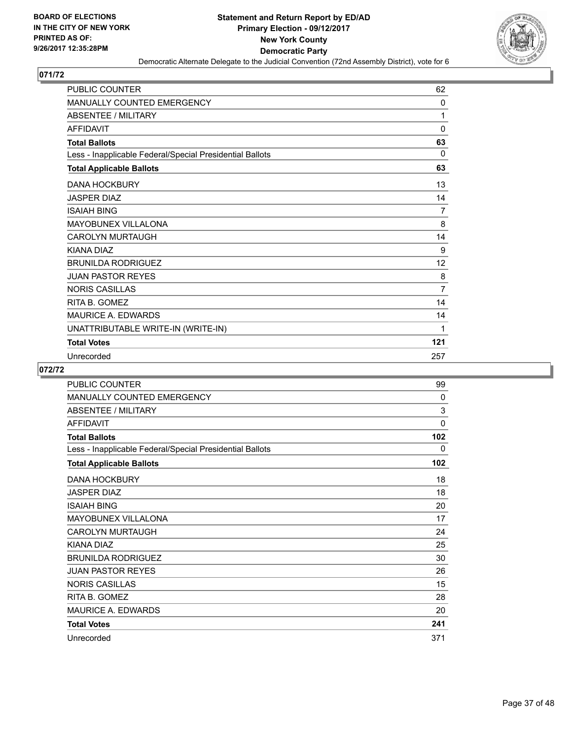BOARD OF ELECTIONS IN THE CITY OF NEW YORK PRINTED AS OF: 9/26/2017 12:35:28PM

**Statement and Return Report by ED/AD**
**Primary Election - 09/12/2017**
**New York County**
**Democratic Party**
Democratic Alternate Delegate to the Judicial Convention (72nd Assembly District), vote for 6

## 071/72

| | |
|---|---|
| PUBLIC COUNTER | 62 |
| MANUALLY COUNTED EMERGENCY | 0 |
| ABSENTEE / MILITARY | 1 |
| AFFIDAVIT | 0 |
| **Total Ballots** | **63** |
| Less - Inapplicable Federal/Special Presidential Ballots | 0 |
| **Total Applicable Ballots** | **63** |
| DANA HOCKBURY | 13 |
| JASPER DIAZ | 14 |
| ISAIAH BING | 7 |
| MAYOBUNEX VILLALONA | 8 |
| CAROLYN MURTAUGH | 14 |
| KIANA DIAZ | 9 |
| BRUNILDA RODRIGUEZ | 12 |
| JUAN PASTOR REYES | 8 |
| NORIS CASILLAS | 7 |
| RITA B. GOMEZ | 14 |
| MAURICE A. EDWARDS | 14 |
| UNATTRIBUTABLE WRITE-IN (WRITE-IN) | 1 |
| **Total Votes** | **121** |
| Unrecorded | 257 |

## 072/72

| | |
|---|---|
| PUBLIC COUNTER | 99 |
| MANUALLY COUNTED EMERGENCY | 0 |
| ABSENTEE / MILITARY | 3 |
| AFFIDAVIT | 0 |
| **Total Ballots** | **102** |
| Less - Inapplicable Federal/Special Presidential Ballots | 0 |
| **Total Applicable Ballots** | **102** |
| DANA HOCKBURY | 18 |
| JASPER DIAZ | 18 |
| ISAIAH BING | 20 |
| MAYOBUNEX VILLALONA | 17 |
| CAROLYN MURTAUGH | 24 |
| KIANA DIAZ | 25 |
| BRUNILDA RODRIGUEZ | 30 |
| JUAN PASTOR REYES | 26 |
| NORIS CASILLAS | 15 |
| RITA B. GOMEZ | 28 |
| MAURICE A. EDWARDS | 20 |
| **Total Votes** | **241** |
| Unrecorded | 371 |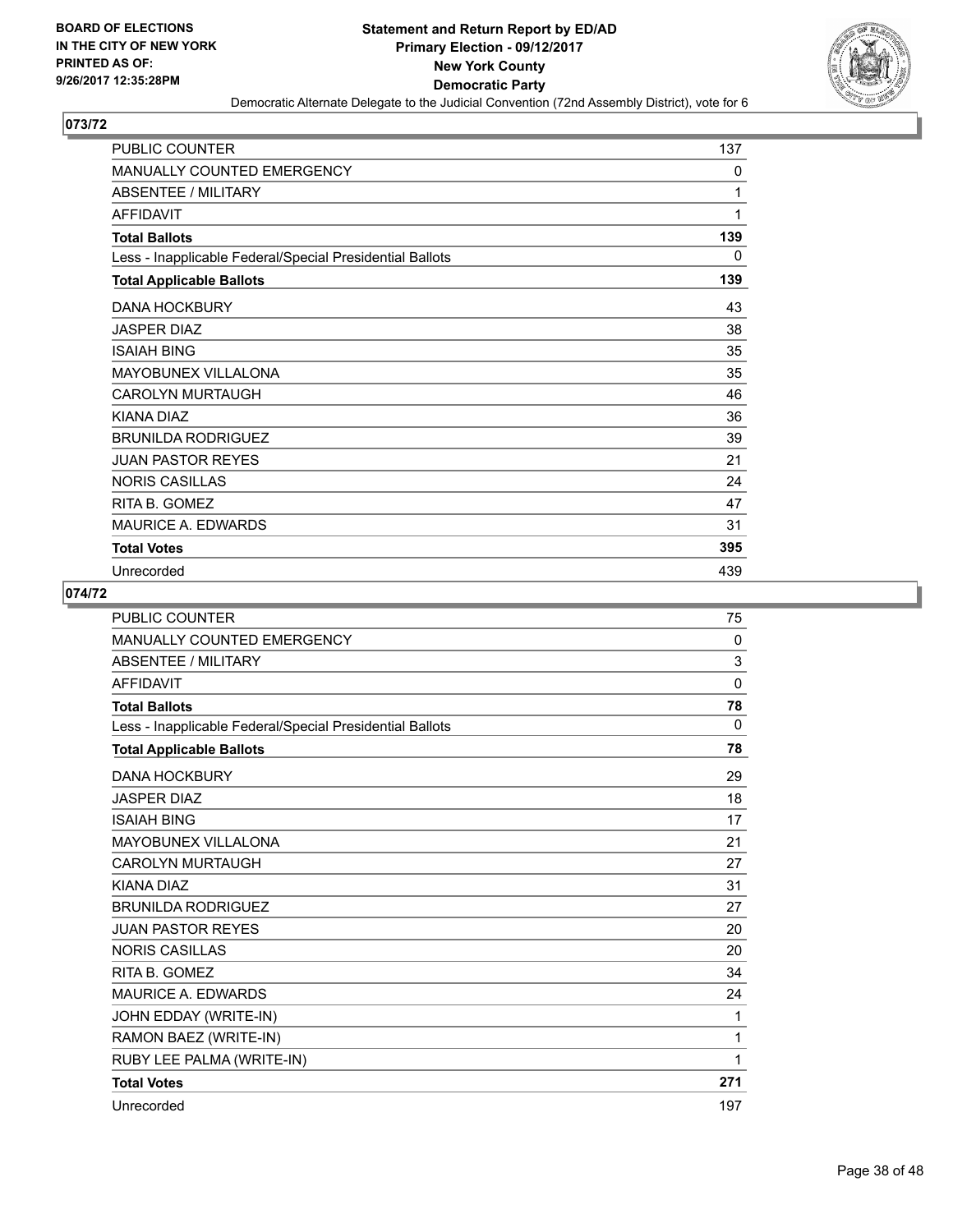**BOARD OF ELECTIONS IN THE CITY OF NEW YORK PRINTED AS OF: 9/26/2017 12:35:28PM**

**Statement and Return Report by ED/AD**
**Primary Election - 09/12/2017**
**New York County**
**Democratic Party**
Democratic Alternate Delegate to the Judicial Convention (72nd Assembly District), vote for 6

## 073/72

| | |
|---|---|
| PUBLIC COUNTER | 137 |
| MANUALLY COUNTED EMERGENCY | 0 |
| ABSENTEE / MILITARY | 1 |
| AFFIDAVIT | 1 |
| **Total Ballots** | **139** |
| Less - Inapplicable Federal/Special Presidential Ballots | 0 |
| **Total Applicable Ballots** | **139** |
| DANA HOCKBURY | 43 |
| JASPER DIAZ | 38 |
| ISAIAH BING | 35 |
| MAYOBUNEX VILLALONA | 35 |
| CAROLYN MURTAUGH | 46 |
| KIANA DIAZ | 36 |
| BRUNILDA RODRIGUEZ | 39 |
| JUAN PASTOR REYES | 21 |
| NORIS CASILLAS | 24 |
| RITA B. GOMEZ | 47 |
| MAURICE A. EDWARDS | 31 |
| **Total Votes** | **395** |
| Unrecorded | 439 |

## 074/72

| | |
|---|---|
| PUBLIC COUNTER | 75 |
| MANUALLY COUNTED EMERGENCY | 0 |
| ABSENTEE / MILITARY | 3 |
| AFFIDAVIT | 0 |
| **Total Ballots** | **78** |
| Less - Inapplicable Federal/Special Presidential Ballots | 0 |
| **Total Applicable Ballots** | **78** |
| DANA HOCKBURY | 29 |
| JASPER DIAZ | 18 |
| ISAIAH BING | 17 |
| MAYOBUNEX VILLALONA | 21 |
| CAROLYN MURTAUGH | 27 |
| KIANA DIAZ | 31 |
| BRUNILDA RODRIGUEZ | 27 |
| JUAN PASTOR REYES | 20 |
| NORIS CASILLAS | 20 |
| RITA B. GOMEZ | 34 |
| MAURICE A. EDWARDS | 24 |
| JOHN EDDAY (WRITE-IN) | 1 |
| RAMON BAEZ (WRITE-IN) | 1 |
| RUBY LEE PALMA (WRITE-IN) | 1 |
| **Total Votes** | **271** |
| Unrecorded | 197 |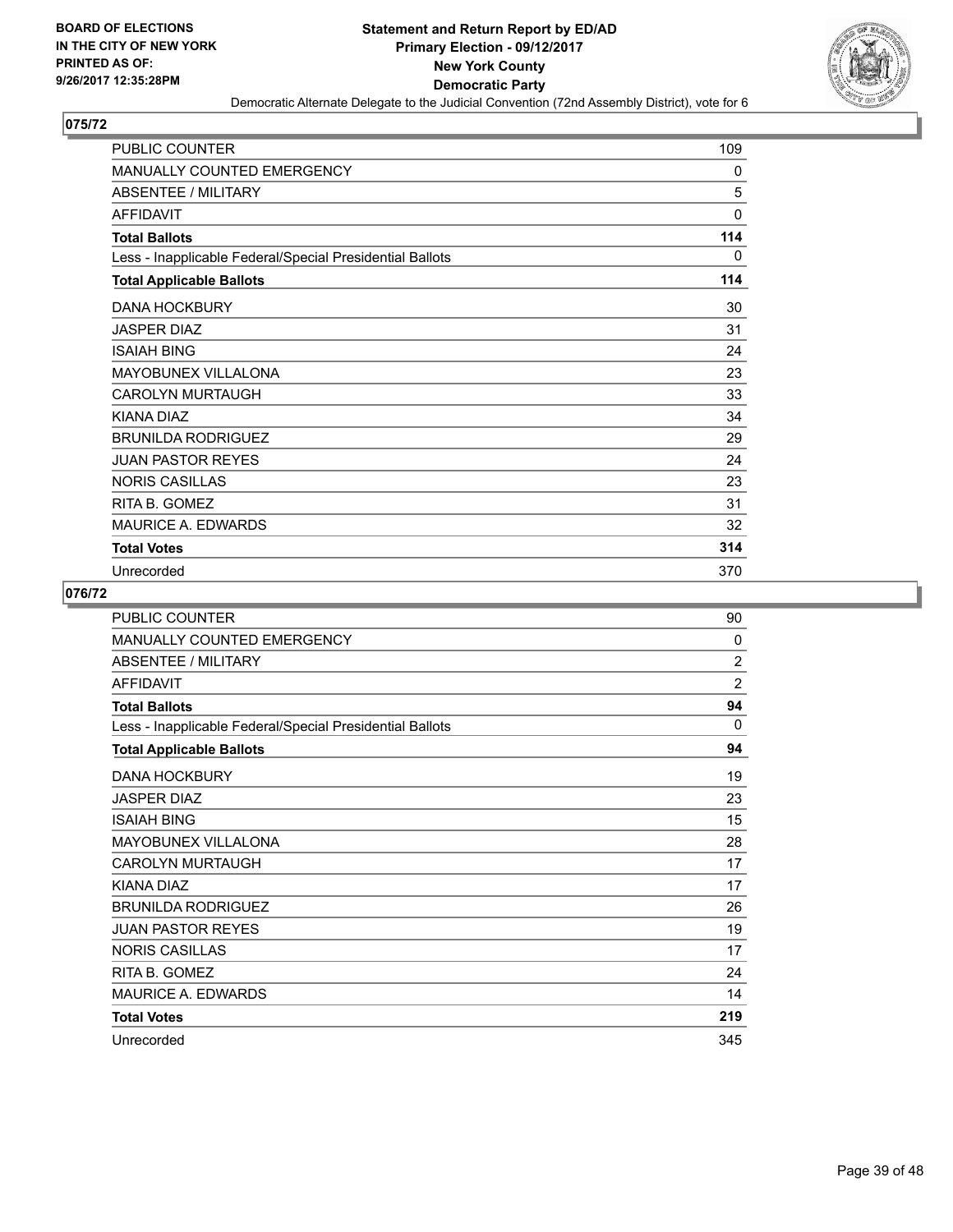**BOARD OF ELECTIONS IN THE CITY OF NEW YORK PRINTED AS OF: 9/26/2017 12:35:28PM**

# Statement and Return Report by ED/AD
## Primary Election - 09/12/2017
## New York County
## Democratic Party
### Democratic Alternate Delegate to the Judicial Convention (72nd Assembly District), vote for 6

## 075/72

| | |
|---|---|
| PUBLIC COUNTER | 109 |
| MANUALLY COUNTED EMERGENCY | 0 |
| ABSENTEE / MILITARY | 5 |
| AFFIDAVIT | 0 |
| **Total Ballots** | **114** |
| Less - Inapplicable Federal/Special Presidential Ballots | 0 |
| **Total Applicable Ballots** | **114** |
| DANA HOCKBURY | 30 |
| JASPER DIAZ | 31 |
| ISAIAH BING | 24 |
| MAYOBUNEX VILLALONA | 23 |
| CAROLYN MURTAUGH | 33 |
| KIANA DIAZ | 34 |
| BRUNILDA RODRIGUEZ | 29 |
| JUAN PASTOR REYES | 24 |
| NORIS CASILLAS | 23 |
| RITA B. GOMEZ | 31 |
| MAURICE A. EDWARDS | 32 |
| **Total Votes** | **314** |
| Unrecorded | 370 |

## 076/72

| | |
|---|---|
| PUBLIC COUNTER | 90 |
| MANUALLY COUNTED EMERGENCY | 0 |
| ABSENTEE / MILITARY | 2 |
| AFFIDAVIT | 2 |
| **Total Ballots** | **94** |
| Less - Inapplicable Federal/Special Presidential Ballots | 0 |
| **Total Applicable Ballots** | **94** |
| DANA HOCKBURY | 19 |
| JASPER DIAZ | 23 |
| ISAIAH BING | 15 |
| MAYOBUNEX VILLALONA | 28 |
| CAROLYN MURTAUGH | 17 |
| KIANA DIAZ | 17 |
| BRUNILDA RODRIGUEZ | 26 |
| JUAN PASTOR REYES | 19 |
| NORIS CASILLAS | 17 |
| RITA B. GOMEZ | 24 |
| MAURICE A. EDWARDS | 14 |
| **Total Votes** | **219** |
| Unrecorded | 345 |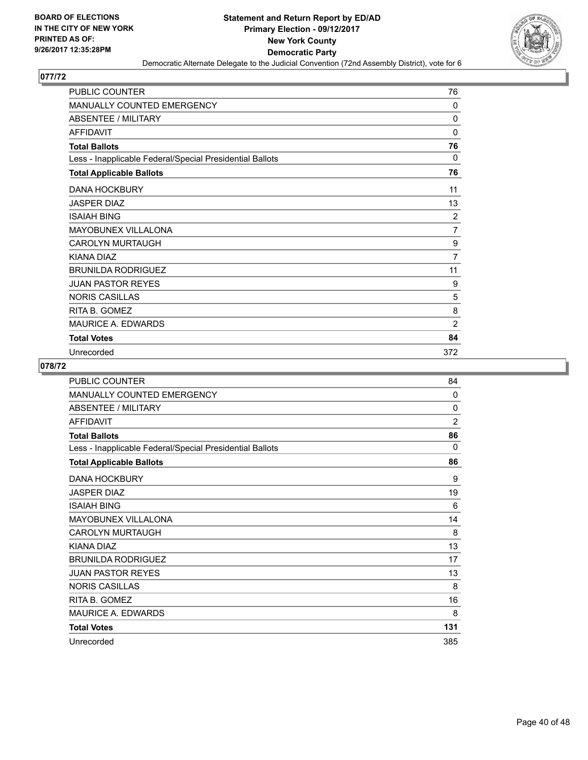**BOARD OF ELECTIONS IN THE CITY OF NEW YORK PRINTED AS OF: 9/26/2017 12:35:28PM**

**Statement and Return Report by ED/AD Primary Election - 09/12/2017 New York County Democratic Party**

Democratic Alternate Delegate to the Judicial Convention (72nd Assembly District), vote for 6

## 077/72

| | |
|---|---|
| PUBLIC COUNTER | 76 |
| MANUALLY COUNTED EMERGENCY | 0 |
| ABSENTEE / MILITARY | 0 |
| AFFIDAVIT | 0 |
| **Total Ballots** | **76** |
| Less - Inapplicable Federal/Special Presidential Ballots | 0 |
| **Total Applicable Ballots** | **76** |
| DANA HOCKBURY | 11 |
| JASPER DIAZ | 13 |
| ISAIAH BING | 2 |
| MAYOBUNEX VILLALONA | 7 |
| CAROLYN MURTAUGH | 9 |
| KIANA DIAZ | 7 |
| BRUNILDA RODRIGUEZ | 11 |
| JUAN PASTOR REYES | 9 |
| NORIS CASILLAS | 5 |
| RITA B. GOMEZ | 8 |
| MAURICE A. EDWARDS | 2 |
| **Total Votes** | **84** |
| Unrecorded | 372 |

## 078/72

| | |
|---|---|
| PUBLIC COUNTER | 84 |
| MANUALLY COUNTED EMERGENCY | 0 |
| ABSENTEE / MILITARY | 0 |
| AFFIDAVIT | 2 |
| **Total Ballots** | **86** |
| Less - Inapplicable Federal/Special Presidential Ballots | 0 |
| **Total Applicable Ballots** | **86** |
| DANA HOCKBURY | 9 |
| JASPER DIAZ | 19 |
| ISAIAH BING | 6 |
| MAYOBUNEX VILLALONA | 14 |
| CAROLYN MURTAUGH | 8 |
| KIANA DIAZ | 13 |
| BRUNILDA RODRIGUEZ | 17 |
| JUAN PASTOR REYES | 13 |
| NORIS CASILLAS | 8 |
| RITA B. GOMEZ | 16 |
| MAURICE A. EDWARDS | 8 |
| **Total Votes** | **131** |
| Unrecorded | 385 |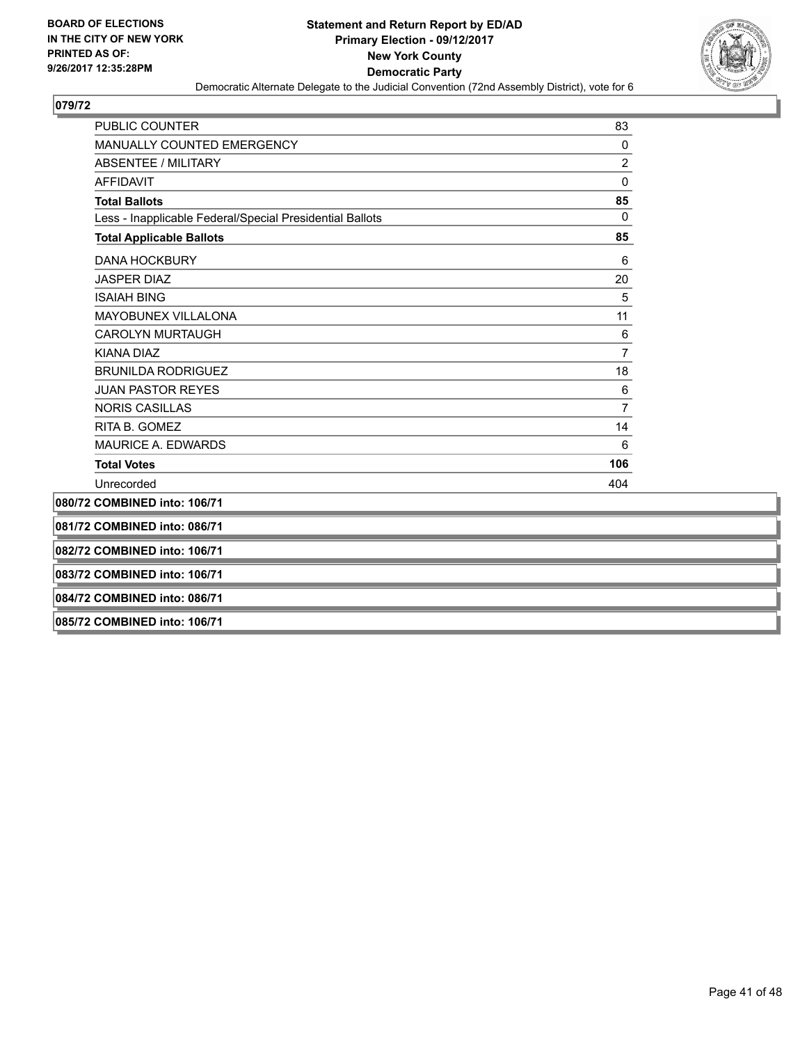**BOARD OF ELECTIONS IN THE CITY OF NEW YORK PRINTED AS OF: 9/26/2017 12:35:28PM**

**Statement and Return Report by ED/AD**
**Primary Election - 09/12/2017**
**New York County**
**Democratic Party**
Democratic Alternate Delegate to the Judicial Convention (72nd Assembly District), vote for 6

## 079/72

| | |
|---|---|
| PUBLIC COUNTER | 83 |
| MANUALLY COUNTED EMERGENCY | 0 |
| ABSENTEE / MILITARY | 2 |
| AFFIDAVIT | 0 |
| **Total Ballots** | **85** |
| Less - Inapplicable Federal/Special Presidential Ballots | 0 |
| **Total Applicable Ballots** | **85** |
| DANA HOCKBURY | 6 |
| JASPER DIAZ | 20 |
| ISAIAH BING | 5 |
| MAYOBUNEX VILLALONA | 11 |
| CAROLYN MURTAUGH | 6 |
| KIANA DIAZ | 7 |
| BRUNILDA RODRIGUEZ | 18 |
| JUAN PASTOR REYES | 6 |
| NORIS CASILLAS | 7 |
| RITA B. GOMEZ | 14 |
| MAURICE A. EDWARDS | 6 |
| **Total Votes** | **106** |
| Unrecorded | 404 |

**080/72 COMBINED into: 106/71**

**081/72 COMBINED into: 086/71**

**082/72 COMBINED into: 106/71**

**083/72 COMBINED into: 106/71**

**084/72 COMBINED into: 086/71**

**085/72 COMBINED into: 106/71**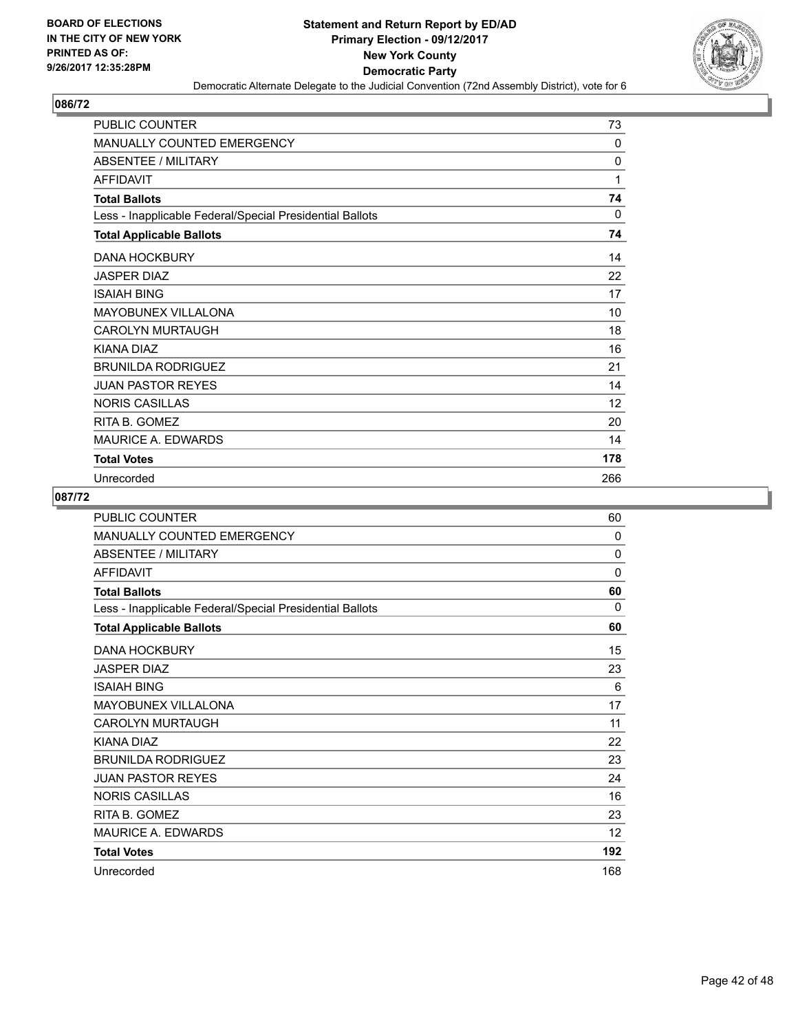BOARD OF ELECTIONS
IN THE CITY OF NEW YORK
PRINTED AS OF:
9/26/2017 12:35:28PM

# Statement and Return Report by ED/AD
## Primary Election - 09/12/2017
## New York County
## Democratic Party
Democratic Alternate Delegate to the Judicial Convention (72nd Assembly District), vote for 6

### 086/72

| | |
|---|---|
| PUBLIC COUNTER | 73 |
| MANUALLY COUNTED EMERGENCY | 0 |
| ABSENTEE / MILITARY | 0 |
| AFFIDAVIT | 1 |
| **Total Ballots** | **74** |
| Less - Inapplicable Federal/Special Presidential Ballots | 0 |
| **Total Applicable Ballots** | **74** |
| DANA HOCKBURY | 14 |
| JASPER DIAZ | 22 |
| ISAIAH BING | 17 |
| MAYOBUNEX VILLALONA | 10 |
| CAROLYN MURTAUGH | 18 |
| KIANA DIAZ | 16 |
| BRUNILDA RODRIGUEZ | 21 |
| JUAN PASTOR REYES | 14 |
| NORIS CASILLAS | 12 |
| RITA B. GOMEZ | 20 |
| MAURICE A. EDWARDS | 14 |
| **Total Votes** | **178** |
| Unrecorded | 266 |

### 087/72

| | |
|---|---|
| PUBLIC COUNTER | 60 |
| MANUALLY COUNTED EMERGENCY | 0 |
| ABSENTEE / MILITARY | 0 |
| AFFIDAVIT | 0 |
| **Total Ballots** | **60** |
| Less - Inapplicable Federal/Special Presidential Ballots | 0 |
| **Total Applicable Ballots** | **60** |
| DANA HOCKBURY | 15 |
| JASPER DIAZ | 23 |
| ISAIAH BING | 6 |
| MAYOBUNEX VILLALONA | 17 |
| CAROLYN MURTAUGH | 11 |
| KIANA DIAZ | 22 |
| BRUNILDA RODRIGUEZ | 23 |
| JUAN PASTOR REYES | 24 |
| NORIS CASILLAS | 16 |
| RITA B. GOMEZ | 23 |
| MAURICE A. EDWARDS | 12 |
| **Total Votes** | **192** |
| Unrecorded | 168 |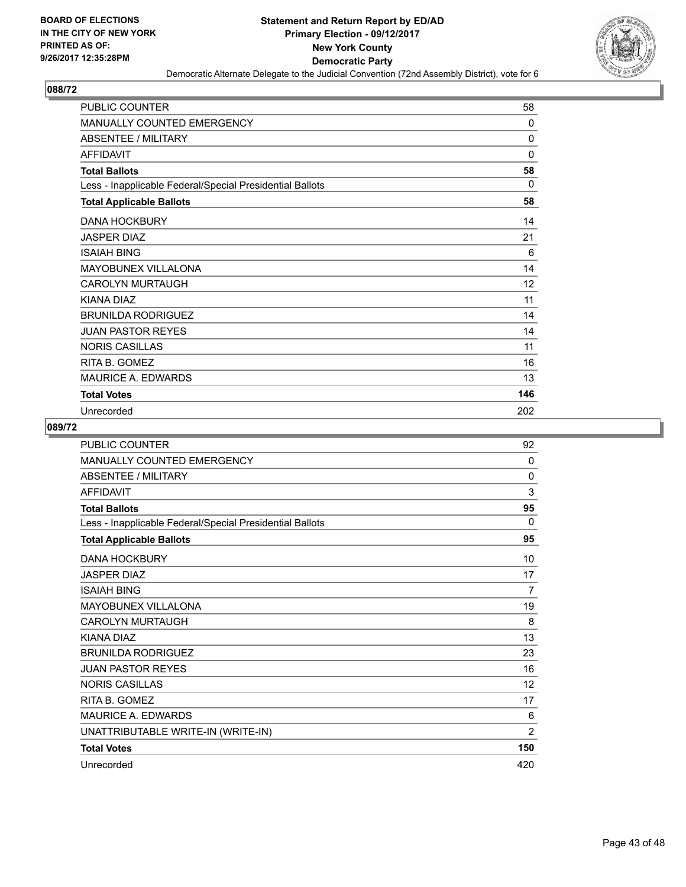BOARD OF ELECTIONS
IN THE CITY OF NEW YORK
PRINTED AS OF:
9/26/2017 12:35:28PM

**Statement and Return Report by ED/AD**
**Primary Election - 09/12/2017**
**New York County**
**Democratic Party**
Democratic Alternate Delegate to the Judicial Convention (72nd Assembly District), vote for 6

## 088/72

| | |
|---|---|
| PUBLIC COUNTER | 58 |
| MANUALLY COUNTED EMERGENCY | 0 |
| ABSENTEE / MILITARY | 0 |
| AFFIDAVIT | 0 |
| **Total Ballots** | **58** |
| Less - Inapplicable Federal/Special Presidential Ballots | 0 |
| **Total Applicable Ballots** | **58** |
| DANA HOCKBURY | 14 |
| JASPER DIAZ | 21 |
| ISAIAH BING | 6 |
| MAYOBUNEX VILLALONA | 14 |
| CAROLYN MURTAUGH | 12 |
| KIANA DIAZ | 11 |
| BRUNILDA RODRIGUEZ | 14 |
| JUAN PASTOR REYES | 14 |
| NORIS CASILLAS | 11 |
| RITA B. GOMEZ | 16 |
| MAURICE A. EDWARDS | 13 |
| **Total Votes** | **146** |
| Unrecorded | 202 |

## 089/72

| | |
|---|---|
| PUBLIC COUNTER | 92 |
| MANUALLY COUNTED EMERGENCY | 0 |
| ABSENTEE / MILITARY | 0 |
| AFFIDAVIT | 3 |
| **Total Ballots** | **95** |
| Less - Inapplicable Federal/Special Presidential Ballots | 0 |
| **Total Applicable Ballots** | **95** |
| DANA HOCKBURY | 10 |
| JASPER DIAZ | 17 |
| ISAIAH BING | 7 |
| MAYOBUNEX VILLALONA | 19 |
| CAROLYN MURTAUGH | 8 |
| KIANA DIAZ | 13 |
| BRUNILDA RODRIGUEZ | 23 |
| JUAN PASTOR REYES | 16 |
| NORIS CASILLAS | 12 |
| RITA B. GOMEZ | 17 |
| MAURICE A. EDWARDS | 6 |
| UNATTRIBUTABLE WRITE-IN (WRITE-IN) | 2 |
| **Total Votes** | **150** |
| Unrecorded | 420 |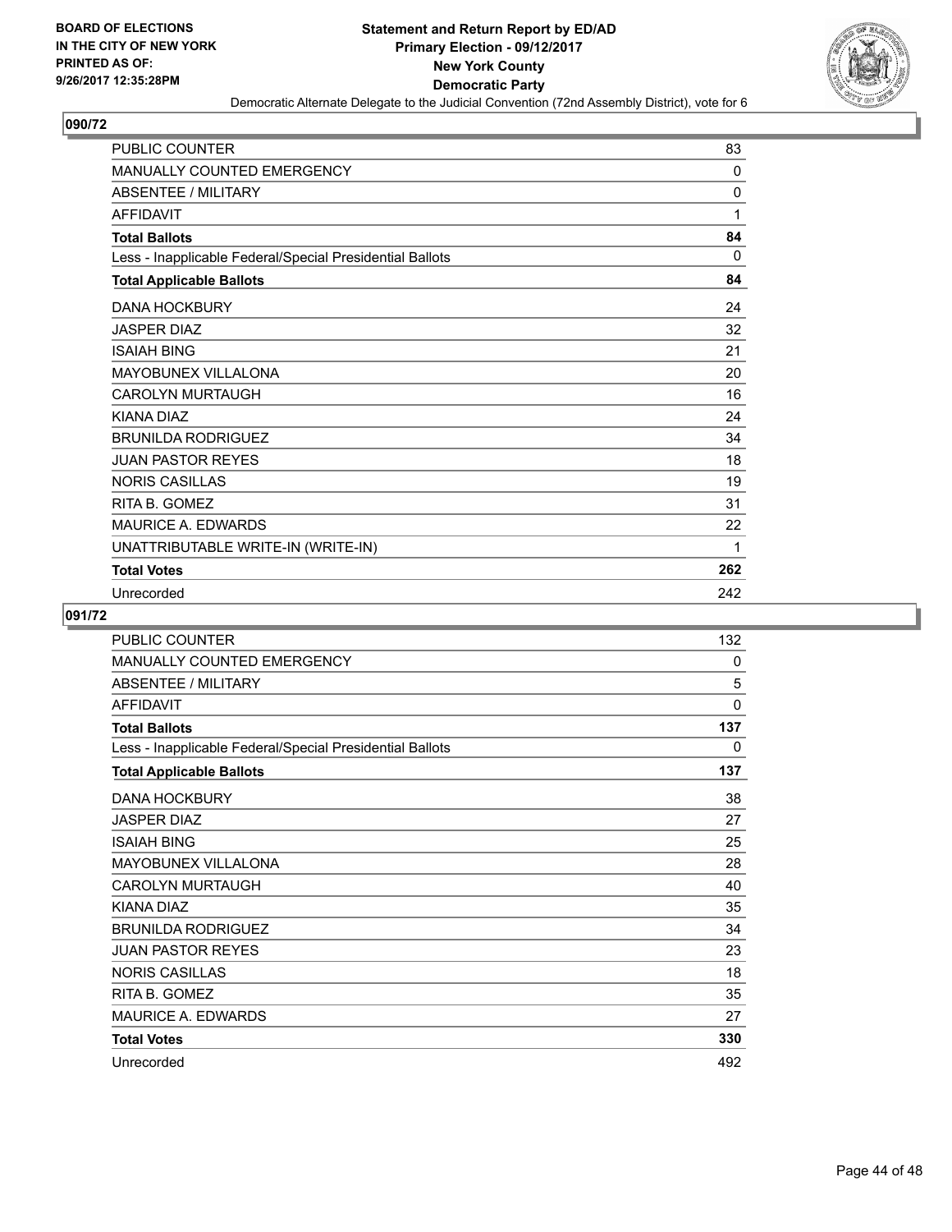BOARD OF ELECTIONS
IN THE CITY OF NEW YORK
PRINTED AS OF:
9/26/2017 12:35:28PM

**Statement and Return Report by ED/AD**
**Primary Election - 09/12/2017**
**New York County**
**Democratic Party**
Democratic Alternate Delegate to the Judicial Convention (72nd Assembly District), vote for 6

## 090/72

| | |
|---|---|
| PUBLIC COUNTER | 83 |
| MANUALLY COUNTED EMERGENCY | 0 |
| ABSENTEE / MILITARY | 0 |
| AFFIDAVIT | 1 |
| **Total Ballots** | **84** |
| Less - Inapplicable Federal/Special Presidential Ballots | 0 |
| **Total Applicable Ballots** | **84** |
| DANA HOCKBURY | 24 |
| JASPER DIAZ | 32 |
| ISAIAH BING | 21 |
| MAYOBUNEX VILLALONA | 20 |
| CAROLYN MURTAUGH | 16 |
| KIANA DIAZ | 24 |
| BRUNILDA RODRIGUEZ | 34 |
| JUAN PASTOR REYES | 18 |
| NORIS CASILLAS | 19 |
| RITA B. GOMEZ | 31 |
| MAURICE A. EDWARDS | 22 |
| UNATTRIBUTABLE WRITE-IN (WRITE-IN) | 1 |
| **Total Votes** | **262** |
| Unrecorded | 242 |

## 091/72

| | |
|---|---|
| PUBLIC COUNTER | 132 |
| MANUALLY COUNTED EMERGENCY | 0 |
| ABSENTEE / MILITARY | 5 |
| AFFIDAVIT | 0 |
| **Total Ballots** | **137** |
| Less - Inapplicable Federal/Special Presidential Ballots | 0 |
| **Total Applicable Ballots** | **137** |
| DANA HOCKBURY | 38 |
| JASPER DIAZ | 27 |
| ISAIAH BING | 25 |
| MAYOBUNEX VILLALONA | 28 |
| CAROLYN MURTAUGH | 40 |
| KIANA DIAZ | 35 |
| BRUNILDA RODRIGUEZ | 34 |
| JUAN PASTOR REYES | 23 |
| NORIS CASILLAS | 18 |
| RITA B. GOMEZ | 35 |
| MAURICE A. EDWARDS | 27 |
| **Total Votes** | **330** |
| Unrecorded | 492 |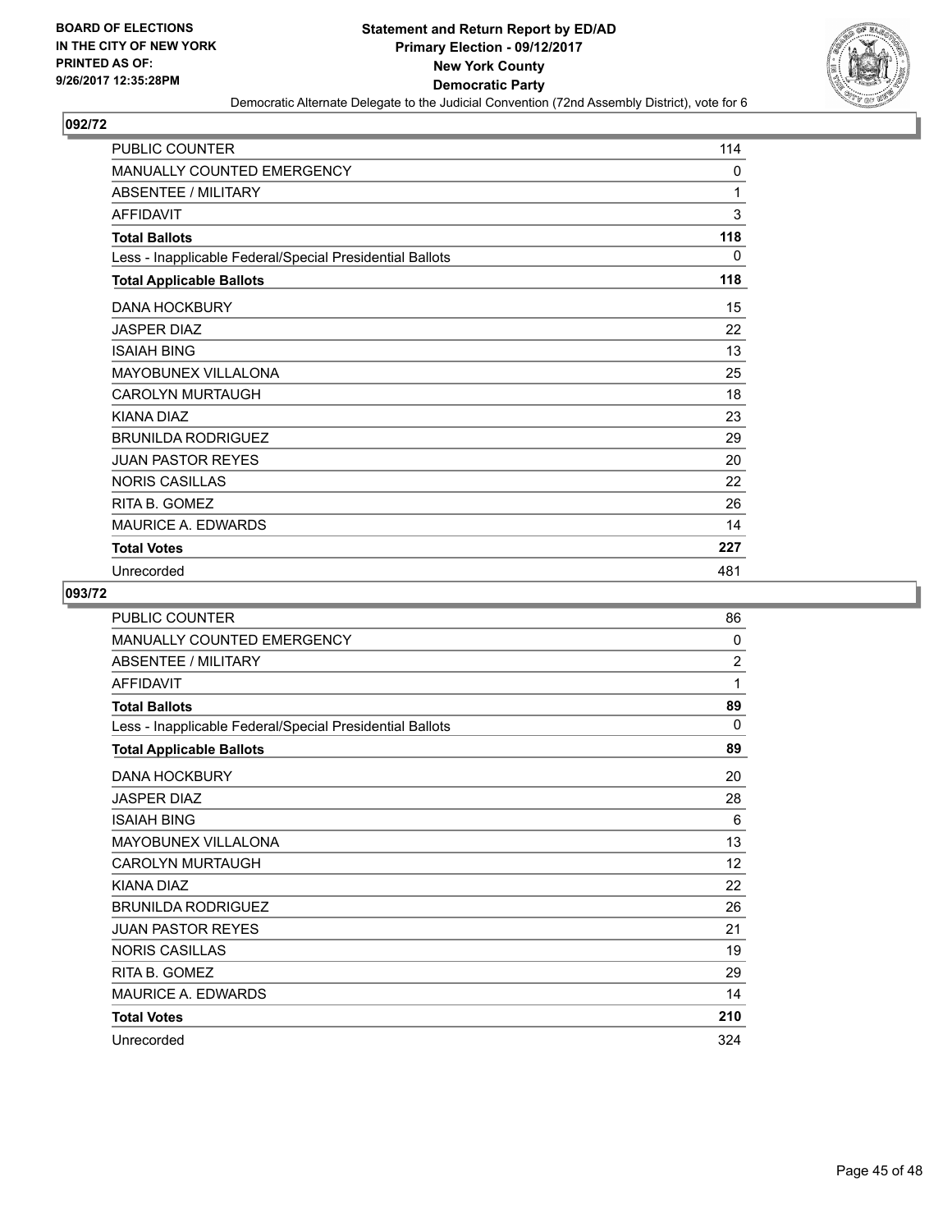**BOARD OF ELECTIONS IN THE CITY OF NEW YORK PRINTED AS OF: 9/26/2017 12:35:28PM**

# Statement and Return Report by ED/AD
## Primary Election - 09/12/2017
## New York County
## Democratic Party
### Democratic Alternate Delegate to the Judicial Convention (72nd Assembly District), vote for 6

### 092/72

| | |
|---|---|
| PUBLIC COUNTER | 114 |
| MANUALLY COUNTED EMERGENCY | 0 |
| ABSENTEE / MILITARY | 1 |
| AFFIDAVIT | 3 |
| **Total Ballots** | **118** |
| Less - Inapplicable Federal/Special Presidential Ballots | 0 |
| **Total Applicable Ballots** | **118** |
| DANA HOCKBURY | 15 |
| JASPER DIAZ | 22 |
| ISAIAH BING | 13 |
| MAYOBUNEX VILLALONA | 25 |
| CAROLYN MURTAUGH | 18 |
| KIANA DIAZ | 23 |
| BRUNILDA RODRIGUEZ | 29 |
| JUAN PASTOR REYES | 20 |
| NORIS CASILLAS | 22 |
| RITA B. GOMEZ | 26 |
| MAURICE A. EDWARDS | 14 |
| **Total Votes** | **227** |
| Unrecorded | 481 |

### 093/72

| | |
|---|---|
| PUBLIC COUNTER | 86 |
| MANUALLY COUNTED EMERGENCY | 0 |
| ABSENTEE / MILITARY | 2 |
| AFFIDAVIT | 1 |
| **Total Ballots** | **89** |
| Less - Inapplicable Federal/Special Presidential Ballots | 0 |
| **Total Applicable Ballots** | **89** |
| DANA HOCKBURY | 20 |
| JASPER DIAZ | 28 |
| ISAIAH BING | 6 |
| MAYOBUNEX VILLALONA | 13 |
| CAROLYN MURTAUGH | 12 |
| KIANA DIAZ | 22 |
| BRUNILDA RODRIGUEZ | 26 |
| JUAN PASTOR REYES | 21 |
| NORIS CASILLAS | 19 |
| RITA B. GOMEZ | 29 |
| MAURICE A. EDWARDS | 14 |
| **Total Votes** | **210** |
| Unrecorded | 324 |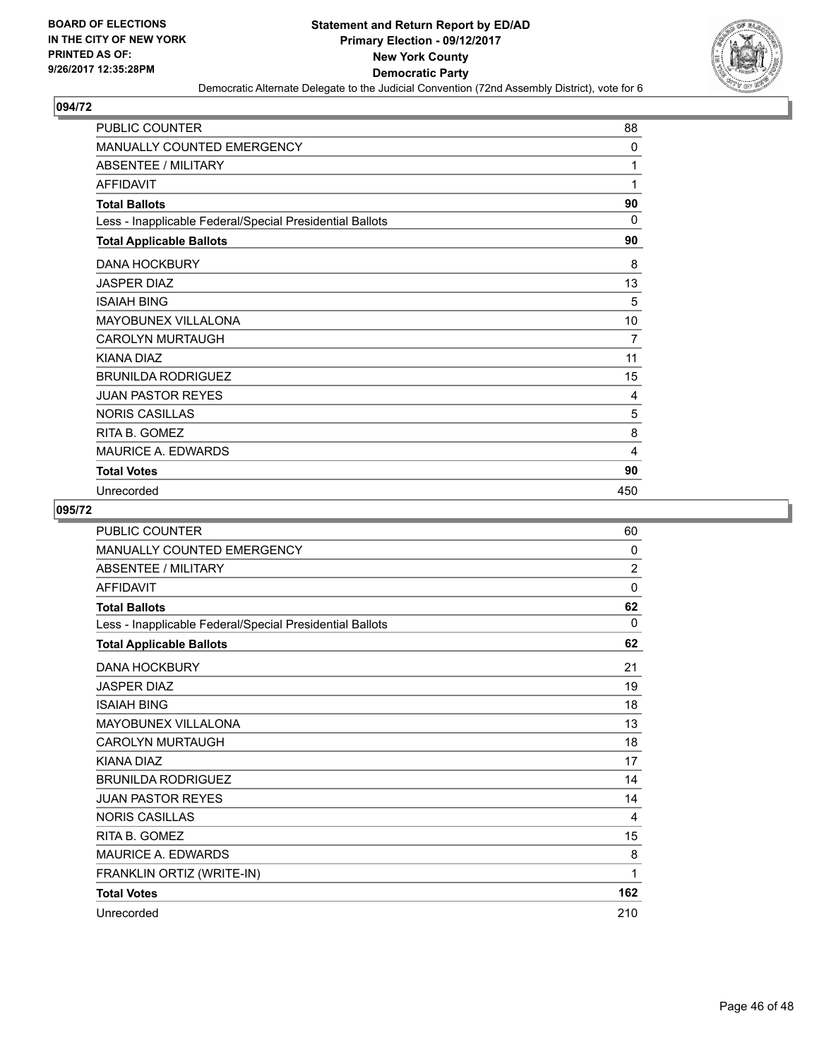Democratic Alternate Delegate to the Judicial Convention (72nd Assembly District), vote for 6

## 094/72

| | |
|---|---|
| PUBLIC COUNTER | 88 |
| MANUALLY COUNTED EMERGENCY | 0 |
| ABSENTEE / MILITARY | 1 |
| AFFIDAVIT | 1 |
| **Total Ballots** | **90** |
| Less - Inapplicable Federal/Special Presidential Ballots | 0 |
| **Total Applicable Ballots** | **90** |
| DANA HOCKBURY | 8 |
| JASPER DIAZ | 13 |
| ISAIAH BING | 5 |
| MAYOBUNEX VILLALONA | 10 |
| CAROLYN MURTAUGH | 7 |
| KIANA DIAZ | 11 |
| BRUNILDA RODRIGUEZ | 15 |
| JUAN PASTOR REYES | 4 |
| NORIS CASILLAS | 5 |
| RITA B. GOMEZ | 8 |
| MAURICE A. EDWARDS | 4 |
| **Total Votes** | **90** |
| Unrecorded | 450 |

## 095/72

| | |
|---|---|
| PUBLIC COUNTER | 60 |
| MANUALLY COUNTED EMERGENCY | 0 |
| ABSENTEE / MILITARY | 2 |
| AFFIDAVIT | 0 |
| **Total Ballots** | **62** |
| Less - Inapplicable Federal/Special Presidential Ballots | 0 |
| **Total Applicable Ballots** | **62** |
| DANA HOCKBURY | 21 |
| JASPER DIAZ | 19 |
| ISAIAH BING | 18 |
| MAYOBUNEX VILLALONA | 13 |
| CAROLYN MURTAUGH | 18 |
| KIANA DIAZ | 17 |
| BRUNILDA RODRIGUEZ | 14 |
| JUAN PASTOR REYES | 14 |
| NORIS CASILLAS | 4 |
| RITA B. GOMEZ | 15 |
| MAURICE A. EDWARDS | 8 |
| FRANKLIN ORTIZ (WRITE-IN) | 1 |
| **Total Votes** | **162** |
| Unrecorded | 210 |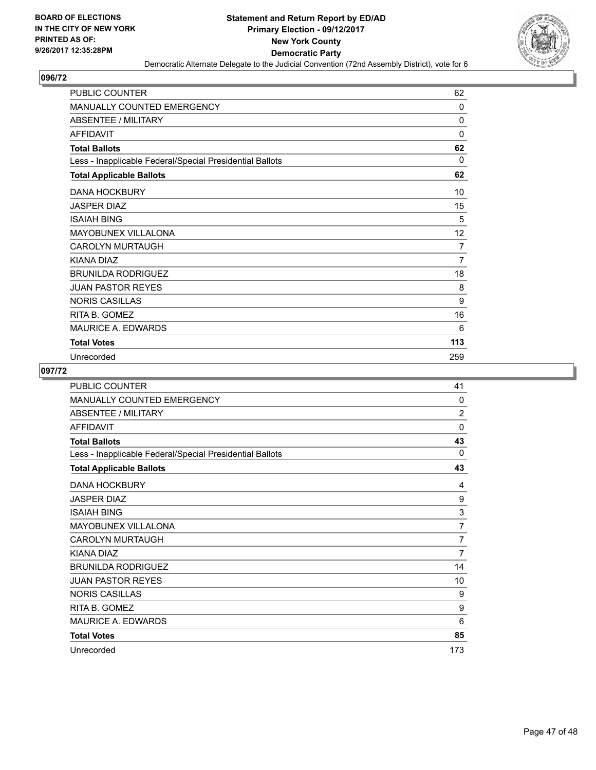BOARD OF ELECTIONS
IN THE CITY OF NEW YORK
PRINTED AS OF:
9/26/2017 12:35:28PM

**Statement and Return Report by ED/AD**
**Primary Election - 09/12/2017**
**New York County**
**Democratic Party**
Democratic Alternate Delegate to the Judicial Convention (72nd Assembly District), vote for 6

## 096/72

| | |
|---|---|
| PUBLIC COUNTER | 62 |
| MANUALLY COUNTED EMERGENCY | 0 |
| ABSENTEE / MILITARY | 0 |
| AFFIDAVIT | 0 |
| **Total Ballots** | **62** |
| Less - Inapplicable Federal/Special Presidential Ballots | 0 |
| **Total Applicable Ballots** | **62** |
| DANA HOCKBURY | 10 |
| JASPER DIAZ | 15 |
| ISAIAH BING | 5 |
| MAYOBUNEX VILLALONA | 12 |
| CAROLYN MURTAUGH | 7 |
| KIANA DIAZ | 7 |
| BRUNILDA RODRIGUEZ | 18 |
| JUAN PASTOR REYES | 8 |
| NORIS CASILLAS | 9 |
| RITA B. GOMEZ | 16 |
| MAURICE A. EDWARDS | 6 |
| **Total Votes** | **113** |
| Unrecorded | 259 |

## 097/72

| | |
|---|---|
| PUBLIC COUNTER | 41 |
| MANUALLY COUNTED EMERGENCY | 0 |
| ABSENTEE / MILITARY | 2 |
| AFFIDAVIT | 0 |
| **Total Ballots** | **43** |
| Less - Inapplicable Federal/Special Presidential Ballots | 0 |
| **Total Applicable Ballots** | **43** |
| DANA HOCKBURY | 4 |
| JASPER DIAZ | 9 |
| ISAIAH BING | 3 |
| MAYOBUNEX VILLALONA | 7 |
| CAROLYN MURTAUGH | 7 |
| KIANA DIAZ | 7 |
| BRUNILDA RODRIGUEZ | 14 |
| JUAN PASTOR REYES | 10 |
| NORIS CASILLAS | 9 |
| RITA B. GOMEZ | 9 |
| MAURICE A. EDWARDS | 6 |
| **Total Votes** | **85** |
| Unrecorded | 173 |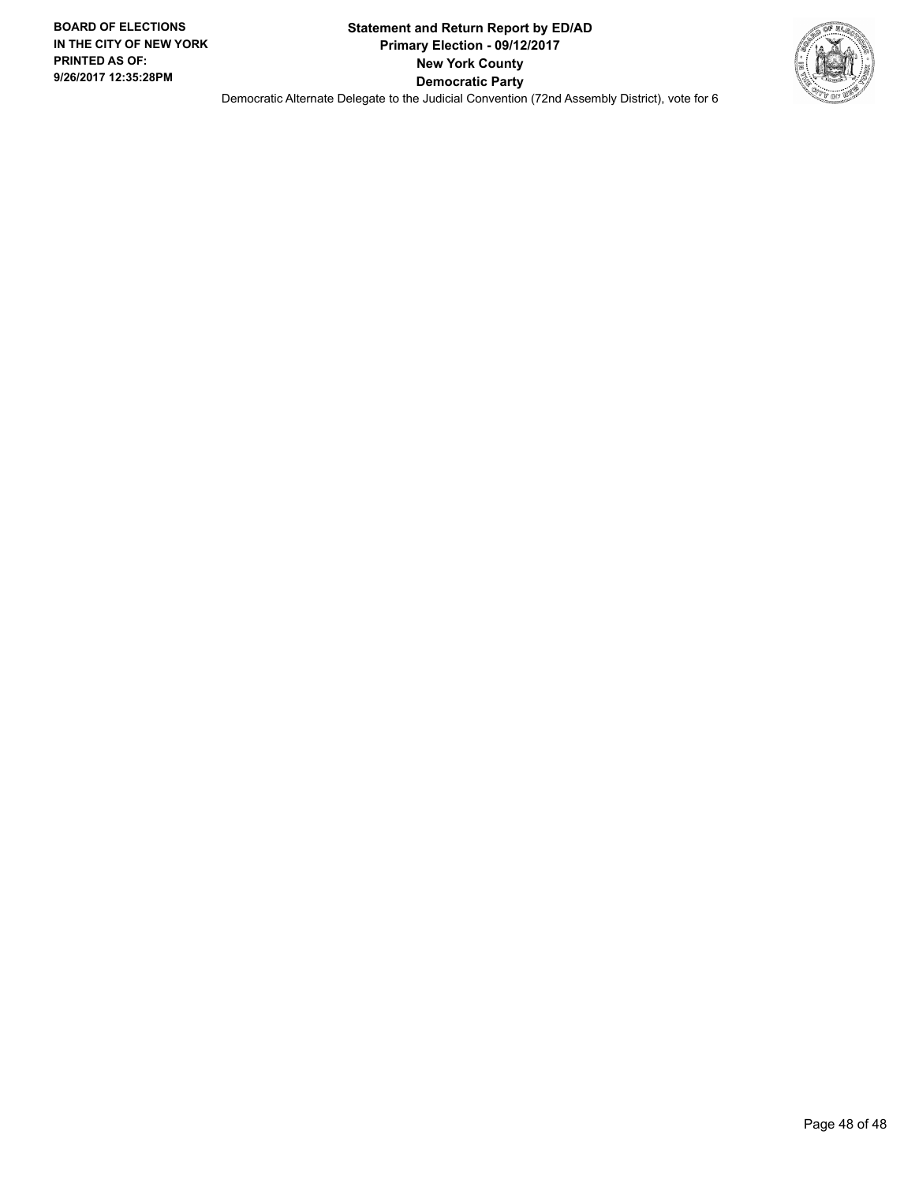Democratic Alternate Delegate to the Judicial Convention (72nd Assembly District), vote for 6